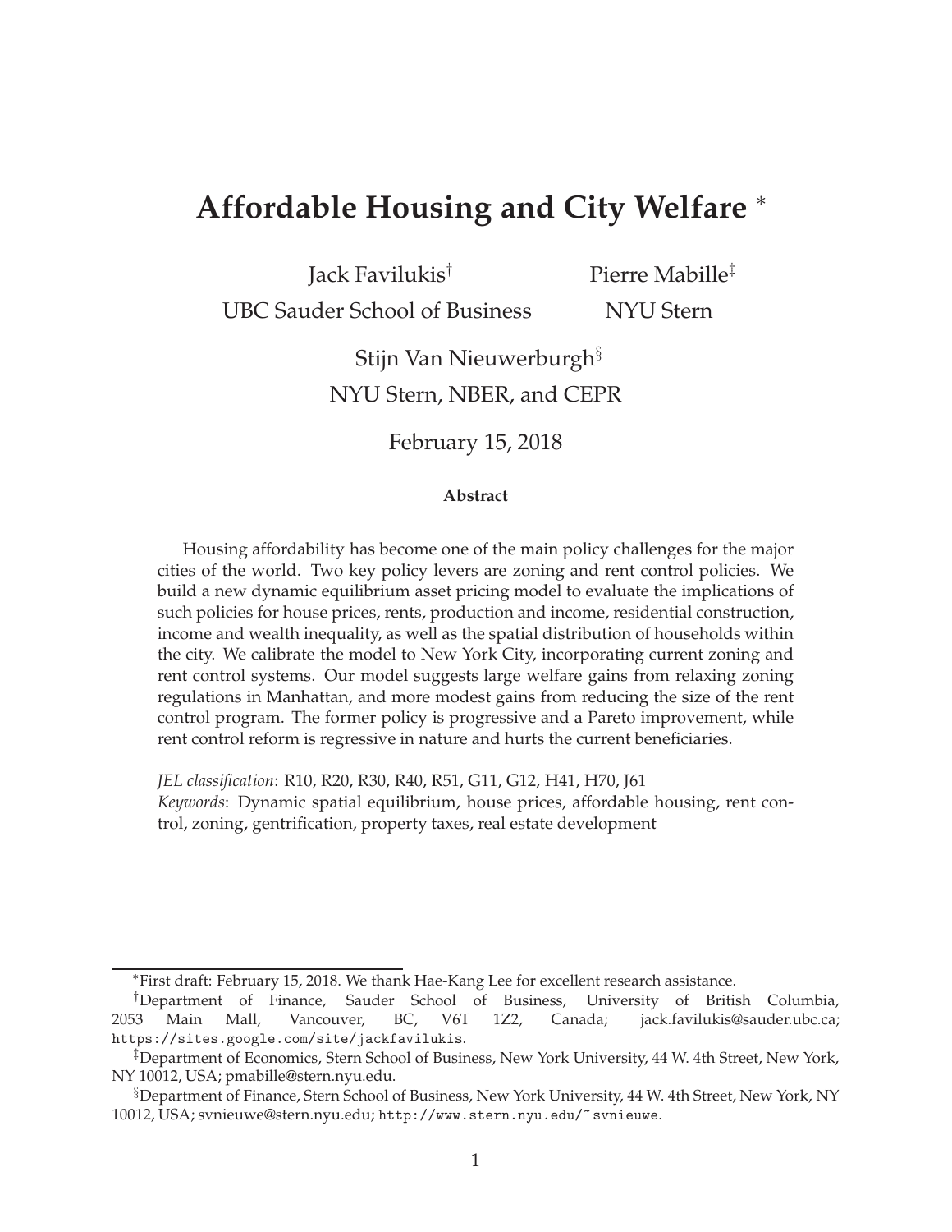# Affordable Housing and City Welfare *

Jack Favilukis[†]
UBC Sauder School of Business

Pierre Mabille[‡]
NYU Stern

Stijn Van Nieuwerburgh[§]
NYU Stern, NBER, and CEPR

February 15, 2018

**Abstract**

Housing affordability has become one of the main policy challenges for the major cities of the world. Two key policy levers are zoning and rent control policies. We build a new dynamic equilibrium asset pricing model to evaluate the implications of such policies for house prices, rents, production and income, residential construction, income and wealth inequality, as well as the spatial distribution of households within the city. We calibrate the model to New York City, incorporating current zoning and rent control systems. Our model suggests large welfare gains from relaxing zoning regulations in Manhattan, and more modest gains from reducing the size of the rent control program. The former policy is progressive and a Pareto improvement, while rent control reform is regressive in nature and hurts the current beneficiaries.

*JEL classification*: R10, R20, R30, R40, R51, G11, G12, H41, H70, J61
*Keywords*: Dynamic spatial equilibrium, house prices, affordable housing, rent control, zoning, gentrification, property taxes, real estate development

---

*First draft: February 15, 2018. We thank Hae-Kang Lee for excellent research assistance.

[†]Department of Finance, Sauder School of Business, University of British Columbia, 2053 Main Mall, Vancouver, BC, V6T 1Z2, Canada; jack.favilukis@sauder.ubc.ca; https://sites.google.com/site/jackfavilukis.

[‡]Department of Economics, Stern School of Business, New York University, 44 W. 4th Street, New York, NY 10012, USA; pmabille@stern.nyu.edu.

[§]Department of Finance, Stern School of Business, New York University, 44 W. 4th Street, New York, NY 10012, USA; svnieuwe@stern.nyu.edu; http://www.stern.nyu.edu/~svnieuwe.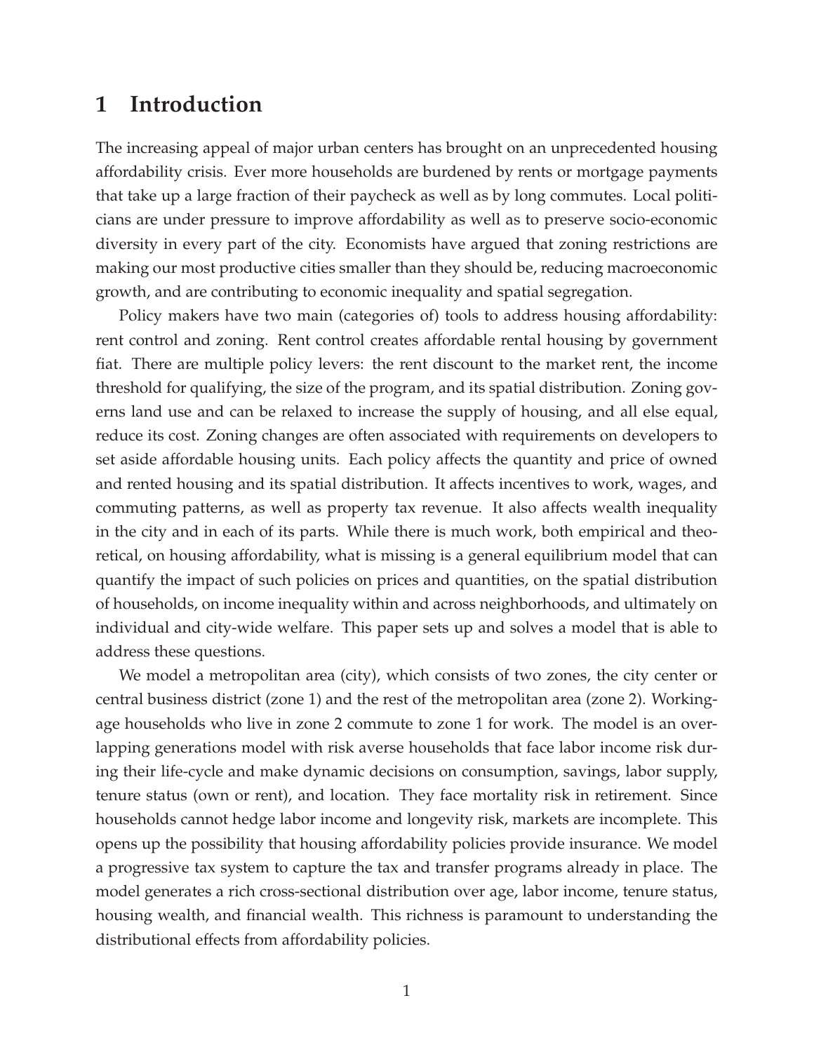# 1 Introduction

The increasing appeal of major urban centers has brought on an unprecedented housing affordability crisis. Ever more households are burdened by rents or mortgage payments that take up a large fraction of their paycheck as well as by long commutes. Local politicians are under pressure to improve affordability as well as to preserve socio-economic diversity in every part of the city. Economists have argued that zoning restrictions are making our most productive cities smaller than they should be, reducing macroeconomic growth, and are contributing to economic inequality and spatial segregation.

Policy makers have two main (categories of) tools to address housing affordability: rent control and zoning. Rent control creates affordable rental housing by government fiat. There are multiple policy levers: the rent discount to the market rent, the income threshold for qualifying, the size of the program, and its spatial distribution. Zoning governs land use and can be relaxed to increase the supply of housing, and all else equal, reduce its cost. Zoning changes are often associated with requirements on developers to set aside affordable housing units. Each policy affects the quantity and price of owned and rented housing and its spatial distribution. It affects incentives to work, wages, and commuting patterns, as well as property tax revenue. It also affects wealth inequality in the city and in each of its parts. While there is much work, both empirical and theoretical, on housing affordability, what is missing is a general equilibrium model that can quantify the impact of such policies on prices and quantities, on the spatial distribution of households, on income inequality within and across neighborhoods, and ultimately on individual and city-wide welfare. This paper sets up and solves a model that is able to address these questions.

We model a metropolitan area (city), which consists of two zones, the city center or central business district (zone 1) and the rest of the metropolitan area (zone 2). Working-age households who live in zone 2 commute to zone 1 for work. The model is an overlapping generations model with risk averse households that face labor income risk during their life-cycle and make dynamic decisions on consumption, savings, labor supply, tenure status (own or rent), and location. They face mortality risk in retirement. Since households cannot hedge labor income and longevity risk, markets are incomplete. This opens up the possibility that housing affordability policies provide insurance. We model a progressive tax system to capture the tax and transfer programs already in place. The model generates a rich cross-sectional distribution over age, labor income, tenure status, housing wealth, and financial wealth. This richness is paramount to understanding the distributional effects from affordability policies.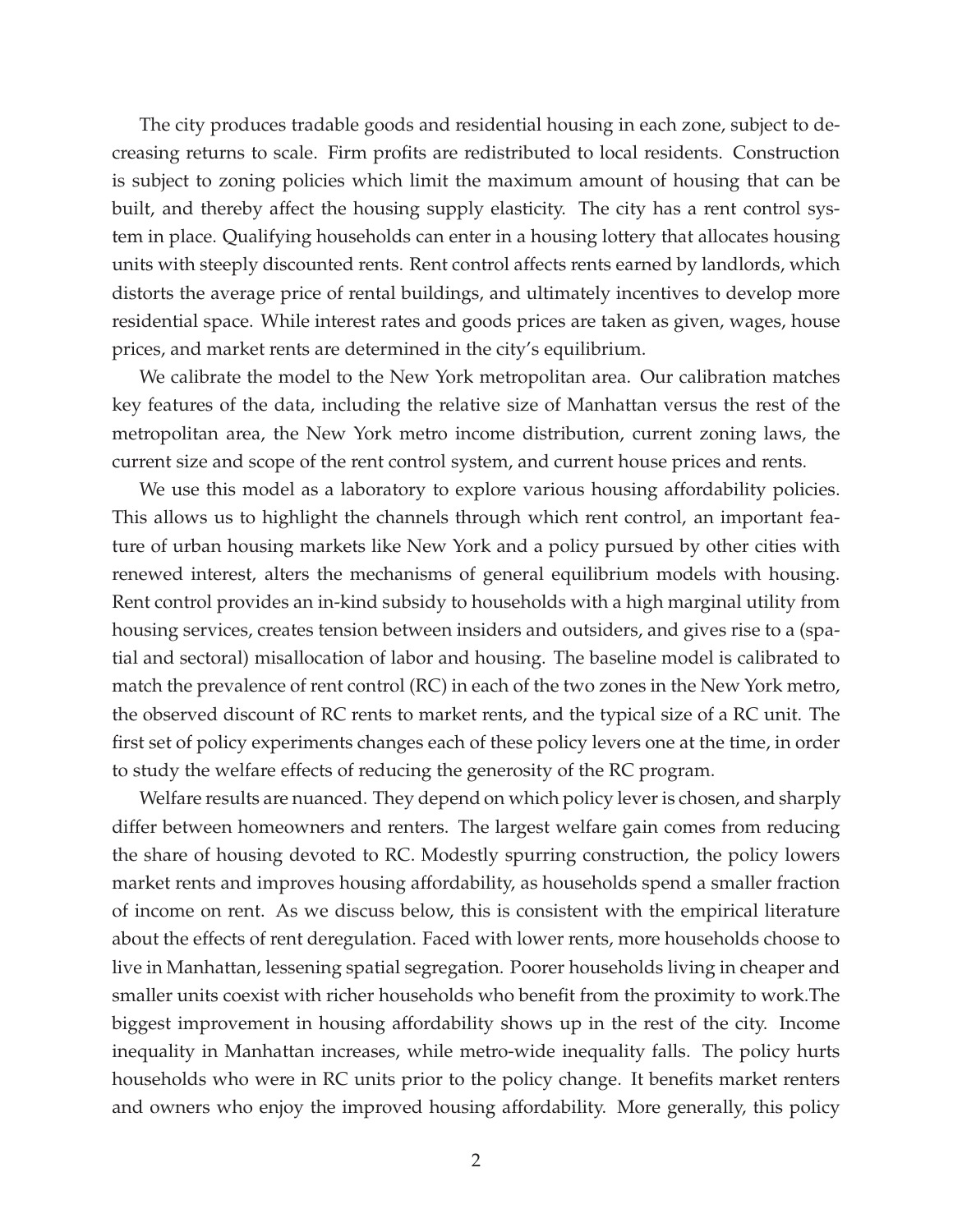The city produces tradable goods and residential housing in each zone, subject to decreasing returns to scale. Firm profits are redistributed to local residents. Construction is subject to zoning policies which limit the maximum amount of housing that can be built, and thereby affect the housing supply elasticity. The city has a rent control system in place. Qualifying households can enter in a housing lottery that allocates housing units with steeply discounted rents. Rent control affects rents earned by landlords, which distorts the average price of rental buildings, and ultimately incentives to develop more residential space. While interest rates and goods prices are taken as given, wages, house prices, and market rents are determined in the city's equilibrium.

We calibrate the model to the New York metropolitan area. Our calibration matches key features of the data, including the relative size of Manhattan versus the rest of the metropolitan area, the New York metro income distribution, current zoning laws, the current size and scope of the rent control system, and current house prices and rents.

We use this model as a laboratory to explore various housing affordability policies. This allows us to highlight the channels through which rent control, an important feature of urban housing markets like New York and a policy pursued by other cities with renewed interest, alters the mechanisms of general equilibrium models with housing. Rent control provides an in-kind subsidy to households with a high marginal utility from housing services, creates tension between insiders and outsiders, and gives rise to a (spatial and sectoral) misallocation of labor and housing. The baseline model is calibrated to match the prevalence of rent control (RC) in each of the two zones in the New York metro, the observed discount of RC rents to market rents, and the typical size of a RC unit. The first set of policy experiments changes each of these policy levers one at the time, in order to study the welfare effects of reducing the generosity of the RC program.

Welfare results are nuanced. They depend on which policy lever is chosen, and sharply differ between homeowners and renters. The largest welfare gain comes from reducing the share of housing devoted to RC. Modestly spurring construction, the policy lowers market rents and improves housing affordability, as households spend a smaller fraction of income on rent. As we discuss below, this is consistent with the empirical literature about the effects of rent deregulation. Faced with lower rents, more households choose to live in Manhattan, lessening spatial segregation. Poorer households living in cheaper and smaller units coexist with richer households who benefit from the proximity to work.The biggest improvement in housing affordability shows up in the rest of the city. Income inequality in Manhattan increases, while metro-wide inequality falls. The policy hurts households who were in RC units prior to the policy change. It benefits market renters and owners who enjoy the improved housing affordability. More generally, this policy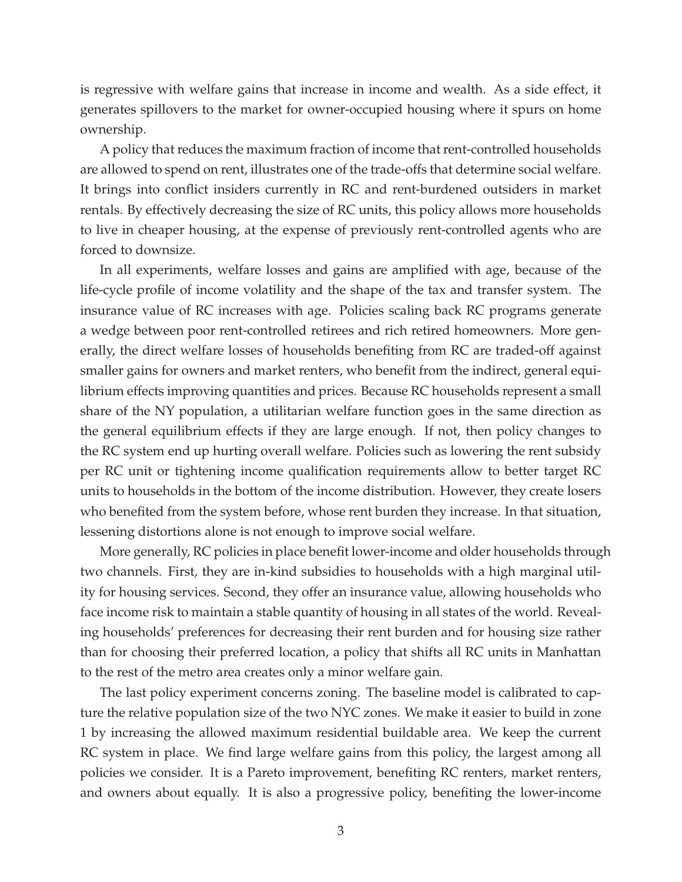is regressive with welfare gains that increase in income and wealth. As a side effect, it generates spillovers to the market for owner-occupied housing where it spurs on home ownership.

A policy that reduces the maximum fraction of income that rent-controlled households are allowed to spend on rent, illustrates one of the trade-offs that determine social welfare. It brings into conflict insiders currently in RC and rent-burdened outsiders in market rentals. By effectively decreasing the size of RC units, this policy allows more households to live in cheaper housing, at the expense of previously rent-controlled agents who are forced to downsize.

In all experiments, welfare losses and gains are amplified with age, because of the life-cycle profile of income volatility and the shape of the tax and transfer system. The insurance value of RC increases with age. Policies scaling back RC programs generate a wedge between poor rent-controlled retirees and rich retired homeowners. More generally, the direct welfare losses of households benefiting from RC are traded-off against smaller gains for owners and market renters, who benefit from the indirect, general equilibrium effects improving quantities and prices. Because RC households represent a small share of the NY population, a utilitarian welfare function goes in the same direction as the general equilibrium effects if they are large enough. If not, then policy changes to the RC system end up hurting overall welfare. Policies such as lowering the rent subsidy per RC unit or tightening income qualification requirements allow to better target RC units to households in the bottom of the income distribution. However, they create losers who benefited from the system before, whose rent burden they increase. In that situation, lessening distortions alone is not enough to improve social welfare.

More generally, RC policies in place benefit lower-income and older households through two channels. First, they are in-kind subsidies to households with a high marginal utility for housing services. Second, they offer an insurance value, allowing households who face income risk to maintain a stable quantity of housing in all states of the world. Revealing households' preferences for decreasing their rent burden and for housing size rather than for choosing their preferred location, a policy that shifts all RC units in Manhattan to the rest of the metro area creates only a minor welfare gain.

The last policy experiment concerns zoning. The baseline model is calibrated to capture the relative population size of the two NYC zones. We make it easier to build in zone 1 by increasing the allowed maximum residential buildable area. We keep the current RC system in place. We find large welfare gains from this policy, the largest among all policies we consider. It is a Pareto improvement, benefiting RC renters, market renters, and owners about equally. It is also a progressive policy, benefiting the lower-income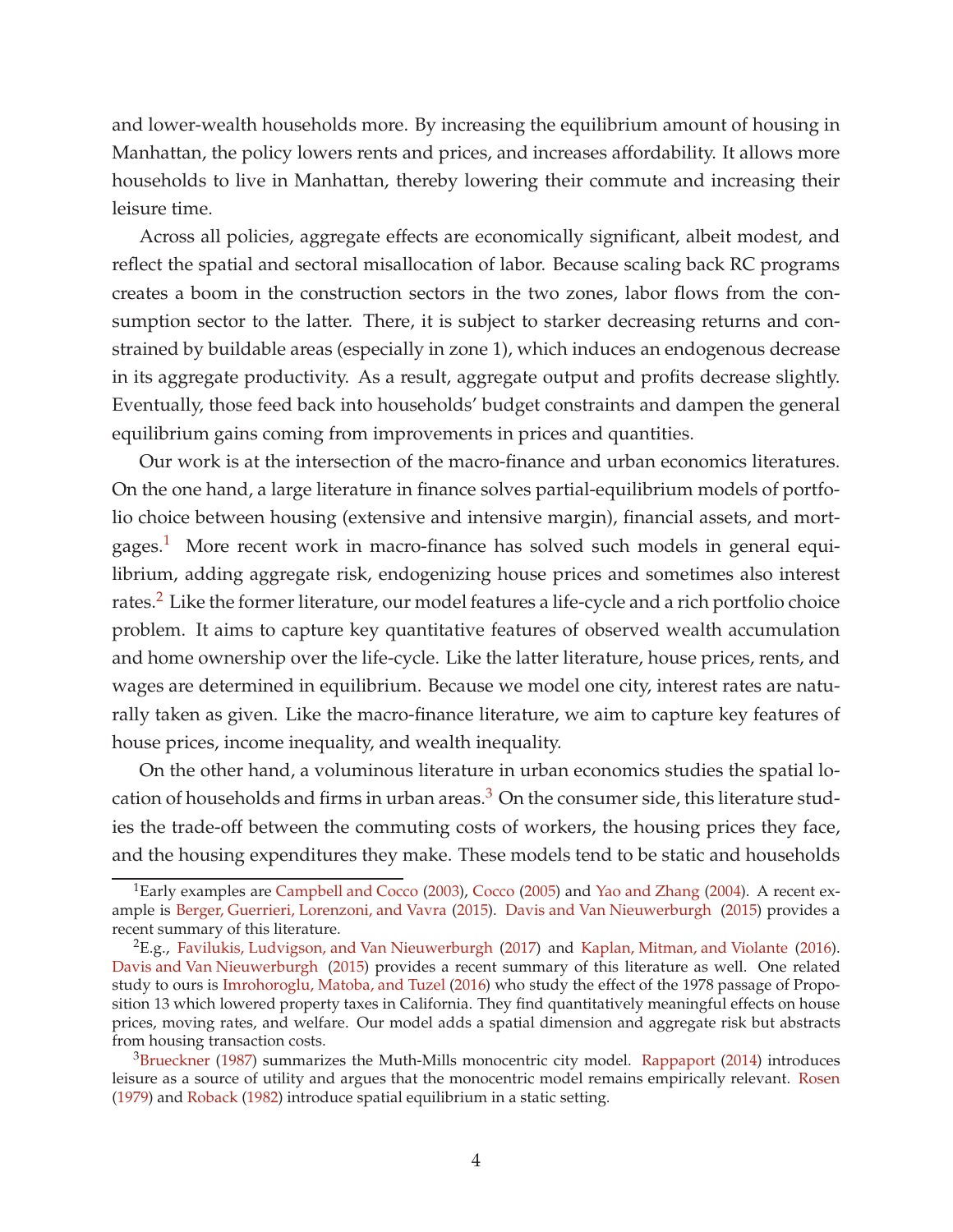and lower-wealth households more. By increasing the equilibrium amount of housing in Manhattan, the policy lowers rents and prices, and increases affordability. It allows more households to live in Manhattan, thereby lowering their commute and increasing their leisure time.

Across all policies, aggregate effects are economically significant, albeit modest, and reflect the spatial and sectoral misallocation of labor. Because scaling back RC programs creates a boom in the construction sectors in the two zones, labor flows from the consumption sector to the latter. There, it is subject to starker decreasing returns and constrained by buildable areas (especially in zone 1), which induces an endogenous decrease in its aggregate productivity. As a result, aggregate output and profits decrease slightly. Eventually, those feed back into households' budget constraints and dampen the general equilibrium gains coming from improvements in prices and quantities.

Our work is at the intersection of the macro-finance and urban economics literatures. On the one hand, a large literature in finance solves partial-equilibrium models of portfolio choice between housing (extensive and intensive margin), financial assets, and mortgages.[1] More recent work in macro-finance has solved such models in general equilibrium, adding aggregate risk, endogenizing house prices and sometimes also interest rates.[2] Like the former literature, our model features a life-cycle and a rich portfolio choice problem. It aims to capture key quantitative features of observed wealth accumulation and home ownership over the life-cycle. Like the latter literature, house prices, rents, and wages are determined in equilibrium. Because we model one city, interest rates are naturally taken as given. Like the macro-finance literature, we aim to capture key features of house prices, income inequality, and wealth inequality.

On the other hand, a voluminous literature in urban economics studies the spatial location of households and firms in urban areas.[3] On the consumer side, this literature studies the trade-off between the commuting costs of workers, the housing prices they face, and the housing expenditures they make. These models tend to be static and households

[1] Early examples are Campbell and Cocco (2003), Cocco (2005) and Yao and Zhang (2004). A recent example is Berger, Guerrieri, Lorenzoni, and Vavra (2015). Davis and Van Nieuwerburgh (2015) provides a recent summary of this literature.

[2] E.g., Favilukis, Ludvigson, and Van Nieuwerburgh (2017) and Kaplan, Mitman, and Violante (2016). Davis and Van Nieuwerburgh (2015) provides a recent summary of this literature as well. One related study to ours is Imrohoroglu, Matoba, and Tuzel (2016) who study the effect of the 1978 passage of Proposition 13 which lowered property taxes in California. They find quantitatively meaningful effects on house prices, moving rates, and welfare. Our model adds a spatial dimension and aggregate risk but abstracts from housing transaction costs.

[3] Brueckner (1987) summarizes the Muth-Mills monocentric city model. Rappaport (2014) introduces leisure as a source of utility and argues that the monocentric model remains empirically relevant. Rosen (1979) and Roback (1982) introduce spatial equilibrium in a static setting.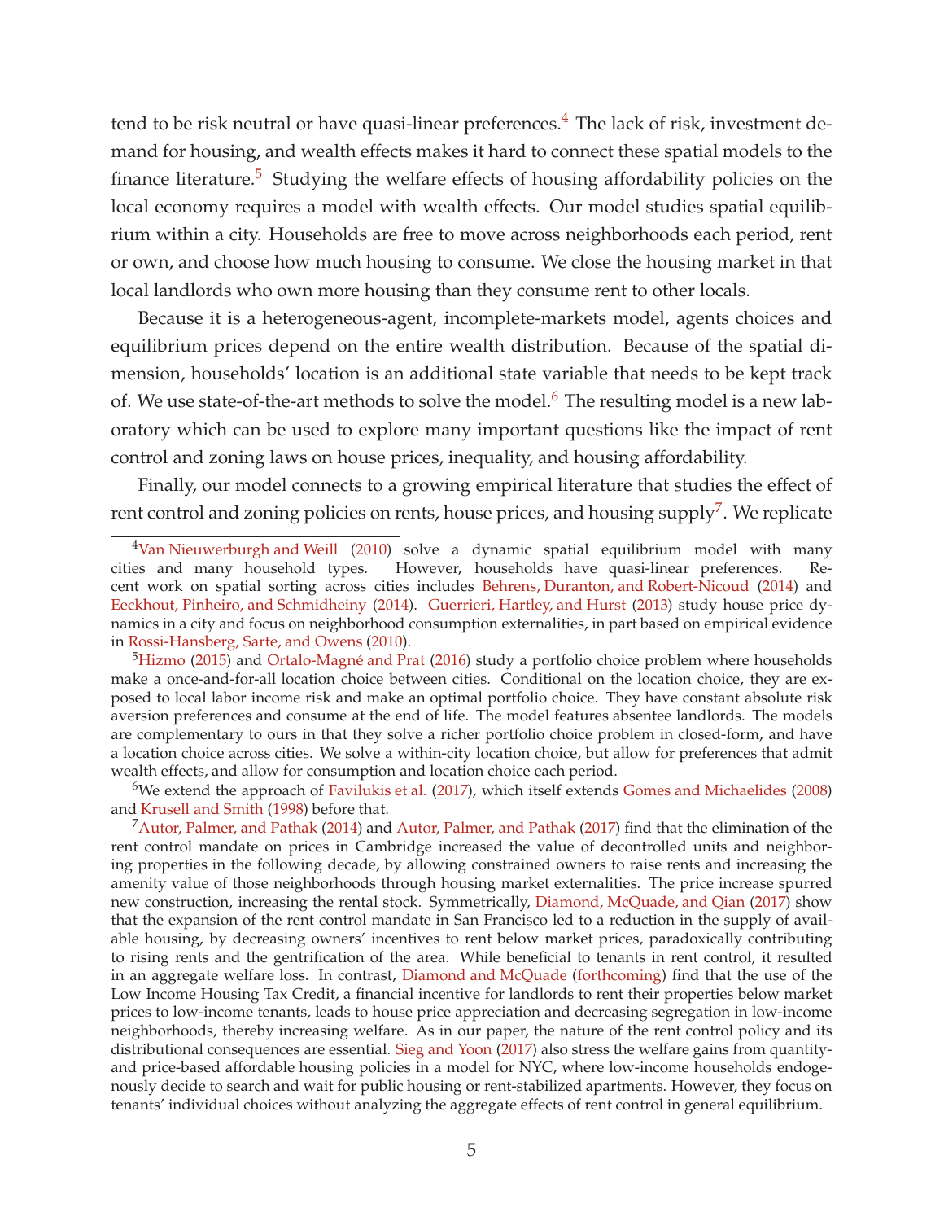tend to be risk neutral or have quasi-linear preferences.[4] The lack of risk, investment demand for housing, and wealth effects makes it hard to connect these spatial models to the finance literature.[5] Studying the welfare effects of housing affordability policies on the local economy requires a model with wealth effects. Our model studies spatial equilibrium within a city. Households are free to move across neighborhoods each period, rent or own, and choose how much housing to consume. We close the housing market in that local landlords who own more housing than they consume rent to other locals.

Because it is a heterogeneous-agent, incomplete-markets model, agents choices and equilibrium prices depend on the entire wealth distribution. Because of the spatial dimension, households' location is an additional state variable that needs to be kept track of. We use state-of-the-art methods to solve the model.[6] The resulting model is a new laboratory which can be used to explore many important questions like the impact of rent control and zoning laws on house prices, inequality, and housing affordability.

Finally, our model connects to a growing empirical literature that studies the effect of rent control and zoning policies on rents, house prices, and housing supply[7]. We replicate

---

[4] Van Nieuwerburgh and Weill (2010) solve a dynamic spatial equilibrium model with many cities and many household types. However, households have quasi-linear preferences. Recent work on spatial sorting across cities includes Behrens, Duranton, and Robert-Nicoud (2014) and Eeckhout, Pinheiro, and Schmidheiny (2014). Guerrieri, Hartley, and Hurst (2013) study house price dynamics in a city and focus on neighborhood consumption externalities, in part based on empirical evidence in Rossi-Hansberg, Sarte, and Owens (2010).

[5] Hizmo (2015) and Ortalo-Magné and Prat (2016) study a portfolio choice problem where households make a once-and-for-all location choice between cities. Conditional on the location choice, they are exposed to local labor income risk and make an optimal portfolio choice. They have constant absolute risk aversion preferences and consume at the end of life. The model features absentee landlords. The models are complementary to ours in that they solve a richer portfolio choice problem in closed-form, and have a location choice across cities. We solve a within-city location choice, but allow for preferences that admit wealth effects, and allow for consumption and location choice each period.

[6] We extend the approach of Favilukis et al. (2017), which itself extends Gomes and Michaelides (2008) and Krusell and Smith (1998) before that.

[7] Autor, Palmer, and Pathak (2014) and Autor, Palmer, and Pathak (2017) find that the elimination of the rent control mandate on prices in Cambridge increased the value of decontrolled units and neighboring properties in the following decade, by allowing constrained owners to raise rents and increasing the amenity value of those neighborhoods through housing market externalities. The price increase spurred new construction, increasing the rental stock. Symmetrically, Diamond, McQuade, and Qian (2017) show that the expansion of the rent control mandate in San Francisco led to a reduction in the supply of available housing, by decreasing owners' incentives to rent below market prices, paradoxically contributing to rising rents and the gentrification of the area. While beneficial to tenants in rent control, it resulted in an aggregate welfare loss. In contrast, Diamond and McQuade (forthcoming) find that the use of the Low Income Housing Tax Credit, a financial incentive for landlords to rent their properties below market prices to low-income tenants, leads to house price appreciation and decreasing segregation in low-income neighborhoods, thereby increasing welfare. As in our paper, the nature of the rent control policy and its distributional consequences are essential. Sieg and Yoon (2017) also stress the welfare gains from quantity- and price-based affordable housing policies in a model for NYC, where low-income households endogenously decide to search and wait for public housing or rent-stabilized apartments. However, they focus on tenants' individual choices without analyzing the aggregate effects of rent control in general equilibrium.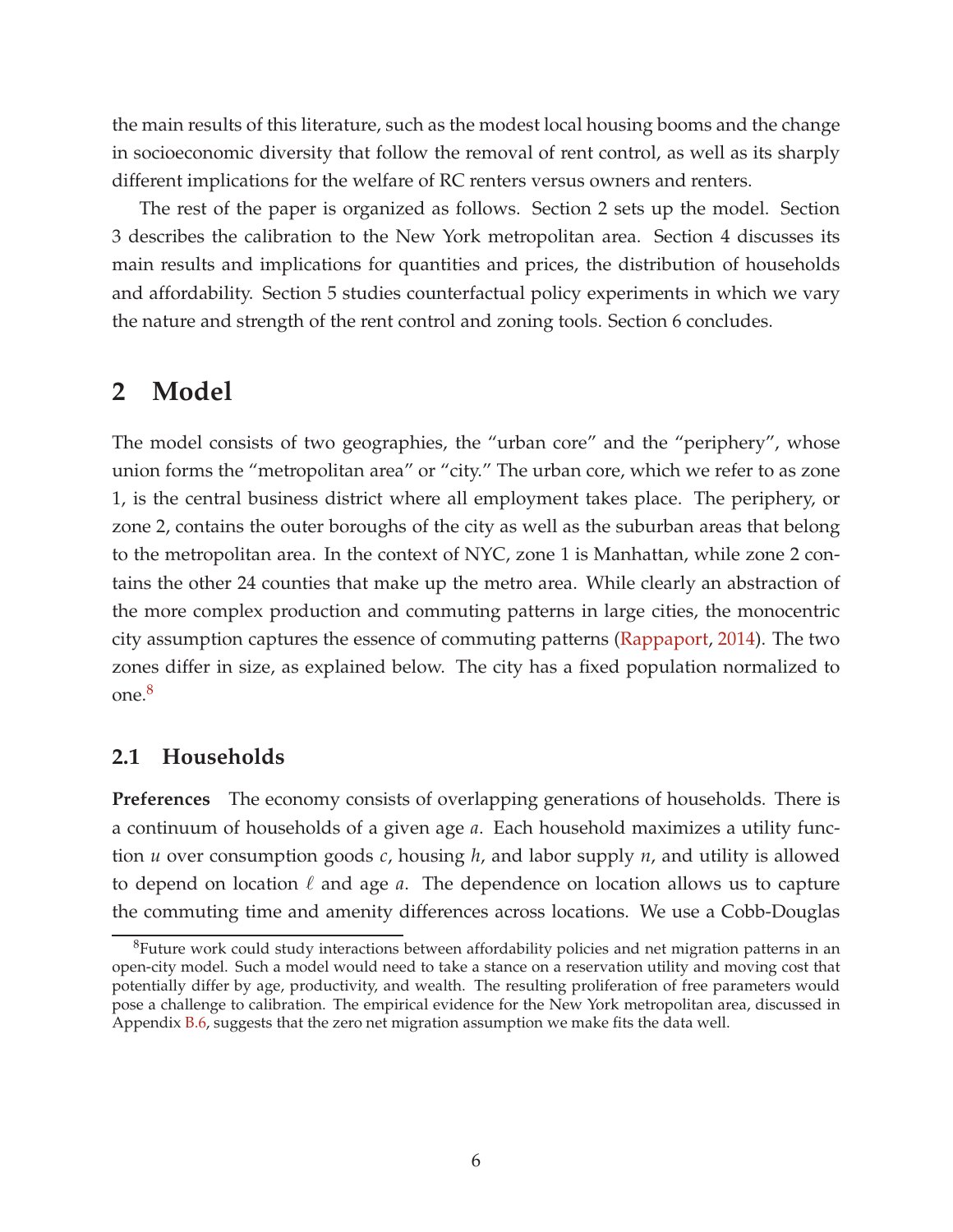the main results of this literature, such as the modest local housing booms and the change in socioeconomic diversity that follow the removal of rent control, as well as its sharply different implications for the welfare of RC renters versus owners and renters.

The rest of the paper is organized as follows. Section 2 sets up the model. Section 3 describes the calibration to the New York metropolitan area. Section 4 discusses its main results and implications for quantities and prices, the distribution of households and affordability. Section 5 studies counterfactual policy experiments in which we vary the nature and strength of the rent control and zoning tools. Section 6 concludes.

# 2 Model

The model consists of two geographies, the "urban core" and the "periphery", whose union forms the "metropolitan area" or "city." The urban core, which we refer to as zone 1, is the central business district where all employment takes place. The periphery, or zone 2, contains the outer boroughs of the city as well as the suburban areas that belong to the metropolitan area. In the context of NYC, zone 1 is Manhattan, while zone 2 contains the other 24 counties that make up the metro area. While clearly an abstraction of the more complex production and commuting patterns in large cities, the monocentric city assumption captures the essence of commuting patterns (Rappaport, 2014). The two zones differ in size, as explained below. The city has a fixed population normalized to one.[8]

## 2.1 Households

**Preferences** The economy consists of overlapping generations of households. There is a continuum of households of a given age $a$. Each household maximizes a utility function $u$ over consumption goods $c$, housing $h$, and labor supply $n$, and utility is allowed to depend on location $\ell$ and age $a$. The dependence on location allows us to capture the commuting time and amenity differences across locations. We use a Cobb-Douglas

[8] Future work could study interactions between affordability policies and net migration patterns in an open-city model. Such a model would need to take a stance on a reservation utility and moving cost that potentially differ by age, productivity, and wealth. The resulting proliferation of free parameters would pose a challenge to calibration. The empirical evidence for the New York metropolitan area, discussed in Appendix B.6, suggests that the zero net migration assumption we make fits the data well.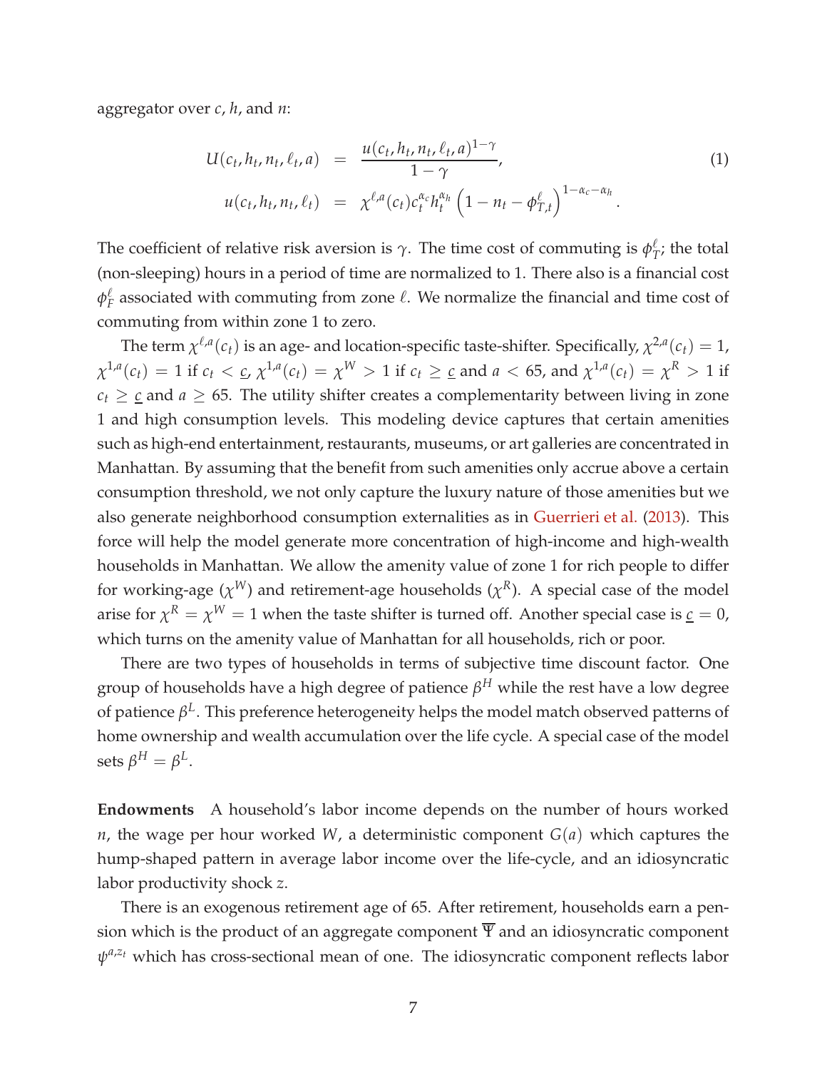aggregator over $c$, $h$, and $n$:

$$
\begin{aligned}
U(c_t, h_t, n_t, \ell_t, a) &= \frac{u(c_t, h_t, n_t, \ell_t, a)^{1-\gamma}}{1-\gamma}, \\
u(c_t, h_t, n_t, \ell_t) &= \chi^{\ell,a}(c_t) c_t^{\alpha_c} h_t^{\alpha_h} \left(1 - n_t - \phi_{T,t}^{\ell}\right)^{1-\alpha_c-\alpha_h}.
\end{aligned}
\tag{1}
$$

The coefficient of relative risk aversion is $\gamma$. The time cost of commuting is $\phi_T^{\ell}$; the total (non-sleeping) hours in a period of time are normalized to 1. There also is a financial cost $\phi_F^{\ell}$ associated with commuting from zone $\ell$. We normalize the financial and time cost of commuting from within zone 1 to zero.

The term $\chi^{\ell,a}(c_t)$ is an age- and location-specific taste-shifter. Specifically, $\chi^{2,a}(c_t) = 1$, $\chi^{1,a}(c_t) = 1$ if $c_t < \underline{c}$, $\chi^{1,a}(c_t) = \chi^W > 1$ if $c_t \geq \underline{c}$ and $a < 65$, and $\chi^{1,a}(c_t) = \chi^R > 1$ if $c_t \geq \underline{c}$ and $a \geq 65$. The utility shifter creates a complementarity between living in zone 1 and high consumption levels. This modeling device captures that certain amenities such as high-end entertainment, restaurants, museums, or art galleries are concentrated in Manhattan. By assuming that the benefit from such amenities only accrue above a certain consumption threshold, we not only capture the luxury nature of those amenities but we also generate neighborhood consumption externalities as in Guerrieri et al. (2013). This force will help the model generate more concentration of high-income and high-wealth households in Manhattan. We allow the amenity value of zone 1 for rich people to differ for working-age ($\chi^W$) and retirement-age households ($\chi^R$). A special case of the model arise for $\chi^R = \chi^W = 1$ when the taste shifter is turned off. Another special case is $\underline{c} = 0$, which turns on the amenity value of Manhattan for all households, rich or poor.

There are two types of households in terms of subjective time discount factor. One group of households have a high degree of patience $\beta^H$ while the rest have a low degree of patience $\beta^L$. This preference heterogeneity helps the model match observed patterns of home ownership and wealth accumulation over the life cycle. A special case of the model sets $\beta^H = \beta^L$.

**Endowments** A household's labor income depends on the number of hours worked $n$, the wage per hour worked $W$, a deterministic component $G(a)$ which captures the hump-shaped pattern in average labor income over the life-cycle, and an idiosyncratic labor productivity shock $z$.

There is an exogenous retirement age of 65. After retirement, households earn a pension which is the product of an aggregate component $\overline{\Psi}$ and an idiosyncratic component $\psi^{a,z_t}$ which has cross-sectional mean of one. The idiosyncratic component reflects labor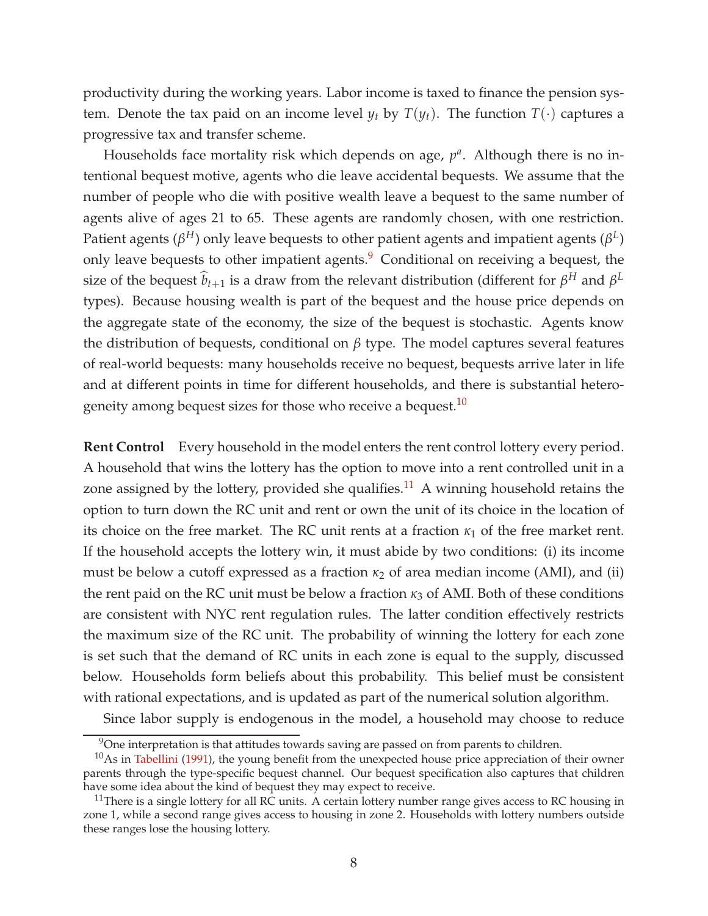productivity during the working years. Labor income is taxed to finance the pension system. Denote the tax paid on an income level $y_t$ by $T(y_t)$. The function $T(\cdot)$ captures a progressive tax and transfer scheme.

Households face mortality risk which depends on age, $p^a$. Although there is no intentional bequest motive, agents who die leave accidental bequests. We assume that the number of people who die with positive wealth leave a bequest to the same number of agents alive of ages 21 to 65. These agents are randomly chosen, with one restriction. Patient agents ($\beta^H$) only leave bequests to other patient agents and impatient agents ($\beta^L$) only leave bequests to other impatient agents.[9] Conditional on receiving a bequest, the size of the bequest $\widehat{b}_{t+1}$ is a draw from the relevant distribution (different for $\beta^H$ and $\beta^L$ types). Because housing wealth is part of the bequest and the house price depends on the aggregate state of the economy, the size of the bequest is stochastic. Agents know the distribution of bequests, conditional on $\beta$ type. The model captures several features of real-world bequests: many households receive no bequest, bequests arrive later in life and at different points in time for different households, and there is substantial heterogeneity among bequest sizes for those who receive a bequest.[10]

**Rent Control** Every household in the model enters the rent control lottery every period. A household that wins the lottery has the option to move into a rent controlled unit in a zone assigned by the lottery, provided she qualifies.[11] A winning household retains the option to turn down the RC unit and rent or own the unit of its choice in the location of its choice on the free market. The RC unit rents at a fraction $\kappa_1$ of the free market rent. If the household accepts the lottery win, it must abide by two conditions: (i) its income must be below a cutoff expressed as a fraction $\kappa_2$ of area median income (AMI), and (ii) the rent paid on the RC unit must be below a fraction $\kappa_3$ of AMI. Both of these conditions are consistent with NYC rent regulation rules. The latter condition effectively restricts the maximum size of the RC unit. The probability of winning the lottery for each zone is set such that the demand of RC units in each zone is equal to the supply, discussed below. Households form beliefs about this probability. This belief must be consistent with rational expectations, and is updated as part of the numerical solution algorithm.

Since labor supply is endogenous in the model, a household may choose to reduce

[9] One interpretation is that attitudes towards saving are passed on from parents to children.

[10] As in Tabellini (1991), the young benefit from the unexpected house price appreciation of their owner parents through the type-specific bequest channel. Our bequest specification also captures that children have some idea about the kind of bequest they may expect to receive.

[11] There is a single lottery for all RC units. A certain lottery number range gives access to RC housing in zone 1, while a second range gives access to housing in zone 2. Households with lottery numbers outside these ranges lose the housing lottery.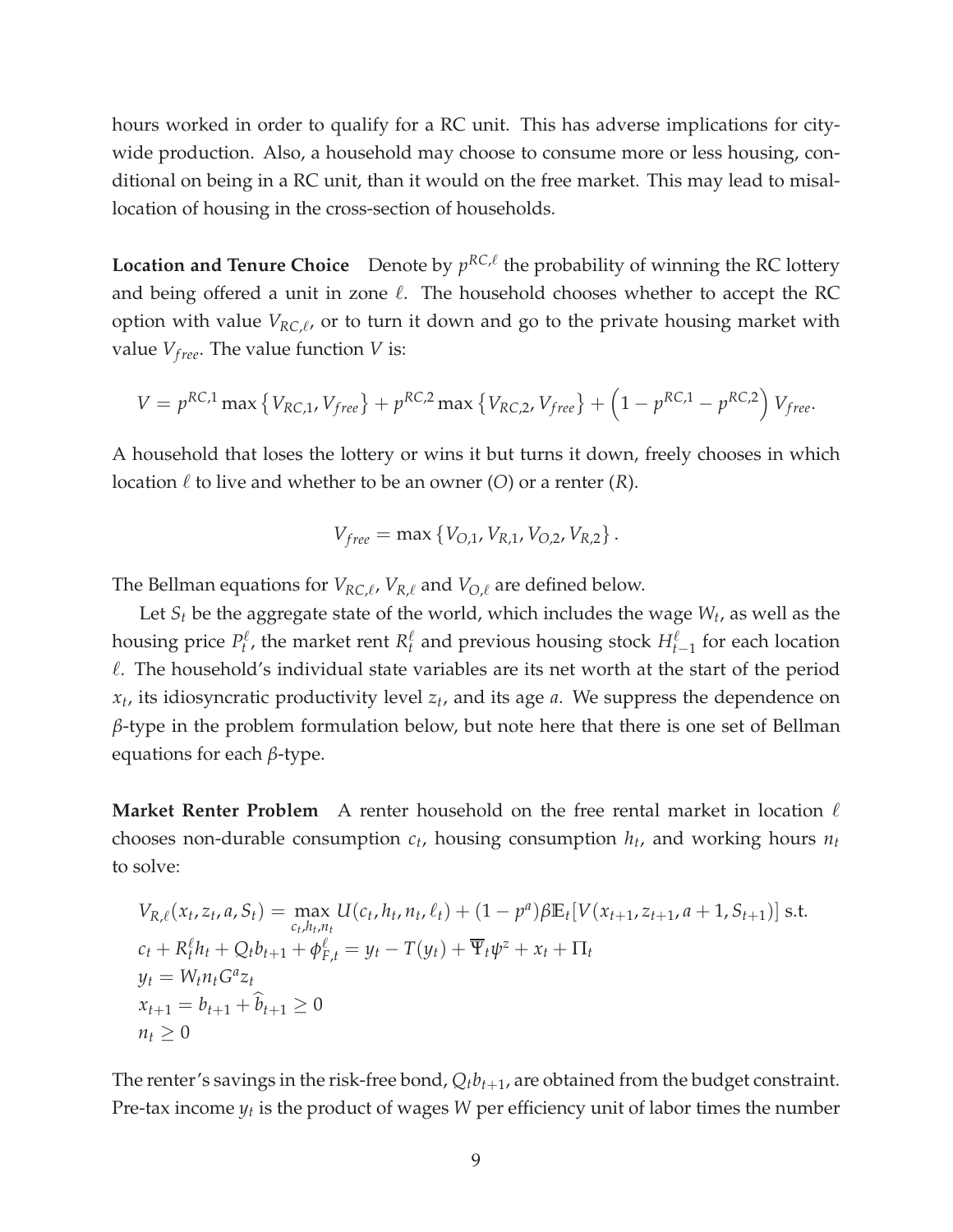hours worked in order to qualify for a RC unit. This has adverse implications for city-wide production. Also, a household may choose to consume more or less housing, conditional on being in a RC unit, than it would on the free market. This may lead to misallocation of housing in the cross-section of households.

**Location and Tenure Choice** Denote by $p^{RC,\ell}$ the probability of winning the RC lottery and being offered a unit in zone $\ell$. The household chooses whether to accept the RC option with value $V_{RC,\ell}$, or to turn it down and go to the private housing market with value $V_{free}$. The value function $V$ is:

$$V = p^{RC,1} \max \left\{ V_{RC,1}, V_{free} \right\} + p^{RC,2} \max \left\{ V_{RC,2}, V_{free} \right\} + \left(1 - p^{RC,1} - p^{RC,2}\right) V_{free}.$$

A household that loses the lottery or wins it but turns it down, freely chooses in which location $\ell$ to live and whether to be an owner ($O$) or a renter ($R$).

$$V_{free} = \max \left\{ V_{O,1}, V_{R,1}, V_{O,2}, V_{R,2} \right\}.$$

The Bellman equations for $V_{RC,\ell}$, $V_{R,\ell}$ and $V_{O,\ell}$ are defined below.

Let $S_t$ be the aggregate state of the world, which includes the wage $W_t$, as well as the housing price $P_t^\ell$, the market rent $R_t^\ell$ and previous housing stock $H_{t-1}^\ell$ for each location $\ell$. The household's individual state variables are its net worth at the start of the period $x_t$, its idiosyncratic productivity level $z_t$, and its age $a$. We suppress the dependence on $\beta$-type in the problem formulation below, but note here that there is one set of Bellman equations for each $\beta$-type.

**Market Renter Problem** A renter household on the free rental market in location $\ell$ chooses non-durable consumption $c_t$, housing consumption $h_t$, and working hours $n_t$ to solve:

$$\begin{aligned}
&V_{R,\ell}(x_t, z_t, a, S_t) = \max_{c_t, h_t, n_t} U(c_t, h_t, n_t, \ell_t) + (1 - p^a)\beta \mathbb{E}_t[V(x_{t+1}, z_{t+1}, a+1, S_{t+1})] \text{ s.t.} \\
&c_t + R_t^\ell h_t + Q_t b_{t+1} + \phi_{F,t}^\ell = y_t - T(y_t) + \overline{\Psi}_t \psi^z + x_t + \Pi_t \\
&y_t = W_t n_t G^a z_t \\
&x_{t+1} = b_{t+1} + \widehat{b}_{t+1} \geq 0 \\
&n_t \geq 0
\end{aligned}$$

The renter's savings in the risk-free bond, $Q_t b_{t+1}$, are obtained from the budget constraint. Pre-tax income $y_t$ is the product of wages $W$ per efficiency unit of labor times the number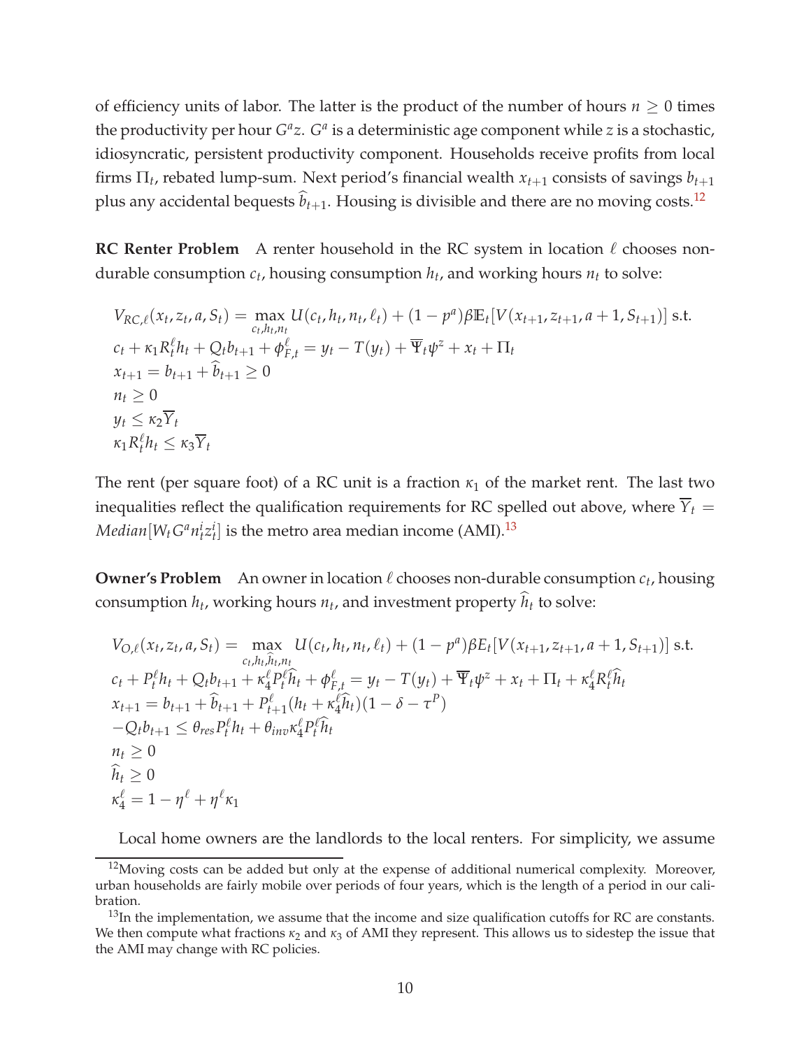of efficiency units of labor. The latter is the product of the number of hours $n \geq 0$ times the productivity per hour $G^a z$. $G^a$ is a deterministic age component while $z$ is a stochastic, idiosyncratic, persistent productivity component. Households receive profits from local firms $\Pi_t$, rebated lump-sum. Next period's financial wealth $x_{t+1}$ consists of savings $b_{t+1}$ plus any accidental bequests $\widehat{b}_{t+1}$. Housing is divisible and there are no moving costs.[12]

**RC Renter Problem** A renter household in the RC system in location $\ell$ chooses non-durable consumption $c_t$, housing consumption $h_t$, and working hours $n_t$ to solve:

$$
\begin{aligned}
& V_{RC,\ell}(x_t, z_t, a, S_t) = \max_{c_t, h_t, n_t} U(c_t, h_t, n_t, \ell_t) + (1 - p^a)\beta \mathbb{E}_t[V(x_{t+1}, z_{t+1}, a+1, S_{t+1})] \text{ s.t.} \\
& c_t + \kappa_1 R_t^\ell h_t + Q_t b_{t+1} + \phi_{F,t}^\ell = y_t - T(y_t) + \overline{\Psi}_t \psi^z + x_t + \Pi_t \\
& x_{t+1} = b_{t+1} + \widehat{b}_{t+1} \geq 0 \\
& n_t \geq 0 \\
& y_t \leq \kappa_2 \overline{Y}_t \\
& \kappa_1 R_t^\ell h_t \leq \kappa_3 \overline{Y}_t
\end{aligned}
$$

The rent (per square foot) of a RC unit is a fraction $\kappa_1$ of the market rent. The last two inequalities reflect the qualification requirements for RC spelled out above, where $\overline{Y}_t = Median[W_t G^a n_t^i z_t^i]$ is the metro area median income (AMI).[13]

**Owner's Problem** An owner in location $\ell$ chooses non-durable consumption $c_t$, housing consumption $h_t$, working hours $n_t$, and investment property $\widehat{h}_t$ to solve:

$$
\begin{aligned}
& V_{O,\ell}(x_t, z_t, a, S_t) = \max_{c_t, h_t, \widehat{h}_t, n_t} U(c_t, h_t, n_t, \ell_t) + (1 - p^a)\beta E_t[V(x_{t+1}, z_{t+1}, a+1, S_{t+1})] \text{ s.t.} \\
& c_t + P_t^\ell h_t + Q_t b_{t+1} + \kappa_4^\ell P_t^\ell \widehat{h}_t + \phi_{F,t}^\ell = y_t - T(y_t) + \overline{\Psi}_t \psi^z + x_t + \Pi_t + \kappa_4^\ell R_t^\ell \widehat{h}_t \\
& x_{t+1} = b_{t+1} + \widehat{b}_{t+1} + P_{t+1}^\ell (h_t + \kappa_4^\ell \widehat{h}_t)(1 - \delta - \tau^P) \\
& -Q_t b_{t+1} \leq \theta_{res} P_t^\ell h_t + \theta_{inv} \kappa_4^\ell P_t^\ell \widehat{h}_t \\
& n_t \geq 0 \\
& \widehat{h}_t \geq 0 \\
& \kappa_4^\ell = 1 - \eta^\ell + \eta^\ell \kappa_1
\end{aligned}
$$

Local home owners are the landlords to the local renters. For simplicity, we assume

[12] Moving costs can be added but only at the expense of additional numerical complexity. Moreover, urban households are fairly mobile over periods of four years, which is the length of a period in our calibration.

[13] In the implementation, we assume that the income and size qualification cutoffs for RC are constants. We then compute what fractions $\kappa_2$ and $\kappa_3$ of AMI they represent. This allows us to sidestep the issue that the AMI may change with RC policies.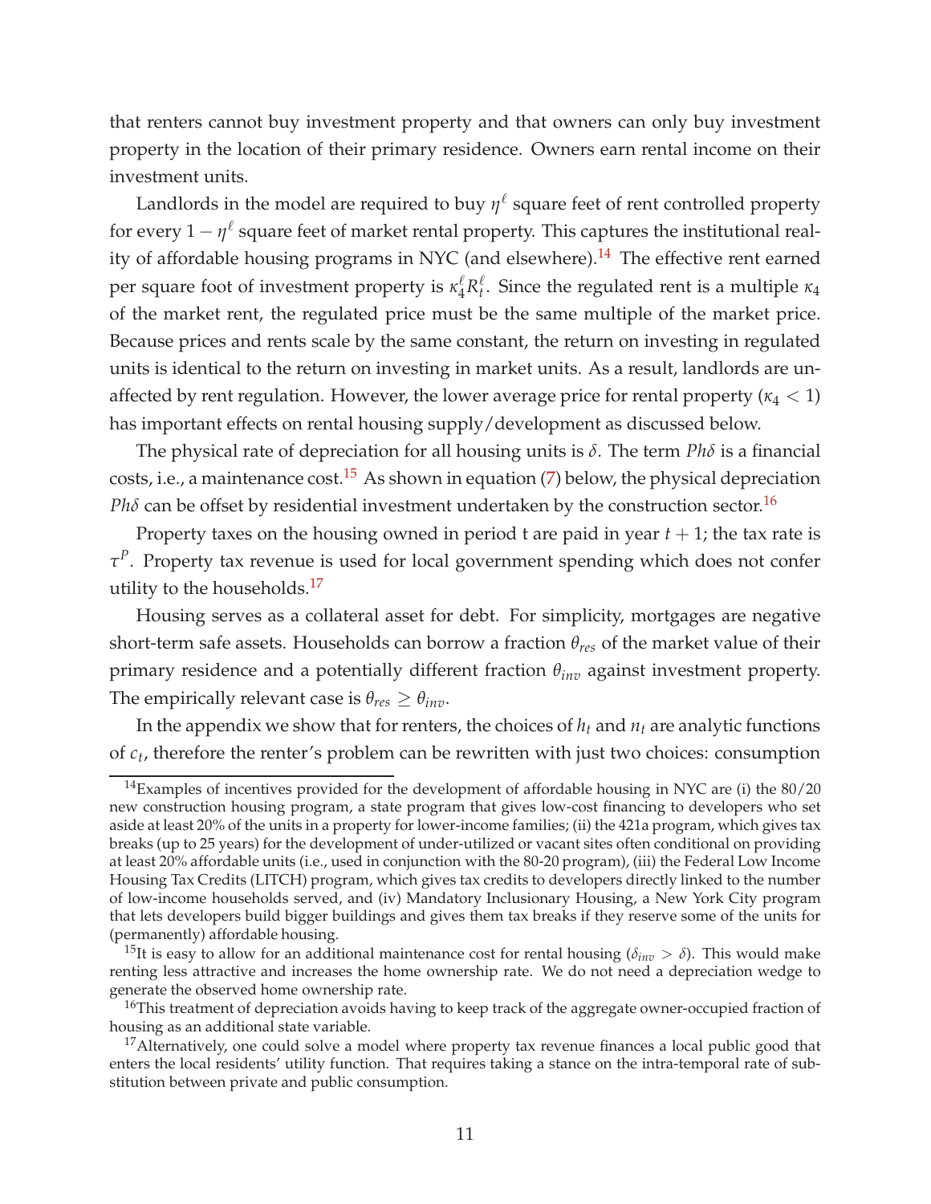that renters cannot buy investment property and that owners can only buy investment property in the location of their primary residence. Owners earn rental income on their investment units.

Landlords in the model are required to buy $\eta^\ell$ square feet of rent controlled property for every $1 - \eta^\ell$ square feet of market rental property. This captures the institutional reality of affordable housing programs in NYC (and elsewhere).[14] The effective rent earned per square foot of investment property is $\kappa_4^\ell R_t^\ell$. Since the regulated rent is a multiple $\kappa_4$ of the market rent, the regulated price must be the same multiple of the market price. Because prices and rents scale by the same constant, the return on investing in regulated units is identical to the return on investing in market units. As a result, landlords are unaffected by rent regulation. However, the lower average price for rental property ($\kappa_4 < 1$) has important effects on rental housing supply/development as discussed below.

The physical rate of depreciation for all housing units is $\delta$. The term $Ph\delta$ is a financial costs, i.e., a maintenance cost.[15] As shown in equation (7) below, the physical depreciation $Ph\delta$ can be offset by residential investment undertaken by the construction sector.[16]

Property taxes on the housing owned in period t are paid in year $t+1$; the tax rate is $\tau^P$. Property tax revenue is used for local government spending which does not confer utility to the households.[17]

Housing serves as a collateral asset for debt. For simplicity, mortgages are negative short-term safe assets. Households can borrow a fraction $\theta_{res}$ of the market value of their primary residence and a potentially different fraction $\theta_{inv}$ against investment property. The empirically relevant case is $\theta_{res} \geq \theta_{inv}$.

In the appendix we show that for renters, the choices of $h_t$ and $n_t$ are analytic functions of $c_t$, therefore the renter's problem can be rewritten with just two choices: consumption

---

[14] Examples of incentives provided for the development of affordable housing in NYC are (i) the 80/20 new construction housing program, a state program that gives low-cost financing to developers who set aside at least 20% of the units in a property for lower-income families; (ii) the 421a program, which gives tax breaks (up to 25 years) for the development of under-utilized or vacant sites often conditional on providing at least 20% affordable units (i.e., used in conjunction with the 80-20 program), (iii) the Federal Low Income Housing Tax Credits (LITCH) program, which gives tax credits to developers directly linked to the number of low-income households served, and (iv) Mandatory Inclusionary Housing, a New York City program that lets developers build bigger buildings and gives them tax breaks if they reserve some of the units for (permanently) affordable housing.

[15] It is easy to allow for an additional maintenance cost for rental housing ($\delta_{inv} > \delta$). This would make renting less attractive and increases the home ownership rate. We do not need a depreciation wedge to generate the observed home ownership rate.

[16] This treatment of depreciation avoids having to keep track of the aggregate owner-occupied fraction of housing as an additional state variable.

[17] Alternatively, one could solve a model where property tax revenue finances a local public good that enters the local residents' utility function. That requires taking a stance on the intra-temporal rate of substitution between private and public consumption.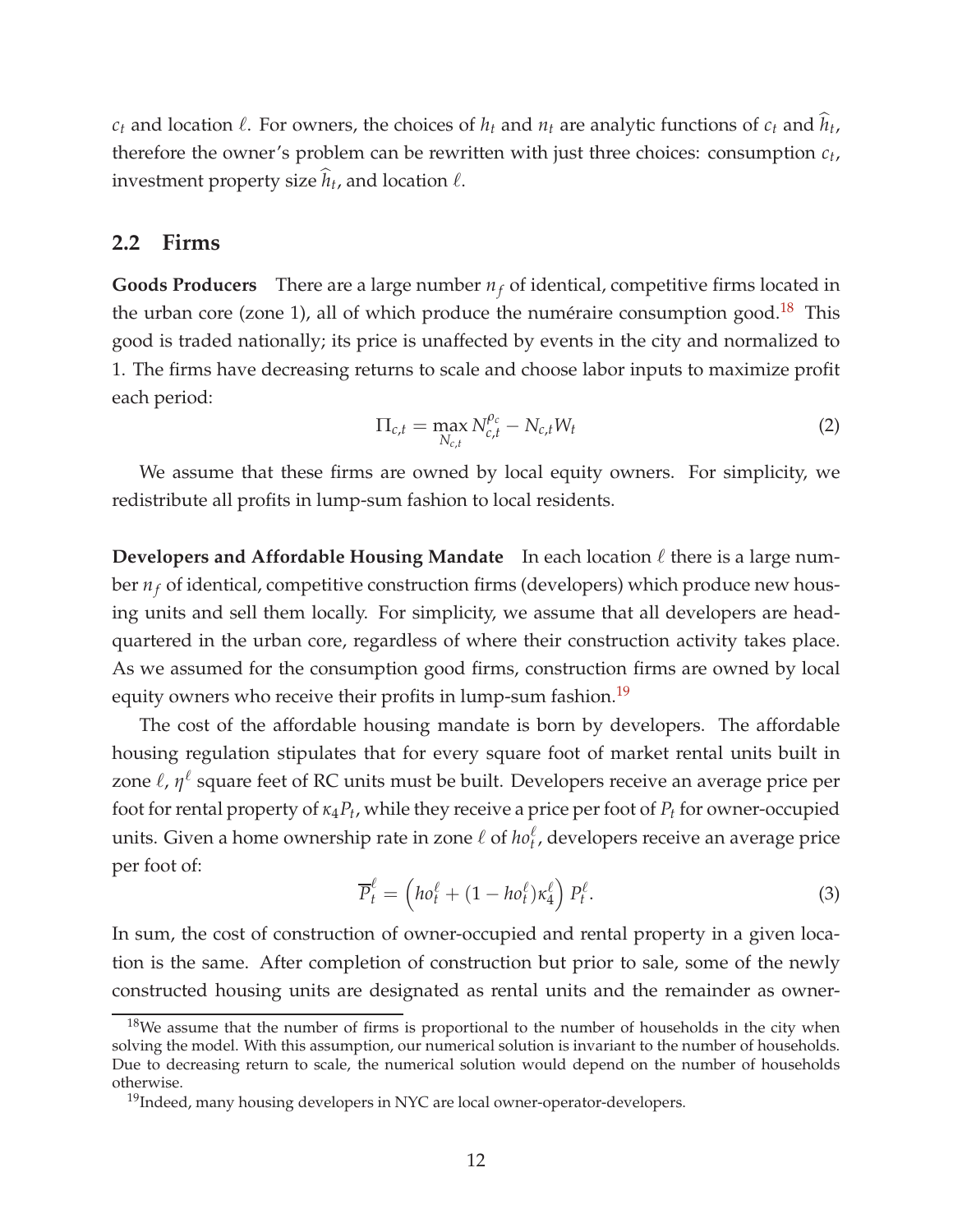$c_t$ and location $\ell$. For owners, the choices of $h_t$ and $n_t$ are analytic functions of $c_t$ and $\widehat{h}_t$, therefore the owner's problem can be rewritten with just three choices: consumption $c_t$, investment property size $\widehat{h}_t$, and location $\ell$.

## 2.2 Firms

**Goods Producers** There are a large number $n_f$ of identical, competitive firms located in the urban core (zone 1), all of which produce the numéraire consumption good.[18] This good is traded nationally; its price is unaffected by events in the city and normalized to 1. The firms have decreasing returns to scale and choose labor inputs to maximize profit each period:

$$\Pi_{c,t} = \max_{N_{c,t}} N_{c,t}^{\rho_c} - N_{c,t} W_t \tag{2}$$

We assume that these firms are owned by local equity owners. For simplicity, we redistribute all profits in lump-sum fashion to local residents.

**Developers and Affordable Housing Mandate** In each location $\ell$ there is a large number $n_f$ of identical, competitive construction firms (developers) which produce new housing units and sell them locally. For simplicity, we assume that all developers are headquartered in the urban core, regardless of where their construction activity takes place. As we assumed for the consumption good firms, construction firms are owned by local equity owners who receive their profits in lump-sum fashion.[19]

The cost of the affordable housing mandate is born by developers. The affordable housing regulation stipulates that for every square foot of market rental units built in zone $\ell$, $\eta^{\ell}$ square feet of RC units must be built. Developers receive an average price per foot for rental property of $\kappa_4 P_t$, while they receive a price per foot of $P_t$ for owner-occupied units. Given a home ownership rate in zone $\ell$ of $ho_t^{\ell}$, developers receive an average price per foot of:

$$\overline{P}_t^{\ell} = \left( ho_t^{\ell} + (1 - ho_t^{\ell})\kappa_4^{\ell} \right) P_t^{\ell}. \tag{3}$$

In sum, the cost of construction of owner-occupied and rental property in a given location is the same. After completion of construction but prior to sale, some of the newly constructed housing units are designated as rental units and the remainder as owner-

[18] We assume that the number of firms is proportional to the number of households in the city when solving the model. With this assumption, our numerical solution is invariant to the number of households. Due to decreasing return to scale, the numerical solution would depend on the number of households otherwise.

[19] Indeed, many housing developers in NYC are local owner-operator-developers.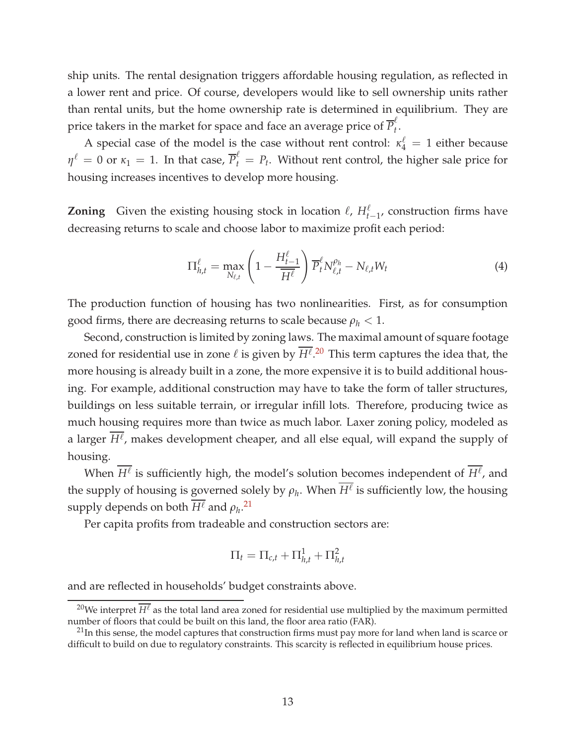ship units. The rental designation triggers affordable housing regulation, as reflected in a lower rent and price. Of course, developers would like to sell ownership units rather than rental units, but the home ownership rate is determined in equilibrium. They are price takers in the market for space and face an average price of $\overline{P}_t^\ell$.

A special case of the model is the case without rent control: $\kappa_4^\ell = 1$ either because $\eta^\ell = 0$ or $\kappa_1 = 1$. In that case, $\overline{P}_t^\ell = P_t$. Without rent control, the higher sale price for housing increases incentives to develop more housing.

**Zoning** Given the existing housing stock in location $\ell$, $H_{t-1}^\ell$, construction firms have decreasing returns to scale and choose labor to maximize profit each period:

$$\Pi_{h,t}^\ell = \max_{N_{\ell,t}} \left(1 - \frac{H_{t-1}^\ell}{\overline{H^\ell}}\right) \overline{P}_t^\ell N_{\ell,t}^{\rho_h} - N_{\ell,t} W_t \tag{4}$$

The production function of housing has two nonlinearities. First, as for consumption good firms, there are decreasing returns to scale because $\rho_h < 1$.

Second, construction is limited by zoning laws. The maximal amount of square footage zoned for residential use in zone $\ell$ is given by $\overline{H^\ell}$.[20] This term captures the idea that, the more housing is already built in a zone, the more expensive it is to build additional housing. For example, additional construction may have to take the form of taller structures, buildings on less suitable terrain, or irregular infill lots. Therefore, producing twice as much housing requires more than twice as much labor. Laxer zoning policy, modeled as a larger $\overline{H^\ell}$, makes development cheaper, and all else equal, will expand the supply of housing.

When $\overline{H^\ell}$ is sufficiently high, the model's solution becomes independent of $\overline{H^\ell}$, and the supply of housing is governed solely by $\rho_h$. When $\overline{H^\ell}$ is sufficiently low, the housing supply depends on both $\overline{H^\ell}$ and $\rho_h$.[21]

Per capita profits from tradeable and construction sectors are:

$$\Pi_t = \Pi_{c,t} + \Pi_{h,t}^1 + \Pi_{h,t}^2$$

and are reflected in households' budget constraints above.

[20] We interpret $\overline{H^\ell}$ as the total land area zoned for residential use multiplied by the maximum permitted number of floors that could be built on this land, the floor area ratio (FAR).

[21] In this sense, the model captures that construction firms must pay more for land when land is scarce or difficult to build on due to regulatory constraints. This scarcity is reflected in equilibrium house prices.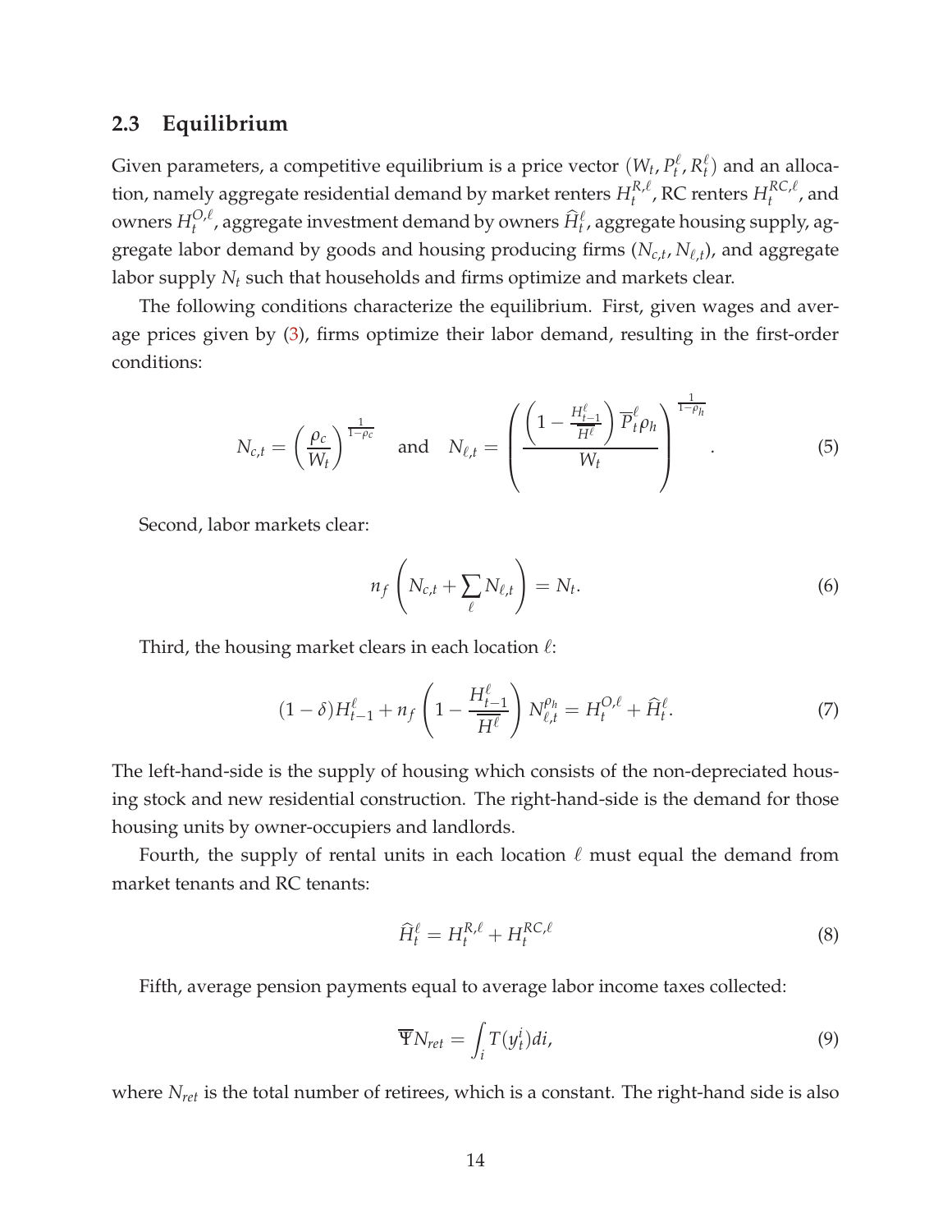## 2.3 Equilibrium

Given parameters, a competitive equilibrium is a price vector $(W_t, P_t^\ell, R_t^\ell)$ and an allocation, namely aggregate residential demand by market renters $H_t^{R,\ell}$, RC renters $H_t^{RC,\ell}$, and owners $H_t^{O,\ell}$, aggregate investment demand by owners $\widehat{H}_t^\ell$, aggregate housing supply, aggregate labor demand by goods and housing producing firms $(N_{c,t}, N_{\ell,t})$, and aggregate labor supply $N_t$ such that households and firms optimize and markets clear.

The following conditions characterize the equilibrium. First, given wages and average prices given by (3), firms optimize their labor demand, resulting in the first-order conditions:

$$N_{c,t} = \left(\frac{\rho_c}{W_t}\right)^{\frac{1}{1-\rho_c}} \quad \text{and} \quad N_{\ell,t} = \left(\frac{\left(1 - \frac{H_{t-1}^\ell}{\overline{H}^\ell}\right)\overline{P}_t^\ell \rho_h}{W_t}\right)^{\frac{1}{1-\rho_h}}. \tag{5}$$

Second, labor markets clear:

$$n_f\left(N_{c,t} + \sum_\ell N_{\ell,t}\right) = N_t. \tag{6}$$

Third, the housing market clears in each location $\ell$:

$$(1-\delta)H_{t-1}^\ell + n_f\left(1 - \frac{H_{t-1}^\ell}{\overline{H}^\ell}\right)N_{\ell,t}^{\rho_h} = H_t^{O,\ell} + \widehat{H}_t^\ell. \tag{7}$$

The left-hand-side is the supply of housing which consists of the non-depreciated housing stock and new residential construction. The right-hand-side is the demand for those housing units by owner-occupiers and landlords.

Fourth, the supply of rental units in each location $\ell$ must equal the demand from market tenants and RC tenants:

$$\widehat{H}_t^\ell = H_t^{R,\ell} + H_t^{RC,\ell} \tag{8}$$

Fifth, average pension payments equal to average labor income taxes collected:

$$\overline{\Psi}N_{ret} = \int_i T(y_t^i)di, \tag{9}$$

where $N_{ret}$ is the total number of retirees, which is a constant. The right-hand side is also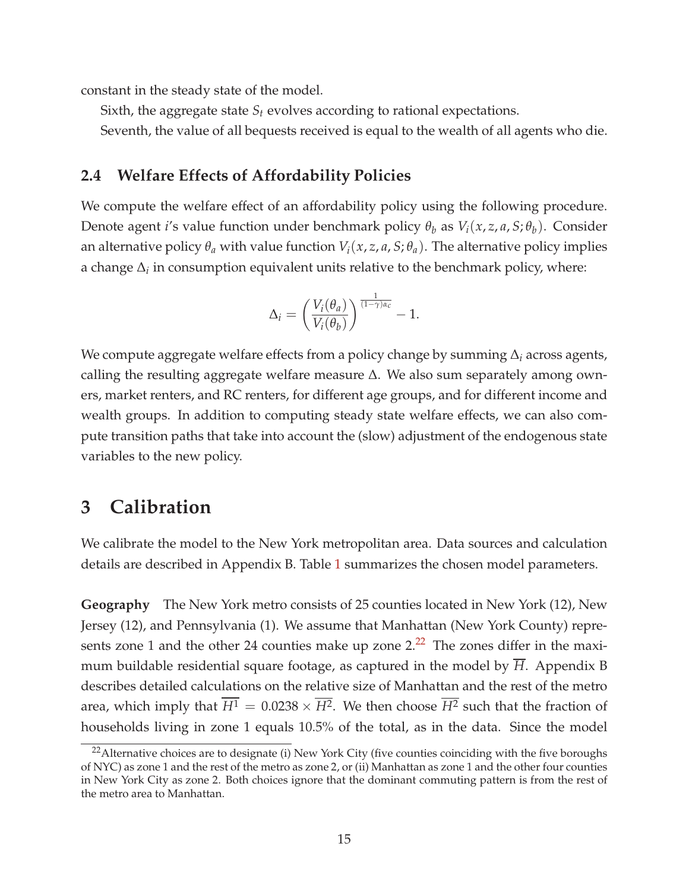constant in the steady state of the model.

Sixth, the aggregate state $S_t$ evolves according to rational expectations.

Seventh, the value of all bequests received is equal to the wealth of all agents who die.

### 2.4 Welfare Effects of Affordability Policies

We compute the welfare effect of an affordability policy using the following procedure. Denote agent $i$'s value function under benchmark policy $\theta_b$ as $V_i(x, z, a, S; \theta_b)$. Consider an alternative policy $\theta_a$ with value function $V_i(x, z, a, S; \theta_a)$. The alternative policy implies a change $\Delta_i$ in consumption equivalent units relative to the benchmark policy, where:

$$\Delta_i = \left( \frac{V_i(\theta_a)}{V_i(\theta_b)} \right)^{\frac{1}{(1-\gamma)\alpha_c}} - 1.$$

We compute aggregate welfare effects from a policy change by summing $\Delta_i$ across agents, calling the resulting aggregate welfare measure $\Delta$. We also sum separately among owners, market renters, and RC renters, for different age groups, and for different income and wealth groups. In addition to computing steady state welfare effects, we can also compute transition paths that take into account the (slow) adjustment of the endogenous state variables to the new policy.

## 3 Calibration

We calibrate the model to the New York metropolitan area. Data sources and calculation details are described in Appendix B. Table 1 summarizes the chosen model parameters.

**Geography** The New York metro consists of 25 counties located in New York (12), New Jersey (12), and Pennsylvania (1). We assume that Manhattan (New York County) represents zone 1 and the other 24 counties make up zone 2.[22] The zones differ in the maximum buildable residential square footage, as captured in the model by $\overline{H}$. Appendix B describes detailed calculations on the relative size of Manhattan and the rest of the metro area, which imply that $\overline{H^1} = 0.0238 \times \overline{H^2}$. We then choose $\overline{H^2}$ such that the fraction of households living in zone 1 equals 10.5% of the total, as in the data. Since the model

[22] Alternative choices are to designate (i) New York City (five counties coinciding with the five boroughs of NYC) as zone 1 and the rest of the metro as zone 2, or (ii) Manhattan as zone 1 and the other four counties in New York City as zone 2. Both choices ignore that the dominant commuting pattern is from the rest of the metro area to Manhattan.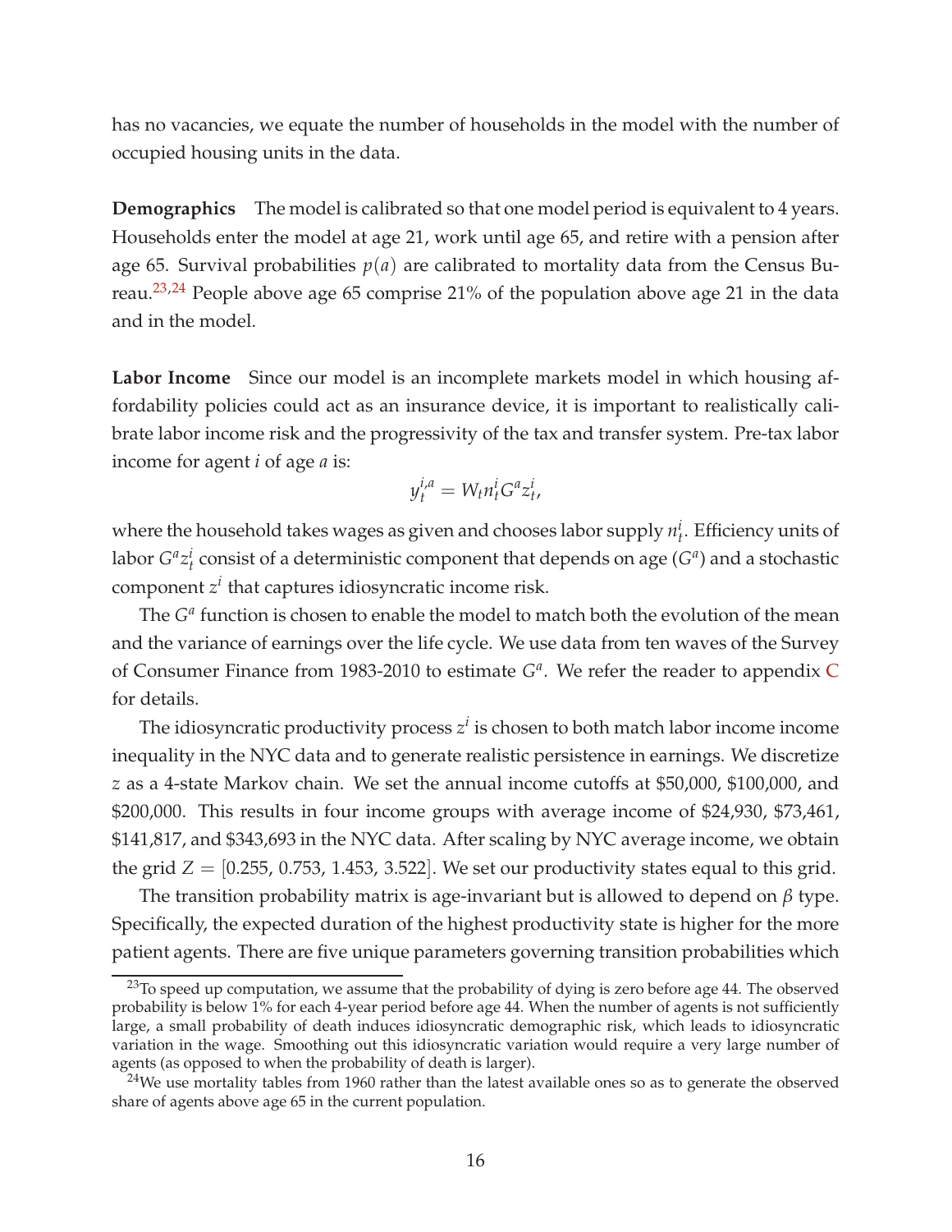has no vacancies, we equate the number of households in the model with the number of occupied housing units in the data.

**Demographics** The model is calibrated so that one model period is equivalent to 4 years. Households enter the model at age 21, work until age 65, and retire with a pension after age 65. Survival probabilities $p(a)$ are calibrated to mortality data from the Census Bureau.[23,24] People above age 65 comprise 21% of the population above age 21 in the data and in the model.

**Labor Income** Since our model is an incomplete markets model in which housing affordability policies could act as an insurance device, it is important to realistically calibrate labor income risk and the progressivity of the tax and transfer system. Pre-tax labor income for agent $i$ of age $a$ is:

$$y_t^{i,a} = W_t n_t^i G^a z_t^i,$$

where the household takes wages as given and chooses labor supply $n_t^i$. Efficiency units of labor $G^a z_t^i$ consist of a deterministic component that depends on age ($G^a$) and a stochastic component $z^i$ that captures idiosyncratic income risk.

The $G^a$ function is chosen to enable the model to match both the evolution of the mean and the variance of earnings over the life cycle. We use data from ten waves of the Survey of Consumer Finance from 1983-2010 to estimate $G^a$. We refer the reader to appendix C for details.

The idiosyncratic productivity process $z^i$ is chosen to both match labor income income inequality in the NYC data and to generate realistic persistence in earnings. We discretize $z$ as a 4-state Markov chain. We set the annual income cutoffs at \$50,000, \$100,000, and \$200,000. This results in four income groups with average income of \$24,930, \$73,461, \$141,817, and \$343,693 in the NYC data. After scaling by NYC average income, we obtain the grid $Z = [0.255, 0.753, 1.453, 3.522]$. We set our productivity states equal to this grid.

The transition probability matrix is age-invariant but is allowed to depend on $\beta$ type. Specifically, the expected duration of the highest productivity state is higher for the more patient agents. There are five unique parameters governing transition probabilities which

[23]To speed up computation, we assume that the probability of dying is zero before age 44. The observed probability is below 1% for each 4-year period before age 44. When the number of agents is not sufficiently large, a small probability of death induces idiosyncratic demographic risk, which leads to idiosyncratic variation in the wage. Smoothing out this idiosyncratic variation would require a very large number of agents (as opposed to when the probability of death is larger).

[24]We use mortality tables from 1960 rather than the latest available ones so as to generate the observed share of agents above age 65 in the current population.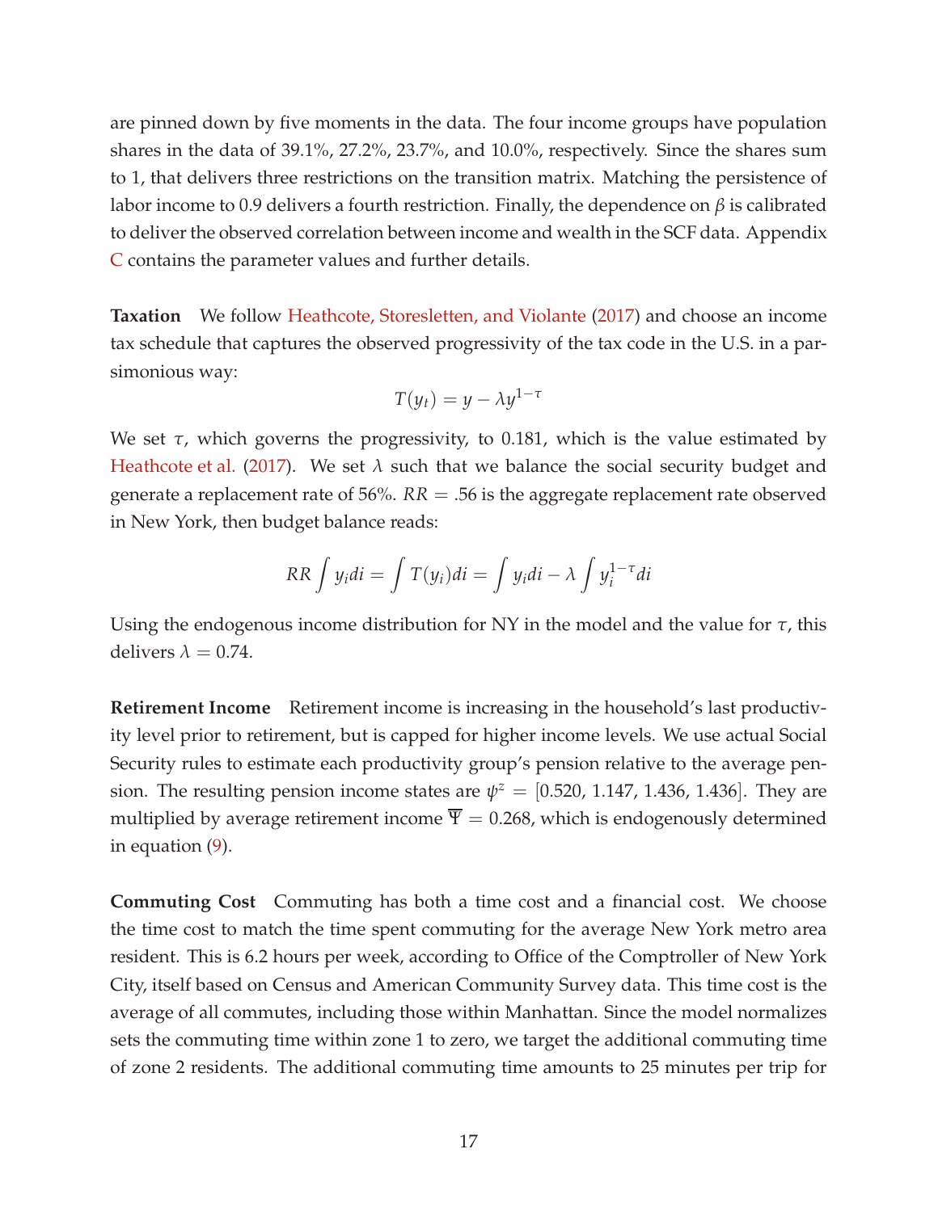are pinned down by five moments in the data. The four income groups have population shares in the data of 39.1%, 27.2%, 23.7%, and 10.0%, respectively. Since the shares sum to 1, that delivers three restrictions on the transition matrix. Matching the persistence of labor income to 0.9 delivers a fourth restriction. Finally, the dependence on $\beta$ is calibrated to deliver the observed correlation between income and wealth in the SCF data. Appendix C contains the parameter values and further details.

**Taxation** We follow Heathcote, Storesletten, and Violante (2017) and choose an income tax schedule that captures the observed progressivity of the tax code in the U.S. in a parsimonious way:

$$T(y_t) = y - \lambda y^{1-\tau}$$

We set $\tau$, which governs the progressivity, to 0.181, which is the value estimated by Heathcote et al. (2017). We set $\lambda$ such that we balance the social security budget and generate a replacement rate of 56%. $RR = .56$ is the aggregate replacement rate observed in New York, then budget balance reads:

$$RR \int y_i di = \int T(y_i) di = \int y_i di - \lambda \int y_i^{1-\tau} di$$

Using the endogenous income distribution for NY in the model and the value for $\tau$, this delivers $\lambda = 0.74$.

**Retirement Income** Retirement income is increasing in the household's last productivity level prior to retirement, but is capped for higher income levels. We use actual Social Security rules to estimate each productivity group's pension relative to the average pension. The resulting pension income states are $\psi^z = [0.520, 1.147, 1.436, 1.436]$. They are multiplied by average retirement income $\overline{\Psi} = 0.268$, which is endogenously determined in equation (9).

**Commuting Cost** Commuting has both a time cost and a financial cost. We choose the time cost to match the time spent commuting for the average New York metro area resident. This is 6.2 hours per week, according to Office of the Comptroller of New York City, itself based on Census and American Community Survey data. This time cost is the average of all commutes, including those within Manhattan. Since the model normalizes sets the commuting time within zone 1 to zero, we target the additional commuting time of zone 2 residents. The additional commuting time amounts to 25 minutes per trip for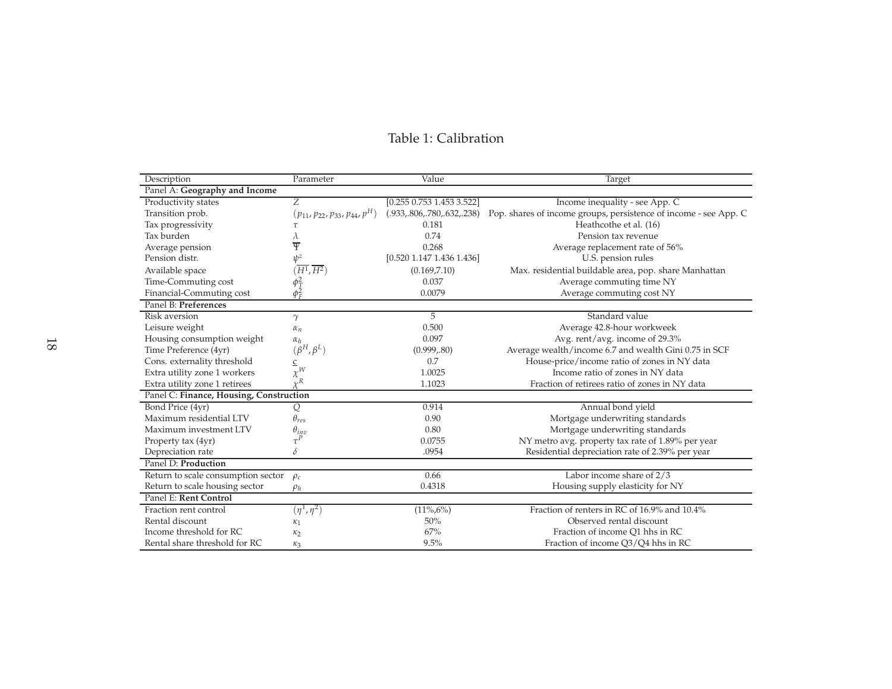Table 1: Calibration

| Description | Parameter | Value | Target |
|---|---|---|---|
| Panel A: **Geography and Income** | | | |
| Productivity states | $Z$ | [0.255 0.753 1.453 3.522] | Income inequality - see App. C |
| Transition prob. | $(p_{11}, p_{22}, p_{33}, p_{44}, p^H)$ | (.933,.806,.780,.632,.238) | Pop. shares of income groups, persistence of income - see App. C |
| Tax progressivity | $\tau$ | 0.181 | Heathcothe et al. (16) |
| Tax burden | $\lambda$ | 0.74 | Pension tax revenue |
| Average pension | $\overline{\Psi}$ | 0.268 | Average replacement rate of 56% |
| Pension distr. | $\psi^z$ | [0.520 1.147 1.436 1.436] | U.S. pension rules |
| Available space | $(\overline{H^1}, \overline{H^2})$ | (0.169,7.10) | Max. residential buildable area, pop. share Manhattan |
| Time-Commuting cost | $\phi_T^2$ | 0.037 | Average commuting time NY |
| Financial-Commuting cost | $\phi_F^2$ | 0.0079 | Average commuting cost NY |
| Panel B: **Preferences** | | | |
| Risk aversion | $\gamma$ | 5 | Standard value |
| Leisure weight | $\alpha_n$ | 0.500 | Average 42.8-hour workweek |
| Housing consumption weight | $\alpha_h$ | 0.097 | Avg. rent/avg. income of 29.3% |
| Time Preference (4yr) | $(\beta^H, \beta^L)$ | (0.999,.80) | Average wealth/income 6.7 and wealth Gini 0.75 in SCF |
| Cons. externality threshold | $\underline{c}$ | 0.7 | House-price/income ratio of zones in NY data |
| Extra utility zone 1 workers | $\chi^W$ | 1.0025 | Income ratio of zones in NY data |
| Extra utility zone 1 retirees | $\chi^R$ | 1.1023 | Fraction of retirees ratio of zones in NY data |
| Panel C: **Finance, Housing, Construction** | | | |
| Bond Price (4yr) | $Q$ | 0.914 | Annual bond yield |
| Maximum residential LTV | $\theta_{res}$ | 0.90 | Mortgage underwriting standards |
| Maximum investment LTV | $\theta_{inv}$ | 0.80 | Mortgage underwriting standards |
| Property tax (4yr) | $\tau^P$ | 0.0755 | NY metro avg. property tax rate of 1.89% per year |
| Depreciation rate | $\delta$ | .0954 | Residential depreciation rate of 2.39% per year |
| Panel D: **Production** | | | |
| Return to scale consumption sector | $\rho_c$ | 0.66 | Labor income share of 2/3 |
| Return to scale housing sector | $\rho_h$ | 0.4318 | Housing supply elasticity for NY |
| Panel E: **Rent Control** | | | |
| Fraction rent control | $(\eta^1, \eta^2)$ | (11%,6%) | Fraction of renters in RC of 16.9% and 10.4% |
| Rental discount | $\kappa_1$ | 50% | Observed rental discount |
| Income threshold for RC | $\kappa_2$ | 67% | Fraction of income Q1 hhs in RC |
| Rental share threshold for RC | $\kappa_3$ | 9.5% | Fraction of income Q3/Q4 hhs in RC |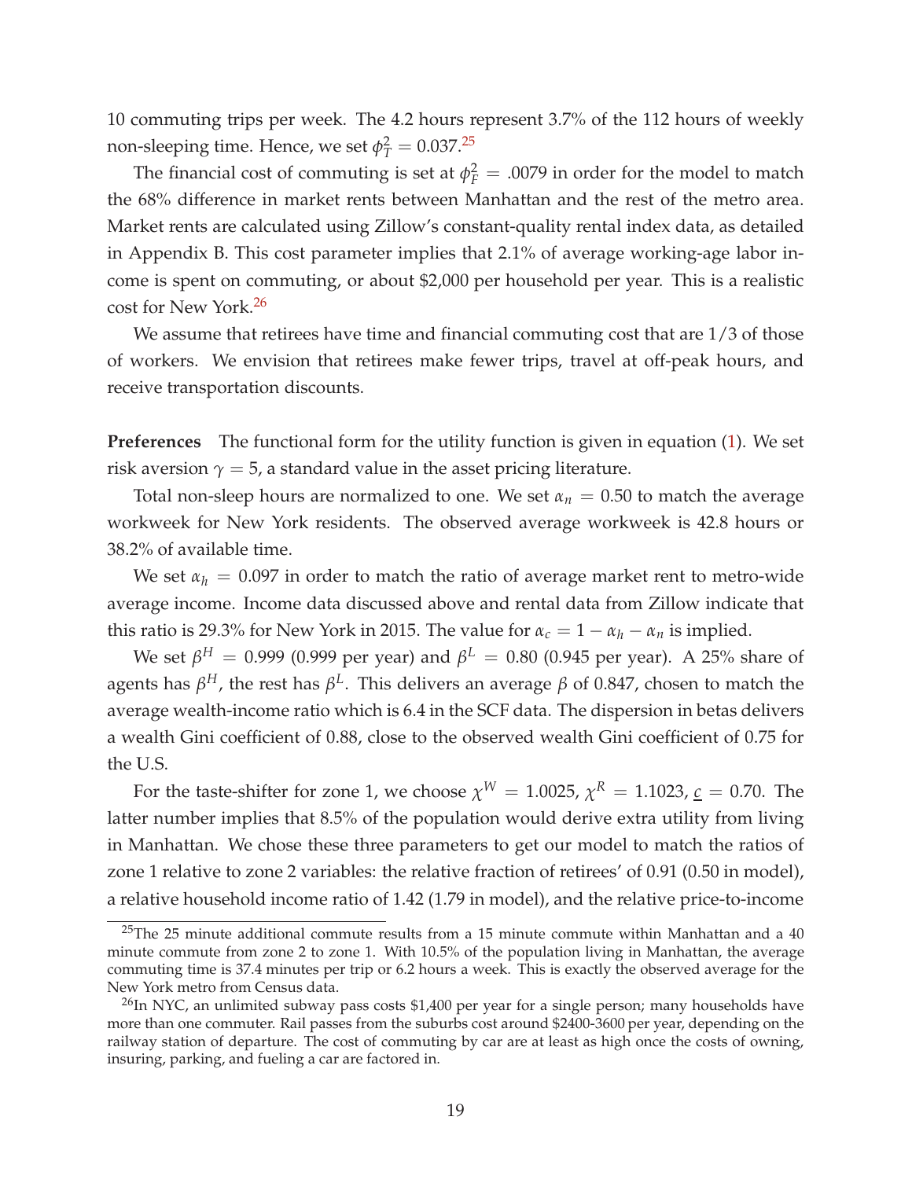10 commuting trips per week. The 4.2 hours represent 3.7% of the 112 hours of weekly non-sleeping time. Hence, we set $\phi_T^2 = 0.037$.[25]

The financial cost of commuting is set at $\phi_F^2 = .0079$ in order for the model to match the 68% difference in market rents between Manhattan and the rest of the metro area. Market rents are calculated using Zillow's constant-quality rental index data, as detailed in Appendix B. This cost parameter implies that 2.1% of average working-age labor income is spent on commuting, or about \$2,000 per household per year. This is a realistic cost for New York.[26]

We assume that retirees have time and financial commuting cost that are 1/3 of those of workers. We envision that retirees make fewer trips, travel at off-peak hours, and receive transportation discounts.

**Preferences** The functional form for the utility function is given in equation (1). We set risk aversion $\gamma = 5$, a standard value in the asset pricing literature.

Total non-sleep hours are normalized to one. We set $\alpha_n = 0.50$ to match the average workweek for New York residents. The observed average workweek is 42.8 hours or 38.2% of available time.

We set $\alpha_h = 0.097$ in order to match the ratio of average market rent to metro-wide average income. Income data discussed above and rental data from Zillow indicate that this ratio is 29.3% for New York in 2015. The value for $\alpha_c = 1 - \alpha_h - \alpha_n$ is implied.

We set $\beta^H = 0.999$ (0.999 per year) and $\beta^L = 0.80$ (0.945 per year). A 25% share of agents has $\beta^H$, the rest has $\beta^L$. This delivers an average $\beta$ of 0.847, chosen to match the average wealth-income ratio which is 6.4 in the SCF data. The dispersion in betas delivers a wealth Gini coefficient of 0.88, close to the observed wealth Gini coefficient of 0.75 for the U.S.

For the taste-shifter for zone 1, we choose $\chi^W = 1.0025$, $\chi^R = 1.1023$, $\underline{c} = 0.70$. The latter number implies that 8.5% of the population would derive extra utility from living in Manhattan. We chose these three parameters to get our model to match the ratios of zone 1 relative to zone 2 variables: the relative fraction of retirees' of 0.91 (0.50 in model), a relative household income ratio of 1.42 (1.79 in model), and the relative price-to-income

---

[25] The 25 minute additional commute results from a 15 minute commute within Manhattan and a 40 minute commute from zone 2 to zone 1. With 10.5% of the population living in Manhattan, the average commuting time is 37.4 minutes per trip or 6.2 hours a week. This is exactly the observed average for the New York metro from Census data.

[26] In NYC, an unlimited subway pass costs \$1,400 per year for a single person; many households have more than one commuter. Rail passes from the suburbs cost around \$2400-3600 per year, depending on the railway station of departure. The cost of commuting by car are at least as high once the costs of owning, insuring, parking, and fueling a car are factored in.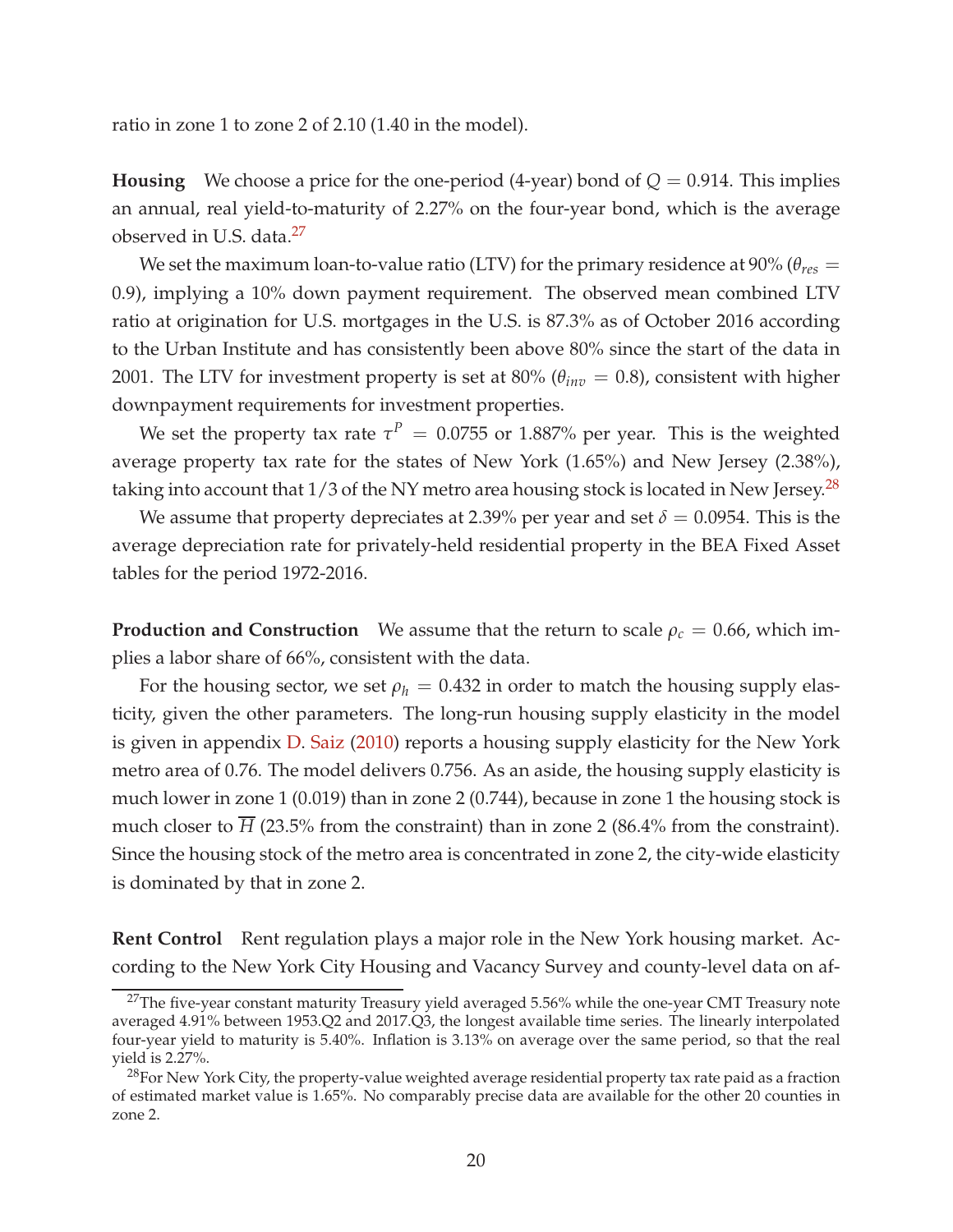ratio in zone 1 to zone 2 of 2.10 (1.40 in the model).

**Housing** We choose a price for the one-period (4-year) bond of $Q = 0.914$. This implies an annual, real yield-to-maturity of 2.27% on the four-year bond, which is the average observed in U.S. data.[27]

We set the maximum loan-to-value ratio (LTV) for the primary residence at 90% ($\theta_{res} = 0.9$), implying a 10% down payment requirement. The observed mean combined LTV ratio at origination for U.S. mortgages in the U.S. is 87.3% as of October 2016 according to the Urban Institute and has consistently been above 80% since the start of the data in 2001. The LTV for investment property is set at 80% ($\theta_{inv} = 0.8$), consistent with higher downpayment requirements for investment properties.

We set the property tax rate $\tau^P = 0.0755$ or 1.887% per year. This is the weighted average property tax rate for the states of New York (1.65%) and New Jersey (2.38%), taking into account that 1/3 of the NY metro area housing stock is located in New Jersey.[28]

We assume that property depreciates at 2.39% per year and set $\delta = 0.0954$. This is the average depreciation rate for privately-held residential property in the BEA Fixed Asset tables for the period 1972-2016.

**Production and Construction** We assume that the return to scale $\rho_c = 0.66$, which implies a labor share of 66%, consistent with the data.

For the housing sector, we set $\rho_h = 0.432$ in order to match the housing supply elasticity, given the other parameters. The long-run housing supply elasticity in the model is given in appendix D. Saiz (2010) reports a housing supply elasticity for the New York metro area of 0.76. The model delivers 0.756. As an aside, the housing supply elasticity is much lower in zone 1 (0.019) than in zone 2 (0.744), because in zone 1 the housing stock is much closer to $\overline{H}$ (23.5% from the constraint) than in zone 2 (86.4% from the constraint). Since the housing stock of the metro area is concentrated in zone 2, the city-wide elasticity is dominated by that in zone 2.

**Rent Control** Rent regulation plays a major role in the New York housing market. According to the New York City Housing and Vacancy Survey and county-level data on af-

[27] The five-year constant maturity Treasury yield averaged 5.56% while the one-year CMT Treasury note averaged 4.91% between 1953.Q2 and 2017.Q3, the longest available time series. The linearly interpolated four-year yield to maturity is 5.40%. Inflation is 3.13% on average over the same period, so that the real yield is 2.27%.

[28] For New York City, the property-value weighted average residential property tax rate paid as a fraction of estimated market value is 1.65%. No comparably precise data are available for the other 20 counties in zone 2.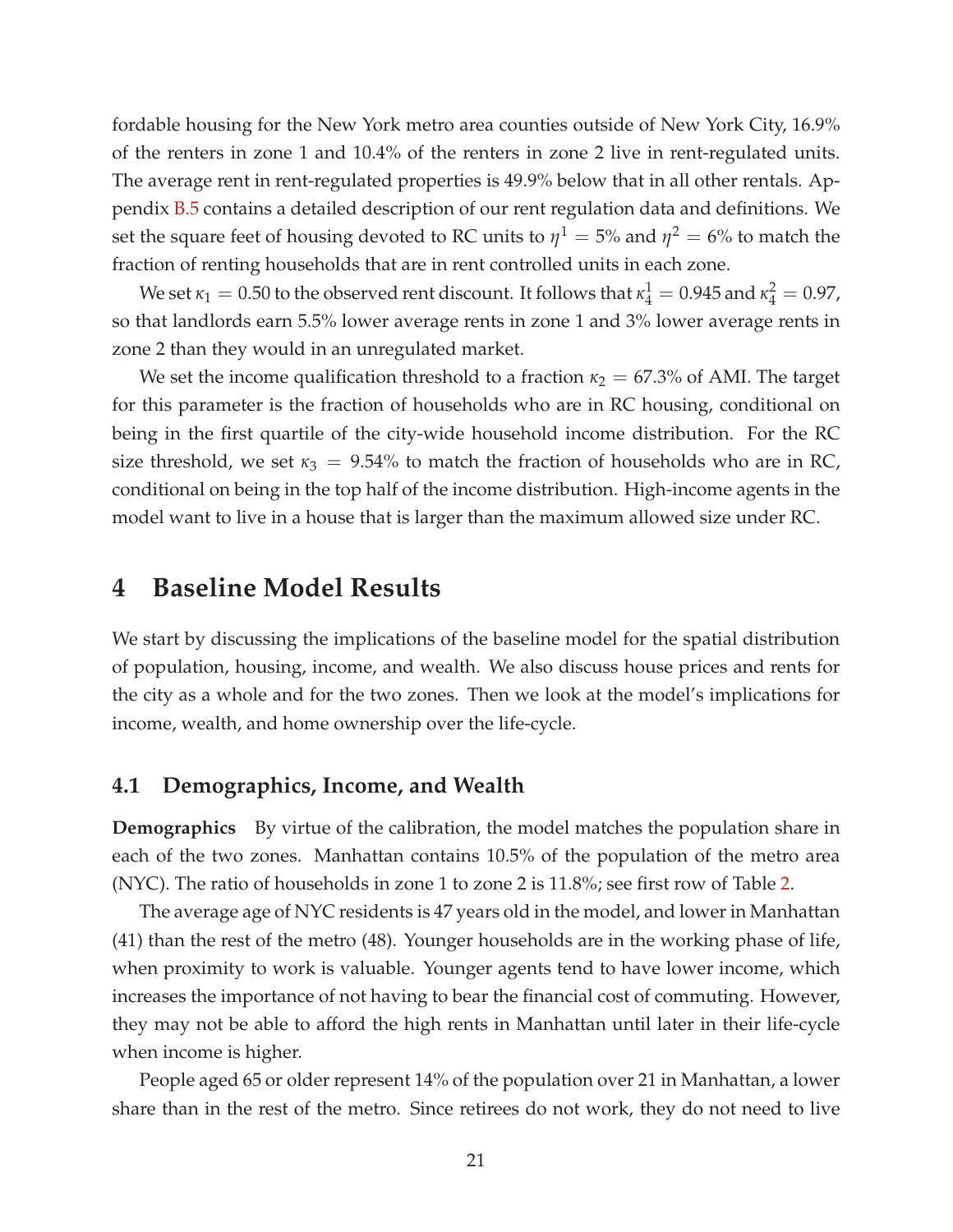fordable housing for the New York metro area counties outside of New York City, 16.9% of the renters in zone 1 and 10.4% of the renters in zone 2 live in rent-regulated units. The average rent in rent-regulated properties is 49.9% below that in all other rentals. Appendix B.5 contains a detailed description of our rent regulation data and definitions. We set the square feet of housing devoted to RC units to $\eta^1 = 5\%$ and $\eta^2 = 6\%$ to match the fraction of renting households that are in rent controlled units in each zone.

We set $\kappa_1 = 0.50$ to the observed rent discount. It follows that $\kappa_4^1 = 0.945$ and $\kappa_4^2 = 0.97$, so that landlords earn 5.5% lower average rents in zone 1 and 3% lower average rents in zone 2 than they would in an unregulated market.

We set the income qualification threshold to a fraction $\kappa_2 = 67.3\%$ of AMI. The target for this parameter is the fraction of households who are in RC housing, conditional on being in the first quartile of the city-wide household income distribution. For the RC size threshold, we set $\kappa_3 = 9.54\%$ to match the fraction of households who are in RC, conditional on being in the top half of the income distribution. High-income agents in the model want to live in a house that is larger than the maximum allowed size under RC.

# 4 Baseline Model Results

We start by discussing the implications of the baseline model for the spatial distribution of population, housing, income, and wealth. We also discuss house prices and rents for the city as a whole and for the two zones. Then we look at the model's implications for income, wealth, and home ownership over the life-cycle.

## 4.1 Demographics, Income, and Wealth

**Demographics** By virtue of the calibration, the model matches the population share in each of the two zones. Manhattan contains 10.5% of the population of the metro area (NYC). The ratio of households in zone 1 to zone 2 is 11.8%; see first row of Table 2.

The average age of NYC residents is 47 years old in the model, and lower in Manhattan (41) than the rest of the metro (48). Younger households are in the working phase of life, when proximity to work is valuable. Younger agents tend to have lower income, which increases the importance of not having to bear the financial cost of commuting. However, they may not be able to afford the high rents in Manhattan until later in their life-cycle when income is higher.

People aged 65 or older represent 14% of the population over 21 in Manhattan, a lower share than in the rest of the metro. Since retirees do not work, they do not need to live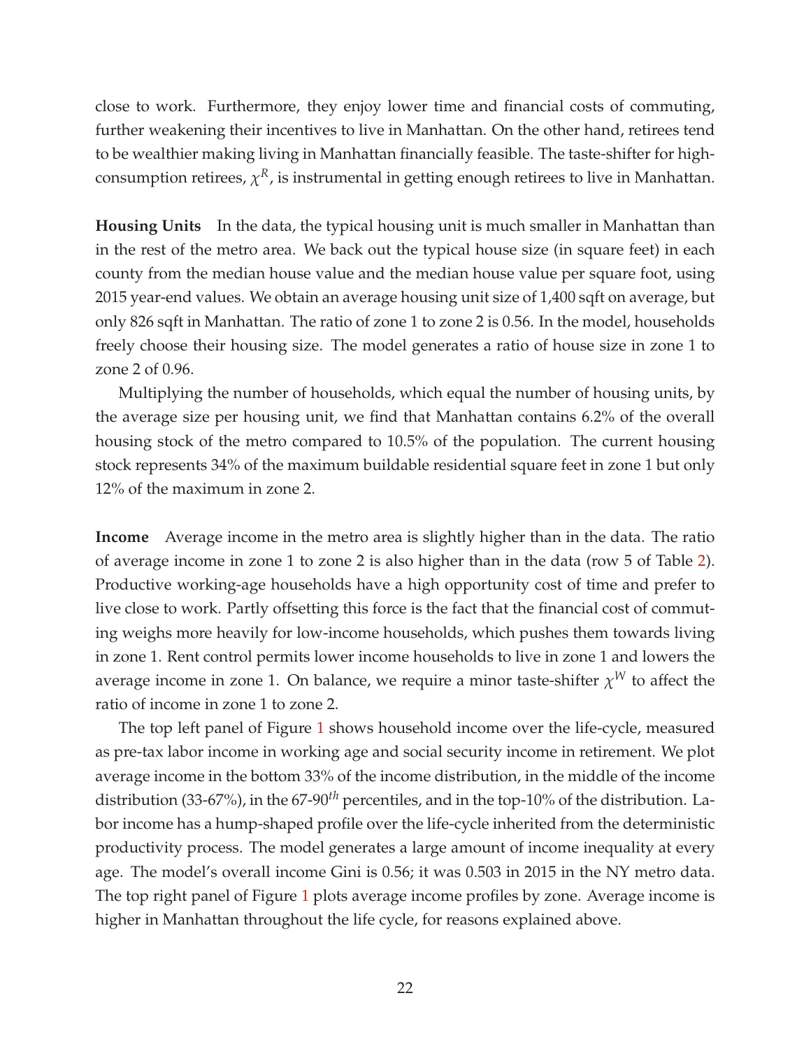close to work. Furthermore, they enjoy lower time and financial costs of commuting, further weakening their incentives to live in Manhattan. On the other hand, retirees tend to be wealthier making living in Manhattan financially feasible. The taste-shifter for high-consumption retirees, $\chi^R$, is instrumental in getting enough retirees to live in Manhattan.

**Housing Units** In the data, the typical housing unit is much smaller in Manhattan than in the rest of the metro area. We back out the typical house size (in square feet) in each county from the median house value and the median house value per square foot, using 2015 year-end values. We obtain an average housing unit size of 1,400 sqft on average, but only 826 sqft in Manhattan. The ratio of zone 1 to zone 2 is 0.56. In the model, households freely choose their housing size. The model generates a ratio of house size in zone 1 to zone 2 of 0.96.

Multiplying the number of households, which equal the number of housing units, by the average size per housing unit, we find that Manhattan contains 6.2% of the overall housing stock of the metro compared to 10.5% of the population. The current housing stock represents 34% of the maximum buildable residential square feet in zone 1 but only 12% of the maximum in zone 2.

**Income** Average income in the metro area is slightly higher than in the data. The ratio of average income in zone 1 to zone 2 is also higher than in the data (row 5 of Table 2). Productive working-age households have a high opportunity cost of time and prefer to live close to work. Partly offsetting this force is the fact that the financial cost of commuting weighs more heavily for low-income households, which pushes them towards living in zone 1. Rent control permits lower income households to live in zone 1 and lowers the average income in zone 1. On balance, we require a minor taste-shifter $\chi^W$ to affect the ratio of income in zone 1 to zone 2.

The top left panel of Figure 1 shows household income over the life-cycle, measured as pre-tax labor income in working age and social security income in retirement. We plot average income in the bottom 33% of the income distribution, in the middle of the income distribution (33-67%), in the 67-90$^{th}$ percentiles, and in the top-10% of the distribution. Labor income has a hump-shaped profile over the life-cycle inherited from the deterministic productivity process. The model generates a large amount of income inequality at every age. The model's overall income Gini is 0.56; it was 0.503 in 2015 in the NY metro data. The top right panel of Figure 1 plots average income profiles by zone. Average income is higher in Manhattan throughout the life cycle, for reasons explained above.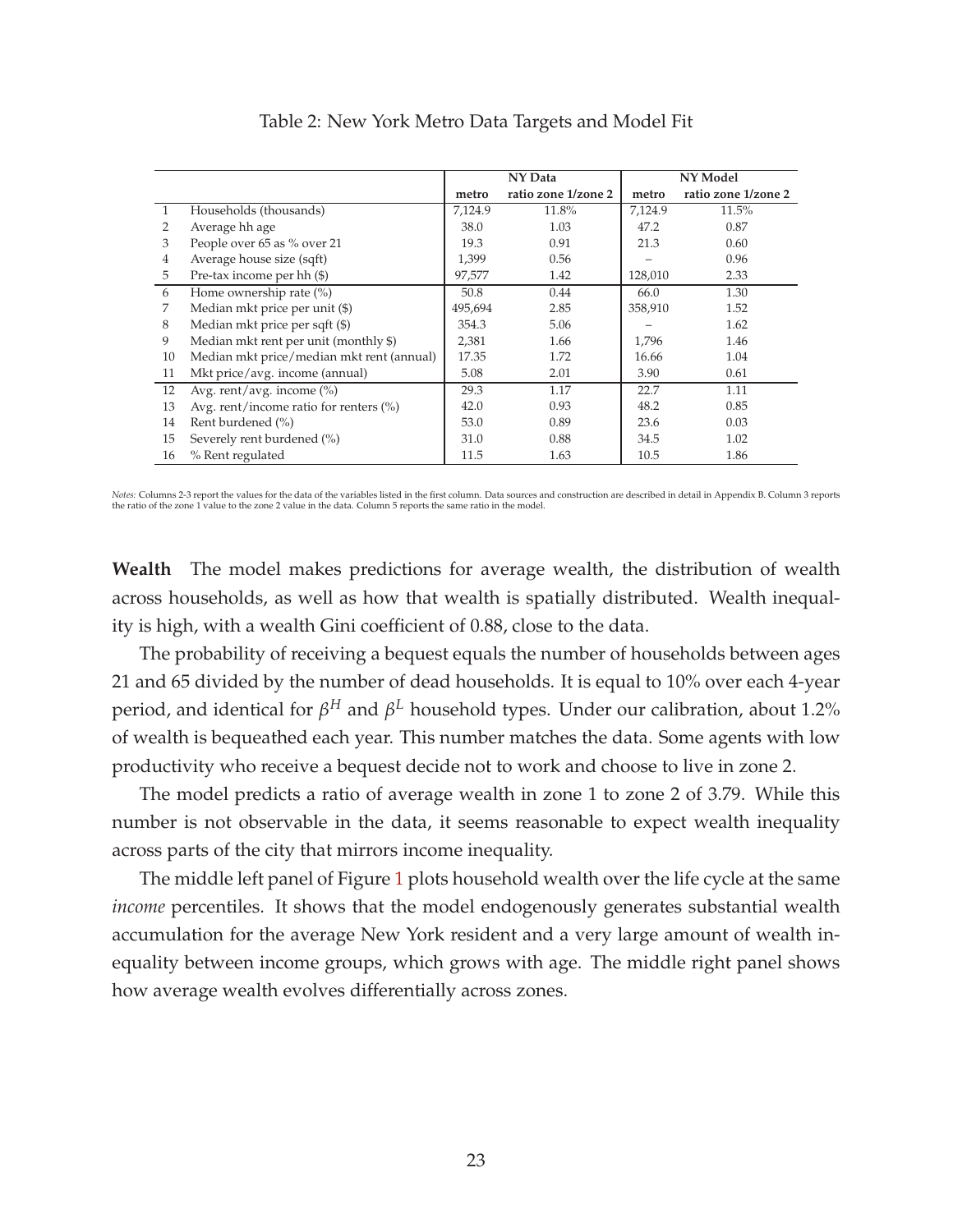Table 2: New York Metro Data Targets and Model Fit

| | | NY Data | | NY Model | |
|---|---|---|---|---|---|
| | | metro | ratio zone 1/zone 2 | metro | ratio zone 1/zone 2 |
| 1 | Households (thousands) | 7,124.9 | 11.8% | 7,124.9 | 11.5% |
| 2 | Average hh age | 38.0 | 1.03 | 47.2 | 0.87 |
| 3 | People over 65 as % over 21 | 19.3 | 0.91 | 21.3 | 0.60 |
| 4 | Average house size (sqft) | 1,399 | 0.56 | – | 0.96 |
| 5 | Pre-tax income per hh ($) | 97,577 | 1.42 | 128,010 | 2.33 |
| 6 | Home ownership rate (%) | 50.8 | 0.44 | 66.0 | 1.30 |
| 7 | Median mkt price per unit ($) | 495,694 | 2.85 | 358,910 | 1.52 |
| 8 | Median mkt price per sqft ($) | 354.3 | 5.06 | – | 1.62 |
| 9 | Median mkt rent per unit (monthly $) | 2,381 | 1.66 | 1,796 | 1.46 |
| 10 | Median mkt price/median mkt rent (annual) | 17.35 | 1.72 | 16.66 | 1.04 |
| 11 | Mkt price/avg. income (annual) | 5.08 | 2.01 | 3.90 | 0.61 |
| 12 | Avg. rent/avg. income (%) | 29.3 | 1.17 | 22.7 | 1.11 |
| 13 | Avg. rent/income ratio for renters (%) | 42.0 | 0.93 | 48.2 | 0.85 |
| 14 | Rent burdened (%) | 53.0 | 0.89 | 23.6 | 0.03 |
| 15 | Severely rent burdened (%) | 31.0 | 0.88 | 34.5 | 1.02 |
| 16 | % Rent regulated | 11.5 | 1.63 | 10.5 | 1.86 |

*Notes:* Columns 2-3 report the values for the data of the variables listed in the first column. Data sources and construction are described in detail in Appendix B. Column 3 reports the ratio of the zone 1 value to the zone 2 value in the data. Column 5 reports the same ratio in the model.

**Wealth** The model makes predictions for average wealth, the distribution of wealth across households, as well as how that wealth is spatially distributed. Wealth inequality is high, with a wealth Gini coefficient of 0.88, close to the data.

The probability of receiving a bequest equals the number of households between ages 21 and 65 divided by the number of dead households. It is equal to 10% over each 4-year period, and identical for $\beta^H$ and $\beta^L$ household types. Under our calibration, about 1.2% of wealth is bequeathed each year. This number matches the data. Some agents with low productivity who receive a bequest decide not to work and choose to live in zone 2.

The model predicts a ratio of average wealth in zone 1 to zone 2 of 3.79. While this number is not observable in the data, it seems reasonable to expect wealth inequality across parts of the city that mirrors income inequality.

The middle left panel of Figure 1 plots household wealth over the life cycle at the same *income* percentiles. It shows that the model endogenously generates substantial wealth accumulation for the average New York resident and a very large amount of wealth inequality between income groups, which grows with age. The middle right panel shows how average wealth evolves differentially across zones.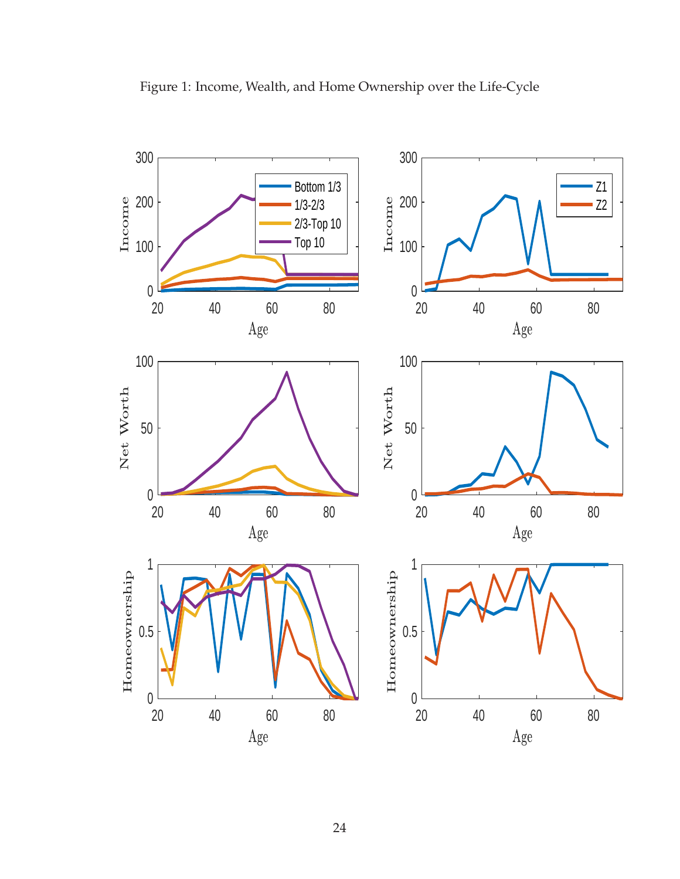Figure 1: Income, Wealth, and Home Ownership over the Life-Cycle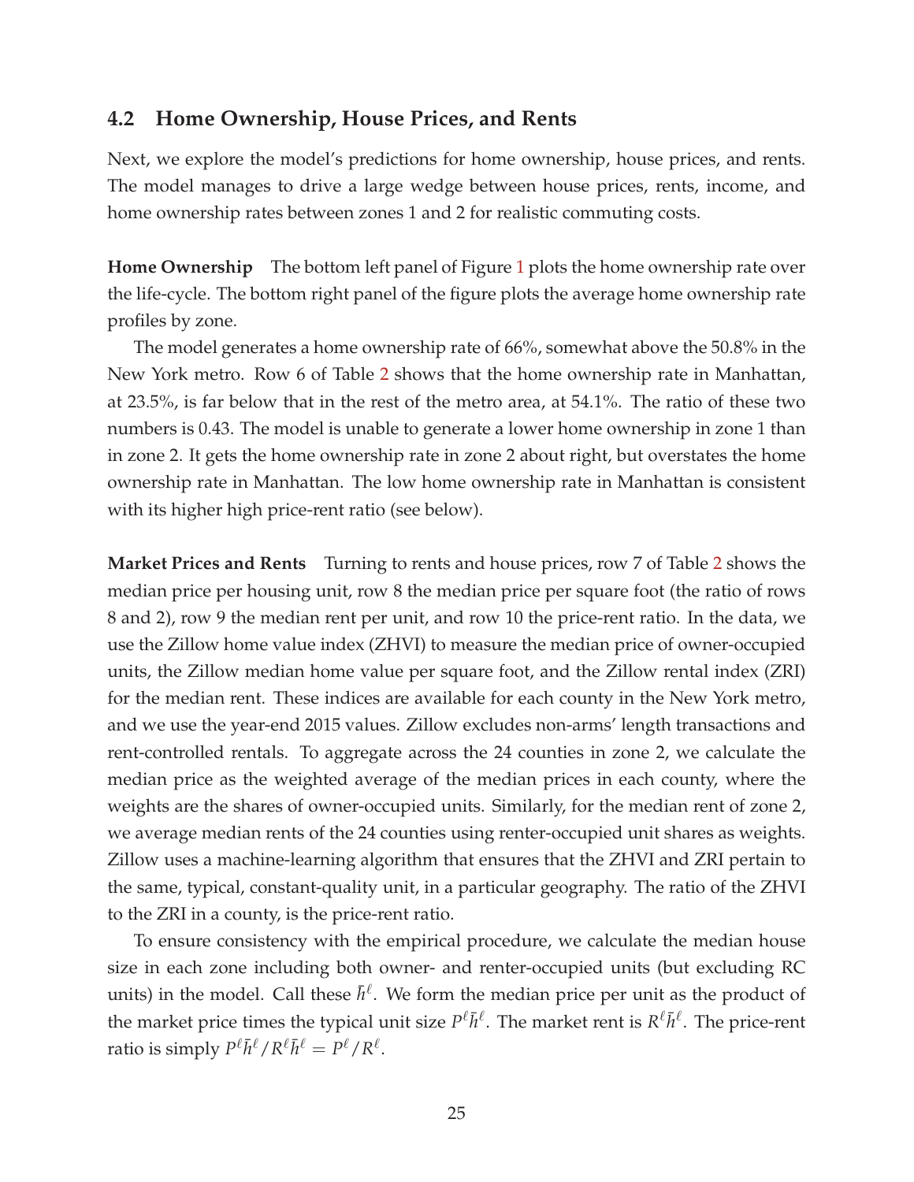## 4.2 Home Ownership, House Prices, and Rents

Next, we explore the model's predictions for home ownership, house prices, and rents. The model manages to drive a large wedge between house prices, rents, income, and home ownership rates between zones 1 and 2 for realistic commuting costs.

**Home Ownership** The bottom left panel of Figure 1 plots the home ownership rate over the life-cycle. The bottom right panel of the figure plots the average home ownership rate profiles by zone.

The model generates a home ownership rate of 66%, somewhat above the 50.8% in the New York metro. Row 6 of Table 2 shows that the home ownership rate in Manhattan, at 23.5%, is far below that in the rest of the metro area, at 54.1%. The ratio of these two numbers is 0.43. The model is unable to generate a lower home ownership in zone 1 than in zone 2. It gets the home ownership rate in zone 2 about right, but overstates the home ownership rate in Manhattan. The low home ownership rate in Manhattan is consistent with its higher high price-rent ratio (see below).

**Market Prices and Rents** Turning to rents and house prices, row 7 of Table 2 shows the median price per housing unit, row 8 the median price per square foot (the ratio of rows 8 and 2), row 9 the median rent per unit, and row 10 the price-rent ratio. In the data, we use the Zillow home value index (ZHVI) to measure the median price of owner-occupied units, the Zillow median home value per square foot, and the Zillow rental index (ZRI) for the median rent. These indices are available for each county in the New York metro, and we use the year-end 2015 values. Zillow excludes non-arms' length transactions and rent-controlled rentals. To aggregate across the 24 counties in zone 2, we calculate the median price as the weighted average of the median prices in each county, where the weights are the shares of owner-occupied units. Similarly, for the median rent of zone 2, we average median rents of the 24 counties using renter-occupied unit shares as weights. Zillow uses a machine-learning algorithm that ensures that the ZHVI and ZRI pertain to the same, typical, constant-quality unit, in a particular geography. The ratio of the ZHVI to the ZRI in a county, is the price-rent ratio.

To ensure consistency with the empirical procedure, we calculate the median house size in each zone including both owner- and renter-occupied units (but excluding RC units) in the model. Call these $\bar{h}^{\ell}$. We form the median price per unit as the product of the market price times the typical unit size $P^{\ell}\bar{h}^{\ell}$. The market rent is $R^{\ell}\bar{h}^{\ell}$. The price-rent ratio is simply $P^{\ell}\bar{h}^{\ell}/R^{\ell}\bar{h}^{\ell} = P^{\ell}/R^{\ell}$.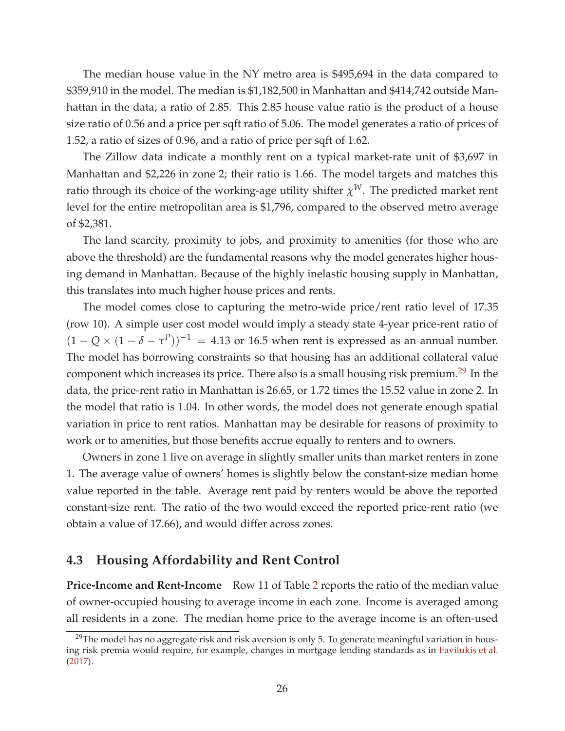The median house value in the NY metro area is $495,694 in the data compared to $359,910 in the model. The median is $1,182,500 in Manhattan and $414,742 outside Manhattan in the data, a ratio of 2.85. This 2.85 house value ratio is the product of a house size ratio of 0.56 and a price per sqft ratio of 5.06. The model generates a ratio of prices of 1.52, a ratio of sizes of 0.96, and a ratio of price per sqft of 1.62.

The Zillow data indicate a monthly rent on a typical market-rate unit of $3,697 in Manhattan and $2,226 in zone 2; their ratio is 1.66. The model targets and matches this ratio through its choice of the working-age utility shifter $\chi^W$. The predicted market rent level for the entire metropolitan area is $1,796, compared to the observed metro average of $2,381.

The land scarcity, proximity to jobs, and proximity to amenities (for those who are above the threshold) are the fundamental reasons why the model generates higher housing demand in Manhattan. Because of the highly inelastic housing supply in Manhattan, this translates into much higher house prices and rents.

The model comes close to capturing the metro-wide price/rent ratio level of 17.35 (row 10). A simple user cost model would imply a steady state 4-year price-rent ratio of $(1 - Q \times (1 - \delta - \tau^P))^{-1} = 4.13$ or 16.5 when rent is expressed as an annual number. The model has borrowing constraints so that housing has an additional collateral value component which increases its price. There also is a small housing risk premium.[29] In the data, the price-rent ratio in Manhattan is 26.65, or 1.72 times the 15.52 value in zone 2. In the model that ratio is 1.04. In other words, the model does not generate enough spatial variation in price to rent ratios. Manhattan may be desirable for reasons of proximity to work or to amenities, but those benefits accrue equally to renters and to owners.

Owners in zone 1 live on average in slightly smaller units than market renters in zone 1. The average value of owners' homes is slightly below the constant-size median home value reported in the table. Average rent paid by renters would be above the reported constant-size rent. The ratio of the two would exceed the reported price-rent ratio (we obtain a value of 17.66), and would differ across zones.

## 4.3 Housing Affordability and Rent Control

**Price-Income and Rent-Income** Row 11 of Table 2 reports the ratio of the median value of owner-occupied housing to average income in each zone. Income is averaged among all residents in a zone. The median home price to the average income is an often-used

[29] The model has no aggregate risk and risk aversion is only 5. To generate meaningful variation in housing risk premia would require, for example, changes in mortgage lending standards as in Favilukis et al. (2017).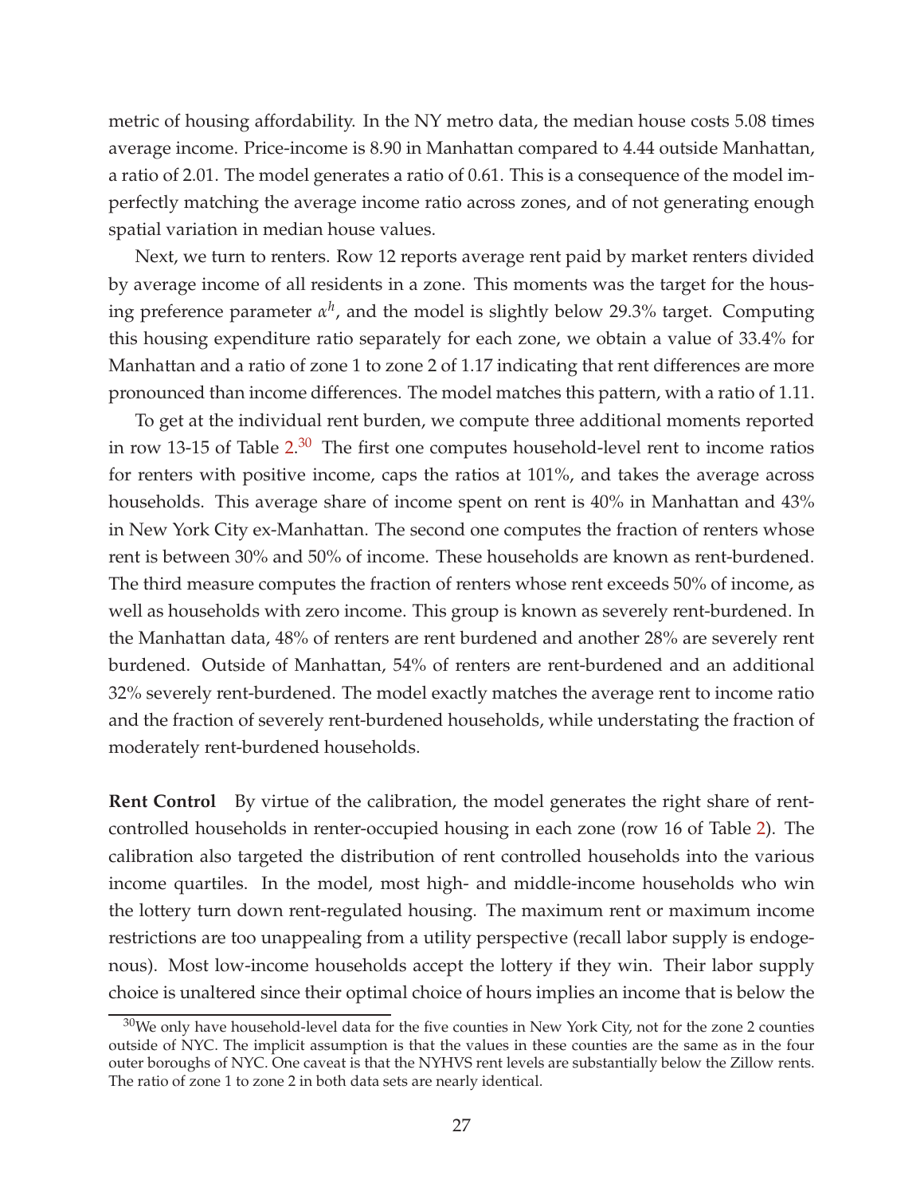metric of housing affordability. In the NY metro data, the median house costs 5.08 times average income. Price-income is 8.90 in Manhattan compared to 4.44 outside Manhattan, a ratio of 2.01. The model generates a ratio of 0.61. This is a consequence of the model imperfectly matching the average income ratio across zones, and of not generating enough spatial variation in median house values.

Next, we turn to renters. Row 12 reports average rent paid by market renters divided by average income of all residents in a zone. This moments was the target for the housing preference parameter $\alpha^h$, and the model is slightly below 29.3% target. Computing this housing expenditure ratio separately for each zone, we obtain a value of 33.4% for Manhattan and a ratio of zone 1 to zone 2 of 1.17 indicating that rent differences are more pronounced than income differences. The model matches this pattern, with a ratio of 1.11.

To get at the individual rent burden, we compute three additional moments reported in row 13-15 of Table 2.[30] The first one computes household-level rent to income ratios for renters with positive income, caps the ratios at 101%, and takes the average across households. This average share of income spent on rent is 40% in Manhattan and 43% in New York City ex-Manhattan. The second one computes the fraction of renters whose rent is between 30% and 50% of income. These households are known as rent-burdened. The third measure computes the fraction of renters whose rent exceeds 50% of income, as well as households with zero income. This group is known as severely rent-burdened. In the Manhattan data, 48% of renters are rent burdened and another 28% are severely rent burdened. Outside of Manhattan, 54% of renters are rent-burdened and an additional 32% severely rent-burdened. The model exactly matches the average rent to income ratio and the fraction of severely rent-burdened households, while understating the fraction of moderately rent-burdened households.

**Rent Control** By virtue of the calibration, the model generates the right share of rent-controlled households in renter-occupied housing in each zone (row 16 of Table 2). The calibration also targeted the distribution of rent controlled households into the various income quartiles. In the model, most high- and middle-income households who win the lottery turn down rent-regulated housing. The maximum rent or maximum income restrictions are too unappealing from a utility perspective (recall labor supply is endogenous). Most low-income households accept the lottery if they win. Their labor supply choice is unaltered since their optimal choice of hours implies an income that is below the

[30] We only have household-level data for the five counties in New York City, not for the zone 2 counties outside of NYC. The implicit assumption is that the values in these counties are the same as in the four outer boroughs of NYC. One caveat is that the NYHVS rent levels are substantially below the Zillow rents. The ratio of zone 1 to zone 2 in both data sets are nearly identical.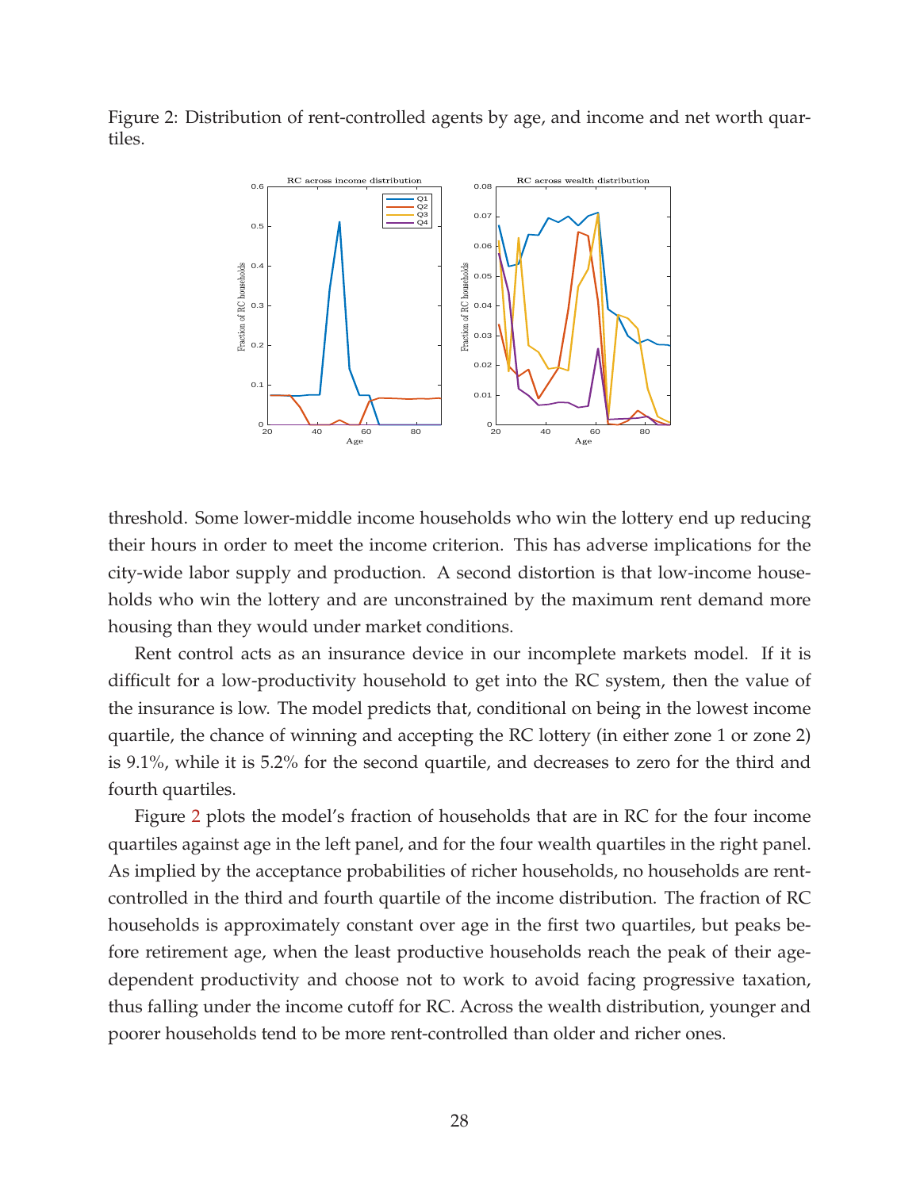Figure 2: Distribution of rent-controlled agents by age, and income and net worth quartiles.

threshold. Some lower-middle income households who win the lottery end up reducing their hours in order to meet the income criterion. This has adverse implications for the city-wide labor supply and production. A second distortion is that low-income households who win the lottery and are unconstrained by the maximum rent demand more housing than they would under market conditions.

Rent control acts as an insurance device in our incomplete markets model. If it is difficult for a low-productivity household to get into the RC system, then the value of the insurance is low. The model predicts that, conditional on being in the lowest income quartile, the chance of winning and accepting the RC lottery (in either zone 1 or zone 2) is 9.1%, while it is 5.2% for the second quartile, and decreases to zero for the third and fourth quartiles.

Figure 2 plots the model's fraction of households that are in RC for the four income quartiles against age in the left panel, and for the four wealth quartiles in the right panel. As implied by the acceptance probabilities of richer households, no households are rent-controlled in the third and fourth quartile of the income distribution. The fraction of RC households is approximately constant over age in the first two quartiles, but peaks before retirement age, when the least productive households reach the peak of their age-dependent productivity and choose not to work to avoid facing progressive taxation, thus falling under the income cutoff for RC. Across the wealth distribution, younger and poorer households tend to be more rent-controlled than older and richer ones.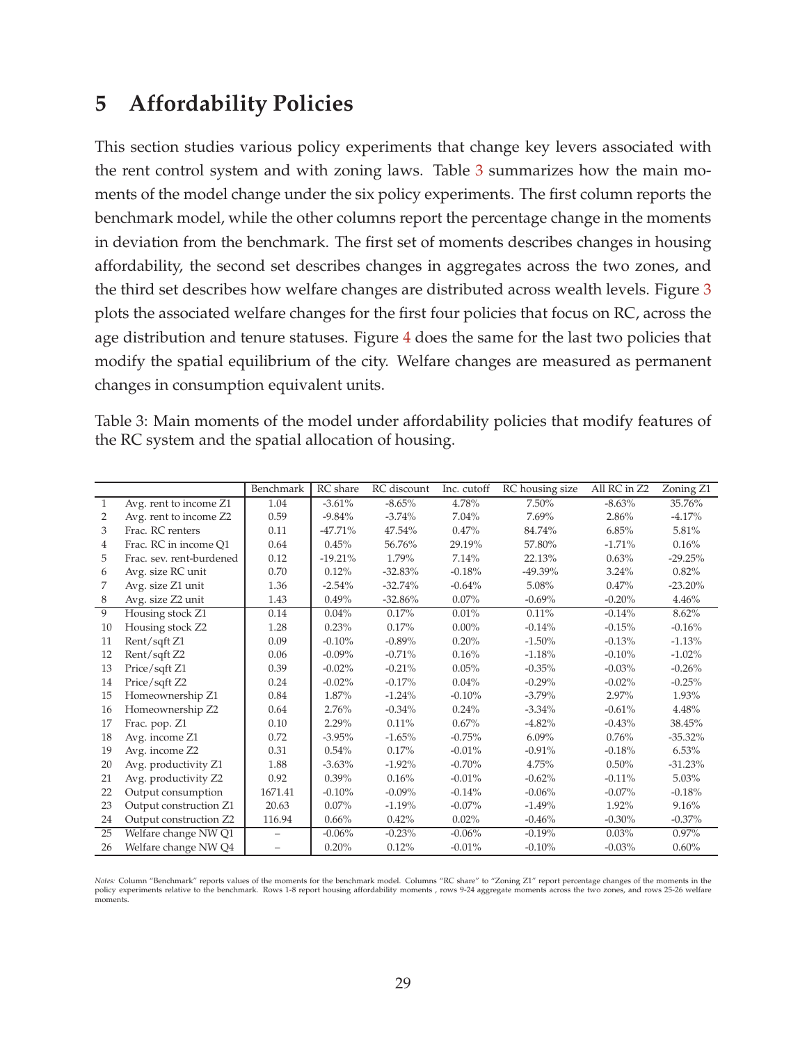# 5 Affordability Policies

This section studies various policy experiments that change key levers associated with the rent control system and with zoning laws. Table 3 summarizes how the main moments of the model change under the six policy experiments. The first column reports the benchmark model, while the other columns report the percentage change in the moments in deviation from the benchmark. The first set of moments describes changes in housing affordability, the second set describes changes in aggregates across the two zones, and the third set describes how welfare changes are distributed across wealth levels. Figure 3 plots the associated welfare changes for the first four policies that focus on RC, across the age distribution and tenure statuses. Figure 4 does the same for the last two policies that modify the spatial equilibrium of the city. Welfare changes are measured as permanent changes in consumption equivalent units.

Table 3: Main moments of the model under affordability policies that modify features of the RC system and the spatial allocation of housing.

| | | Benchmark | RC share | RC discount | Inc. cutoff | RC housing size | All RC in Z2 | Zoning Z1 |
|---|---|---|---|---|---|---|---|---|
| 1 | Avg. rent to income Z1 | 1.04 | -3.61% | -8.65% | 4.78% | 7.50% | -8.63% | 35.76% |
| 2 | Avg. rent to income Z2 | 0.59 | -9.84% | -3.74% | 7.04% | 7.69% | 2.86% | -4.17% |
| 3 | Frac. RC renters | 0.11 | -47.71% | 47.54% | 0.47% | 84.74% | 6.85% | 5.81% |
| 4 | Frac. RC in income Q1 | 0.64 | 0.45% | 56.76% | 29.19% | 57.80% | -1.71% | 0.16% |
| 5 | Frac. sev. rent-burdened | 0.12 | -19.21% | 1.79% | 7.14% | 22.13% | 0.63% | -29.25% |
| 6 | Avg. size RC unit | 0.70 | 0.12% | -32.83% | -0.18% | -49.39% | 3.24% | 0.82% |
| 7 | Avg. size Z1 unit | 1.36 | -2.54% | -32.74% | -0.64% | 5.08% | 0.47% | -23.20% |
| 8 | Avg. size Z2 unit | 1.43 | 0.49% | -32.86% | 0.07% | -0.69% | -0.20% | 4.46% |
| 9 | Housing stock Z1 | 0.14 | 0.04% | 0.17% | 0.01% | 0.11% | -0.14% | 8.62% |
| 10 | Housing stock Z2 | 1.28 | 0.23% | 0.17% | 0.00% | -0.14% | -0.15% | -0.16% |
| 11 | Rent/sqft Z1 | 0.09 | -0.10% | -0.89% | 0.20% | -1.50% | -0.13% | -1.13% |
| 12 | Rent/sqft Z2 | 0.06 | -0.09% | -0.71% | 0.16% | -1.18% | -0.10% | -1.02% |
| 13 | Price/sqft Z1 | 0.39 | -0.02% | -0.21% | 0.05% | -0.35% | -0.03% | -0.26% |
| 14 | Price/sqft Z2 | 0.24 | -0.02% | -0.17% | 0.04% | -0.29% | -0.02% | -0.25% |
| 15 | Homeownership Z1 | 0.84 | 1.87% | -1.24% | -0.10% | -3.79% | 2.97% | 1.93% |
| 16 | Homeownership Z2 | 0.64 | 2.76% | -0.34% | 0.24% | -3.34% | -0.61% | 4.48% |
| 17 | Frac. pop. Z1 | 0.10 | 2.29% | 0.11% | 0.67% | -4.82% | -0.43% | 38.45% |
| 18 | Avg. income Z1 | 0.72 | -3.95% | -1.65% | -0.75% | 6.09% | 0.76% | -35.32% |
| 19 | Avg. income Z2 | 0.31 | 0.54% | 0.17% | -0.01% | -0.91% | -0.18% | 6.53% |
| 20 | Avg. productivity Z1 | 1.88 | -3.63% | -1.92% | -0.70% | 4.75% | 0.50% | -31.23% |
| 21 | Avg. productivity Z2 | 0.92 | 0.39% | 0.16% | -0.01% | -0.62% | -0.11% | 5.03% |
| 22 | Output consumption | 1671.41 | -0.10% | -0.09% | -0.14% | -0.06% | -0.07% | -0.18% |
| 23 | Output construction Z1 | 20.63 | 0.07% | -1.19% | -0.07% | -1.49% | 1.92% | 9.16% |
| 24 | Output construction Z2 | 116.94 | 0.66% | 0.42% | 0.02% | -0.46% | -0.30% | -0.37% |
| 25 | Welfare change NW Q1 | – | -0.06% | -0.23% | -0.06% | -0.19% | 0.03% | 0.97% |
| 26 | Welfare change NW Q4 | – | 0.20% | 0.12% | -0.01% | -0.10% | -0.03% | 0.60% |

*Notes:* Column "Benchmark" reports values of the moments for the benchmark model. Columns "RC share" to "Zoning Z1" report percentage changes of the moments in the policy experiments relative to the benchmark. Rows 1-8 report housing affordability moments , rows 9-24 aggregate moments across the two zones, and rows 25-26 welfare moments.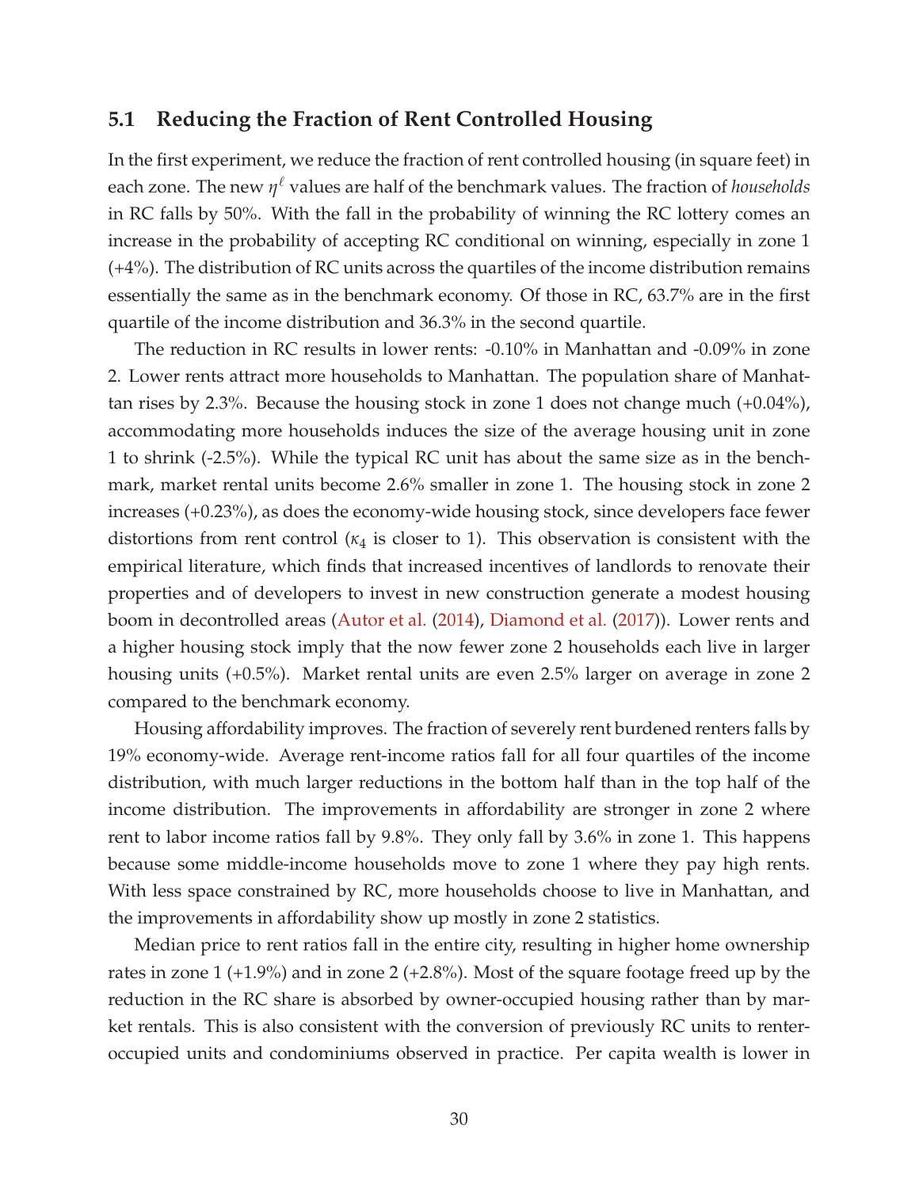### 5.1 Reducing the Fraction of Rent Controlled Housing

In the first experiment, we reduce the fraction of rent controlled housing (in square feet) in each zone. The new $\eta^{\ell}$ values are half of the benchmark values. The fraction of *households* in RC falls by 50%. With the fall in the probability of winning the RC lottery comes an increase in the probability of accepting RC conditional on winning, especially in zone 1 (+4%). The distribution of RC units across the quartiles of the income distribution remains essentially the same as in the benchmark economy. Of those in RC, 63.7% are in the first quartile of the income distribution and 36.3% in the second quartile.

The reduction in RC results in lower rents: -0.10% in Manhattan and -0.09% in zone 2. Lower rents attract more households to Manhattan. The population share of Manhattan rises by 2.3%. Because the housing stock in zone 1 does not change much (+0.04%), accommodating more households induces the size of the average housing unit in zone 1 to shrink (-2.5%). While the typical RC unit has about the same size as in the benchmark, market rental units become 2.6% smaller in zone 1. The housing stock in zone 2 increases (+0.23%), as does the economy-wide housing stock, since developers face fewer distortions from rent control ($\kappa_4$ is closer to 1). This observation is consistent with the empirical literature, which finds that increased incentives of landlords to renovate their properties and of developers to invest in new construction generate a modest housing boom in decontrolled areas (Autor et al. (2014), Diamond et al. (2017)). Lower rents and a higher housing stock imply that the now fewer zone 2 households each live in larger housing units (+0.5%). Market rental units are even 2.5% larger on average in zone 2 compared to the benchmark economy.

Housing affordability improves. The fraction of severely rent burdened renters falls by 19% economy-wide. Average rent-income ratios fall for all four quartiles of the income distribution, with much larger reductions in the bottom half than in the top half of the income distribution. The improvements in affordability are stronger in zone 2 where rent to labor income ratios fall by 9.8%. They only fall by 3.6% in zone 1. This happens because some middle-income households move to zone 1 where they pay high rents. With less space constrained by RC, more households choose to live in Manhattan, and the improvements in affordability show up mostly in zone 2 statistics.

Median price to rent ratios fall in the entire city, resulting in higher home ownership rates in zone 1 (+1.9%) and in zone 2 (+2.8%). Most of the square footage freed up by the reduction in the RC share is absorbed by owner-occupied housing rather than by market rentals. This is also consistent with the conversion of previously RC units to renter-occupied units and condominiums observed in practice. Per capita wealth is lower in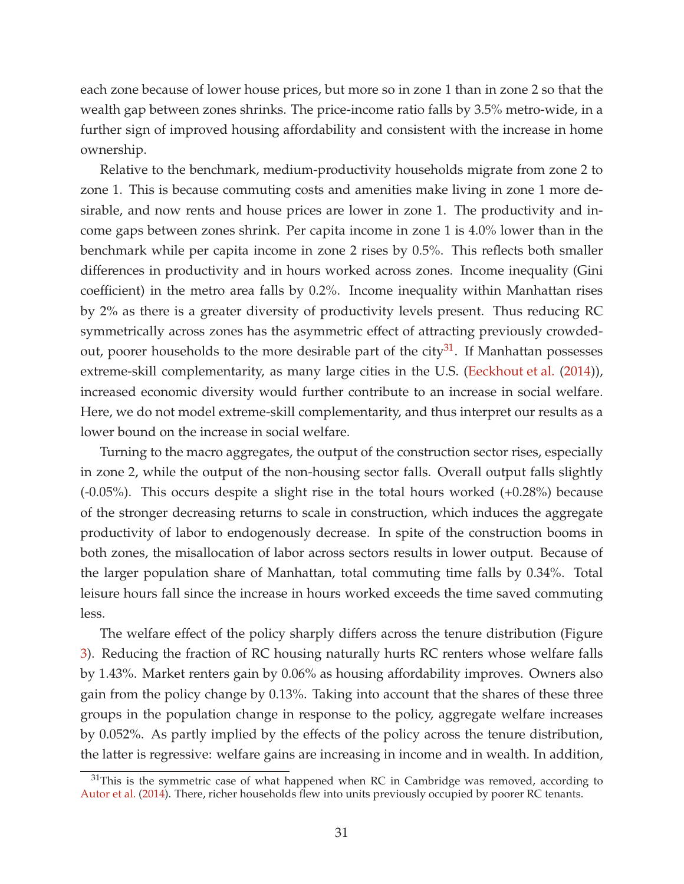each zone because of lower house prices, but more so in zone 1 than in zone 2 so that the wealth gap between zones shrinks. The price-income ratio falls by 3.5% metro-wide, in a further sign of improved housing affordability and consistent with the increase in home ownership.

Relative to the benchmark, medium-productivity households migrate from zone 2 to zone 1. This is because commuting costs and amenities make living in zone 1 more desirable, and now rents and house prices are lower in zone 1. The productivity and income gaps between zones shrink. Per capita income in zone 1 is 4.0% lower than in the benchmark while per capita income in zone 2 rises by 0.5%. This reflects both smaller differences in productivity and in hours worked across zones. Income inequality (Gini coefficient) in the metro area falls by 0.2%. Income inequality within Manhattan rises by 2% as there is a greater diversity of productivity levels present. Thus reducing RC symmetrically across zones has the asymmetric effect of attracting previously crowded-out, poorer households to the more desirable part of the city[31]. If Manhattan possesses extreme-skill complementarity, as many large cities in the U.S. (Eeckhout et al. (2014)), increased economic diversity would further contribute to an increase in social welfare. Here, we do not model extreme-skill complementarity, and thus interpret our results as a lower bound on the increase in social welfare.

Turning to the macro aggregates, the output of the construction sector rises, especially in zone 2, while the output of the non-housing sector falls. Overall output falls slightly (-0.05%). This occurs despite a slight rise in the total hours worked (+0.28%) because of the stronger decreasing returns to scale in construction, which induces the aggregate productivity of labor to endogenously decrease. In spite of the construction booms in both zones, the misallocation of labor across sectors results in lower output. Because of the larger population share of Manhattan, total commuting time falls by 0.34%. Total leisure hours fall since the increase in hours worked exceeds the time saved commuting less.

The welfare effect of the policy sharply differs across the tenure distribution (Figure 3). Reducing the fraction of RC housing naturally hurts RC renters whose welfare falls by 1.43%. Market renters gain by 0.06% as housing affordability improves. Owners also gain from the policy change by 0.13%. Taking into account that the shares of these three groups in the population change in response to the policy, aggregate welfare increases by 0.052%. As partly implied by the effects of the policy across the tenure distribution, the latter is regressive: welfare gains are increasing in income and in wealth. In addition,

[31]This is the symmetric case of what happened when RC in Cambridge was removed, according to Autor et al. (2014). There, richer households flew into units previously occupied by poorer RC tenants.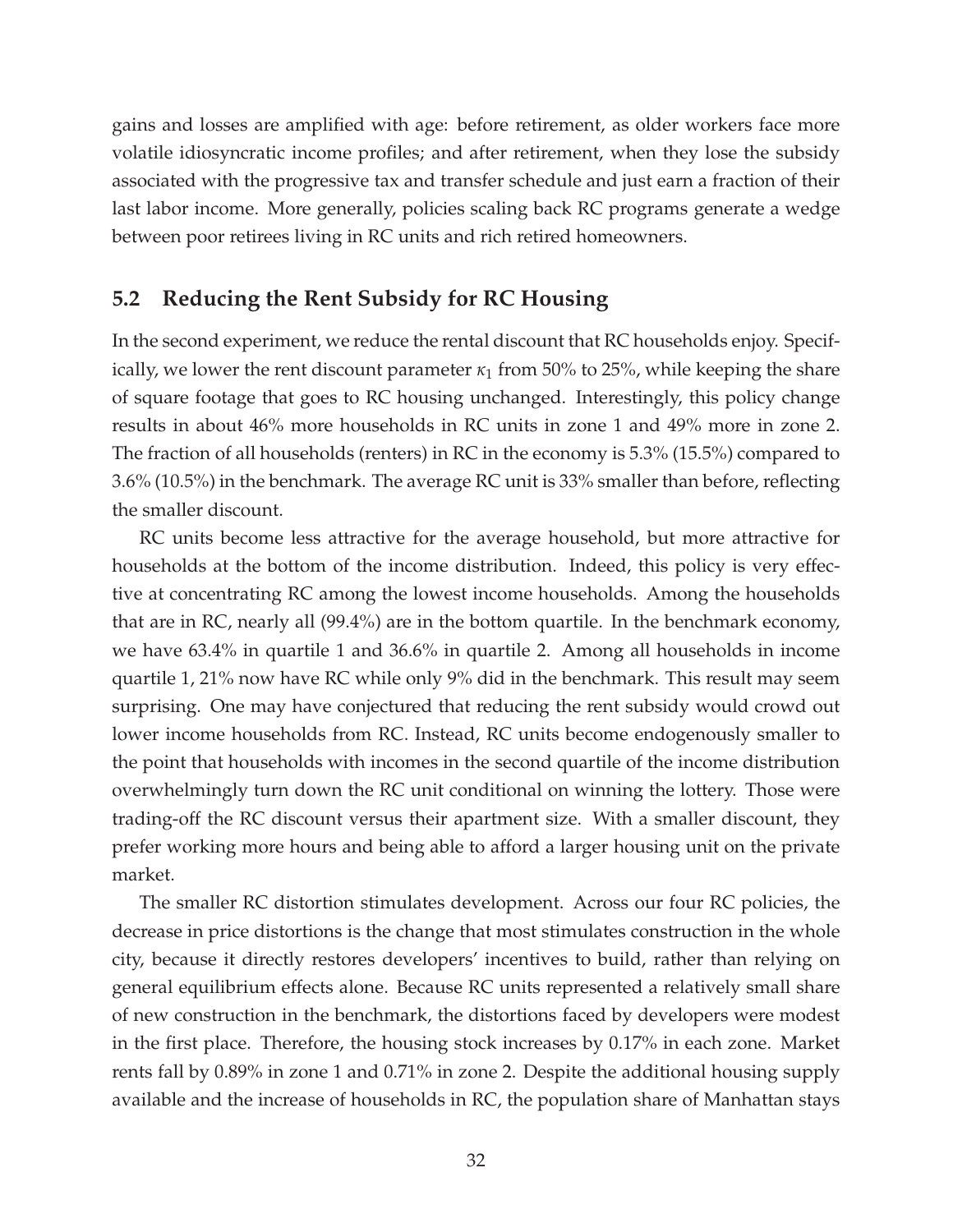gains and losses are amplified with age: before retirement, as older workers face more volatile idiosyncratic income profiles; and after retirement, when they lose the subsidy associated with the progressive tax and transfer schedule and just earn a fraction of their last labor income. More generally, policies scaling back RC programs generate a wedge between poor retirees living in RC units and rich retired homeowners.

## 5.2 Reducing the Rent Subsidy for RC Housing

In the second experiment, we reduce the rental discount that RC households enjoy. Specifically, we lower the rent discount parameter $\kappa_1$ from 50% to 25%, while keeping the share of square footage that goes to RC housing unchanged. Interestingly, this policy change results in about 46% more households in RC units in zone 1 and 49% more in zone 2. The fraction of all households (renters) in RC in the economy is 5.3% (15.5%) compared to 3.6% (10.5%) in the benchmark. The average RC unit is 33% smaller than before, reflecting the smaller discount.

RC units become less attractive for the average household, but more attractive for households at the bottom of the income distribution. Indeed, this policy is very effective at concentrating RC among the lowest income households. Among the households that are in RC, nearly all (99.4%) are in the bottom quartile. In the benchmark economy, we have 63.4% in quartile 1 and 36.6% in quartile 2. Among all households in income quartile 1, 21% now have RC while only 9% did in the benchmark. This result may seem surprising. One may have conjectured that reducing the rent subsidy would crowd out lower income households from RC. Instead, RC units become endogenously smaller to the point that households with incomes in the second quartile of the income distribution overwhelmingly turn down the RC unit conditional on winning the lottery. Those were trading-off the RC discount versus their apartment size. With a smaller discount, they prefer working more hours and being able to afford a larger housing unit on the private market.

The smaller RC distortion stimulates development. Across our four RC policies, the decrease in price distortions is the change that most stimulates construction in the whole city, because it directly restores developers' incentives to build, rather than relying on general equilibrium effects alone. Because RC units represented a relatively small share of new construction in the benchmark, the distortions faced by developers were modest in the first place. Therefore, the housing stock increases by 0.17% in each zone. Market rents fall by 0.89% in zone 1 and 0.71% in zone 2. Despite the additional housing supply available and the increase of households in RC, the population share of Manhattan stays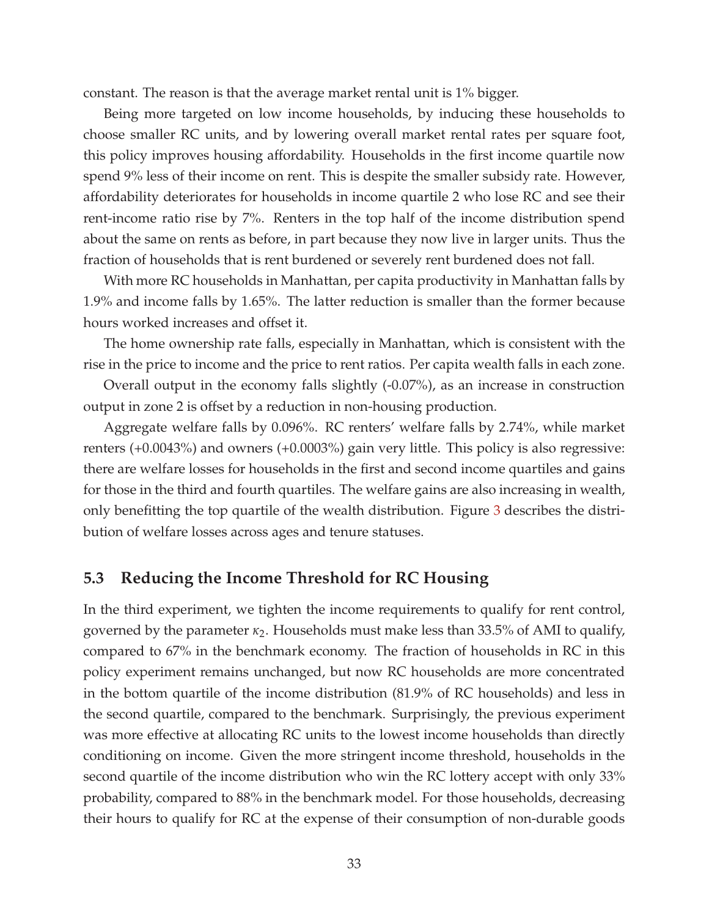constant. The reason is that the average market rental unit is 1% bigger.

Being more targeted on low income households, by inducing these households to choose smaller RC units, and by lowering overall market rental rates per square foot, this policy improves housing affordability. Households in the first income quartile now spend 9% less of their income on rent. This is despite the smaller subsidy rate. However, affordability deteriorates for households in income quartile 2 who lose RC and see their rent-income ratio rise by 7%. Renters in the top half of the income distribution spend about the same on rents as before, in part because they now live in larger units. Thus the fraction of households that is rent burdened or severely rent burdened does not fall.

With more RC households in Manhattan, per capita productivity in Manhattan falls by 1.9% and income falls by 1.65%. The latter reduction is smaller than the former because hours worked increases and offset it.

The home ownership rate falls, especially in Manhattan, which is consistent with the rise in the price to income and the price to rent ratios. Per capita wealth falls in each zone.

Overall output in the economy falls slightly (-0.07%), as an increase in construction output in zone 2 is offset by a reduction in non-housing production.

Aggregate welfare falls by 0.096%. RC renters' welfare falls by 2.74%, while market renters (+0.0043%) and owners (+0.0003%) gain very little. This policy is also regressive: there are welfare losses for households in the first and second income quartiles and gains for those in the third and fourth quartiles. The welfare gains are also increasing in wealth, only benefitting the top quartile of the wealth distribution. Figure 3 describes the distribution of welfare losses across ages and tenure statuses.

### 5.3 Reducing the Income Threshold for RC Housing

In the third experiment, we tighten the income requirements to qualify for rent control, governed by the parameter $\kappa_2$. Households must make less than 33.5% of AMI to qualify, compared to 67% in the benchmark economy. The fraction of households in RC in this policy experiment remains unchanged, but now RC households are more concentrated in the bottom quartile of the income distribution (81.9% of RC households) and less in the second quartile, compared to the benchmark. Surprisingly, the previous experiment was more effective at allocating RC units to the lowest income households than directly conditioning on income. Given the more stringent income threshold, households in the second quartile of the income distribution who win the RC lottery accept with only 33% probability, compared to 88% in the benchmark model. For those households, decreasing their hours to qualify for RC at the expense of their consumption of non-durable goods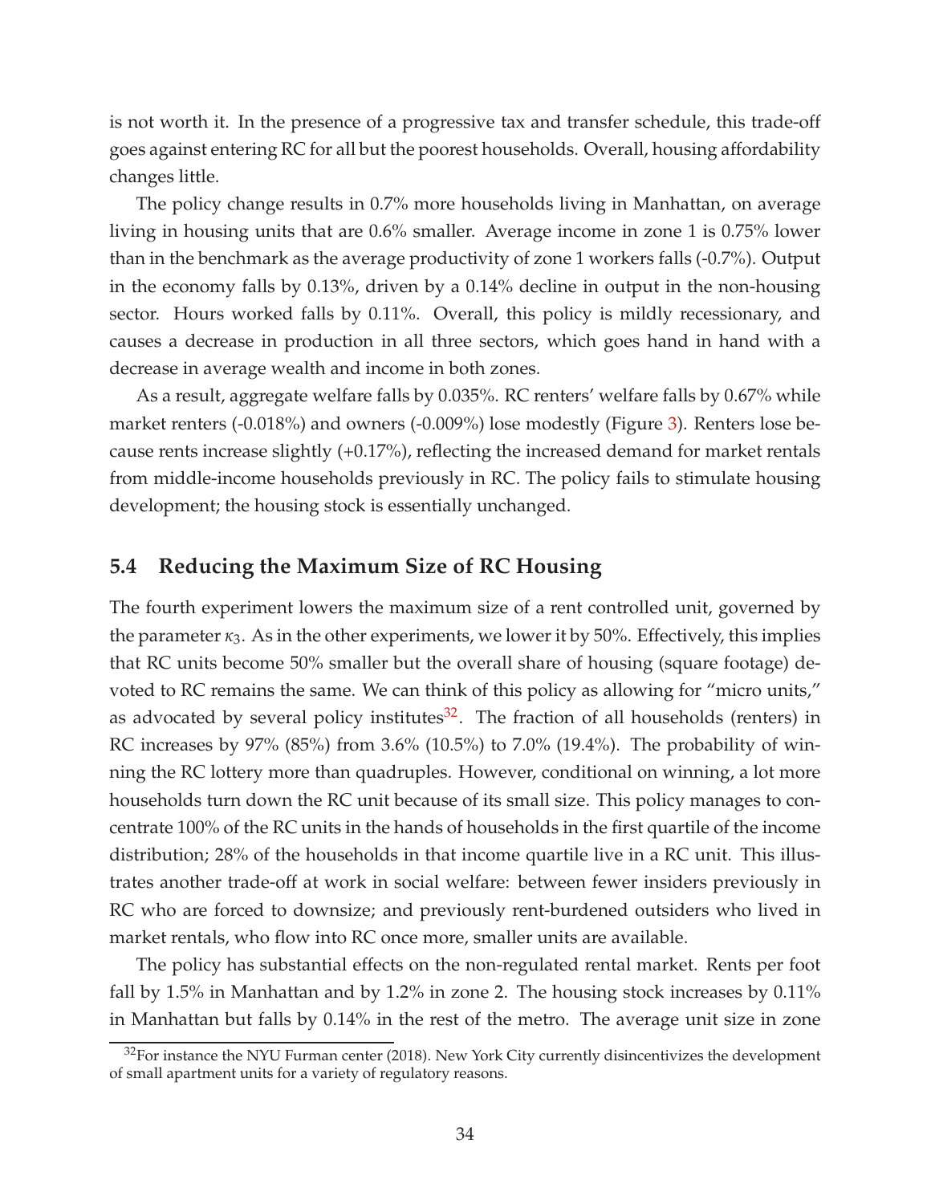is not worth it. In the presence of a progressive tax and transfer schedule, this trade-off goes against entering RC for all but the poorest households. Overall, housing affordability changes little.

The policy change results in 0.7% more households living in Manhattan, on average living in housing units that are 0.6% smaller. Average income in zone 1 is 0.75% lower than in the benchmark as the average productivity of zone 1 workers falls (-0.7%). Output in the economy falls by 0.13%, driven by a 0.14% decline in output in the non-housing sector. Hours worked falls by 0.11%. Overall, this policy is mildly recessionary, and causes a decrease in production in all three sectors, which goes hand in hand with a decrease in average wealth and income in both zones.

As a result, aggregate welfare falls by 0.035%. RC renters' welfare falls by 0.67% while market renters (-0.018%) and owners (-0.009%) lose modestly (Figure 3). Renters lose because rents increase slightly (+0.17%), reflecting the increased demand for market rentals from middle-income households previously in RC. The policy fails to stimulate housing development; the housing stock is essentially unchanged.

## 5.4 Reducing the Maximum Size of RC Housing

The fourth experiment lowers the maximum size of a rent controlled unit, governed by the parameter $\kappa_3$. As in the other experiments, we lower it by 50%. Effectively, this implies that RC units become 50% smaller but the overall share of housing (square footage) devoted to RC remains the same. We can think of this policy as allowing for "micro units," as advocated by several policy institutes[32]. The fraction of all households (renters) in RC increases by 97% (85%) from 3.6% (10.5%) to 7.0% (19.4%). The probability of winning the RC lottery more than quadruples. However, conditional on winning, a lot more households turn down the RC unit because of its small size. This policy manages to concentrate 100% of the RC units in the hands of households in the first quartile of the income distribution; 28% of the households in that income quartile live in a RC unit. This illustrates another trade-off at work in social welfare: between fewer insiders previously in RC who are forced to downsize; and previously rent-burdened outsiders who lived in market rentals, who flow into RC once more, smaller units are available.

The policy has substantial effects on the non-regulated rental market. Rents per foot fall by 1.5% in Manhattan and by 1.2% in zone 2. The housing stock increases by 0.11% in Manhattan but falls by 0.14% in the rest of the metro. The average unit size in zone

[32] For instance the NYU Furman center (2018). New York City currently disincentivizes the development of small apartment units for a variety of regulatory reasons.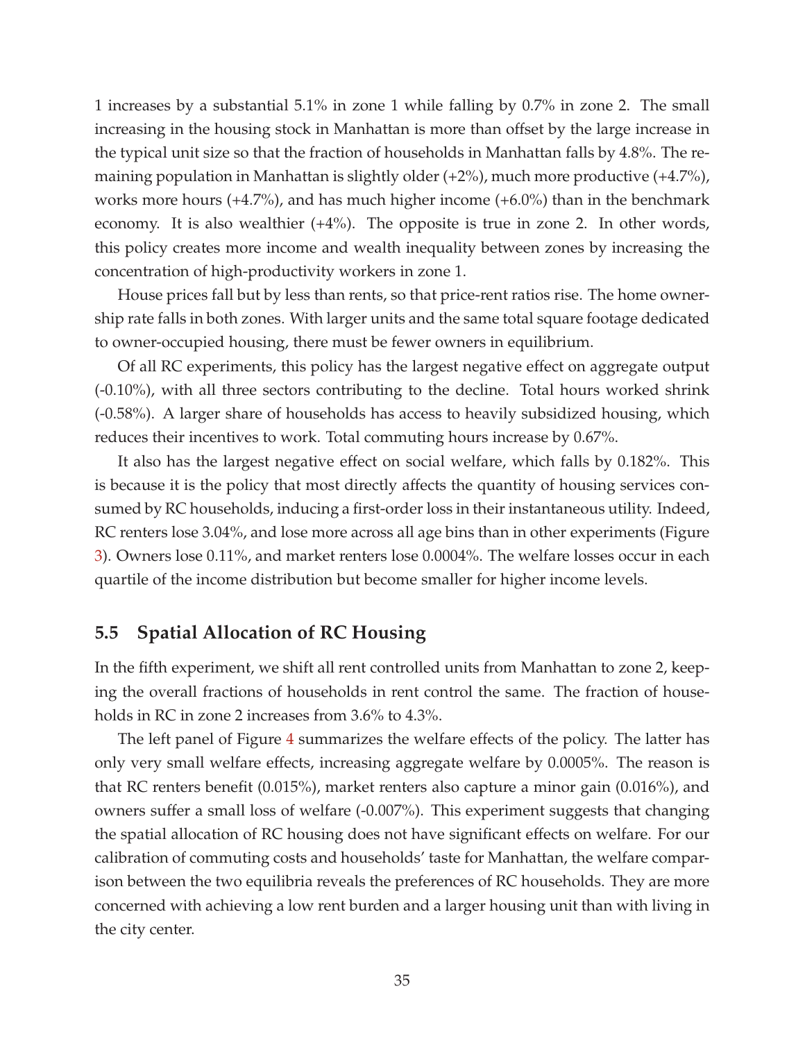1 increases by a substantial 5.1% in zone 1 while falling by 0.7% in zone 2. The small increasing in the housing stock in Manhattan is more than offset by the large increase in the typical unit size so that the fraction of households in Manhattan falls by 4.8%. The remaining population in Manhattan is slightly older (+2%), much more productive (+4.7%), works more hours (+4.7%), and has much higher income (+6.0%) than in the benchmark economy. It is also wealthier (+4%). The opposite is true in zone 2. In other words, this policy creates more income and wealth inequality between zones by increasing the concentration of high-productivity workers in zone 1.

House prices fall but by less than rents, so that price-rent ratios rise. The home ownership rate falls in both zones. With larger units and the same total square footage dedicated to owner-occupied housing, there must be fewer owners in equilibrium.

Of all RC experiments, this policy has the largest negative effect on aggregate output (-0.10%), with all three sectors contributing to the decline. Total hours worked shrink (-0.58%). A larger share of households has access to heavily subsidized housing, which reduces their incentives to work. Total commuting hours increase by 0.67%.

It also has the largest negative effect on social welfare, which falls by 0.182%. This is because it is the policy that most directly affects the quantity of housing services consumed by RC households, inducing a first-order loss in their instantaneous utility. Indeed, RC renters lose 3.04%, and lose more across all age bins than in other experiments (Figure 3). Owners lose 0.11%, and market renters lose 0.0004%. The welfare losses occur in each quartile of the income distribution but become smaller for higher income levels.

## 5.5 Spatial Allocation of RC Housing

In the fifth experiment, we shift all rent controlled units from Manhattan to zone 2, keeping the overall fractions of households in rent control the same. The fraction of households in RC in zone 2 increases from 3.6% to 4.3%.

The left panel of Figure 4 summarizes the welfare effects of the policy. The latter has only very small welfare effects, increasing aggregate welfare by 0.0005%. The reason is that RC renters benefit (0.015%), market renters also capture a minor gain (0.016%), and owners suffer a small loss of welfare (-0.007%). This experiment suggests that changing the spatial allocation of RC housing does not have significant effects on welfare. For our calibration of commuting costs and households' taste for Manhattan, the welfare comparison between the two equilibria reveals the preferences of RC households. They are more concerned with achieving a low rent burden and a larger housing unit than with living in the city center.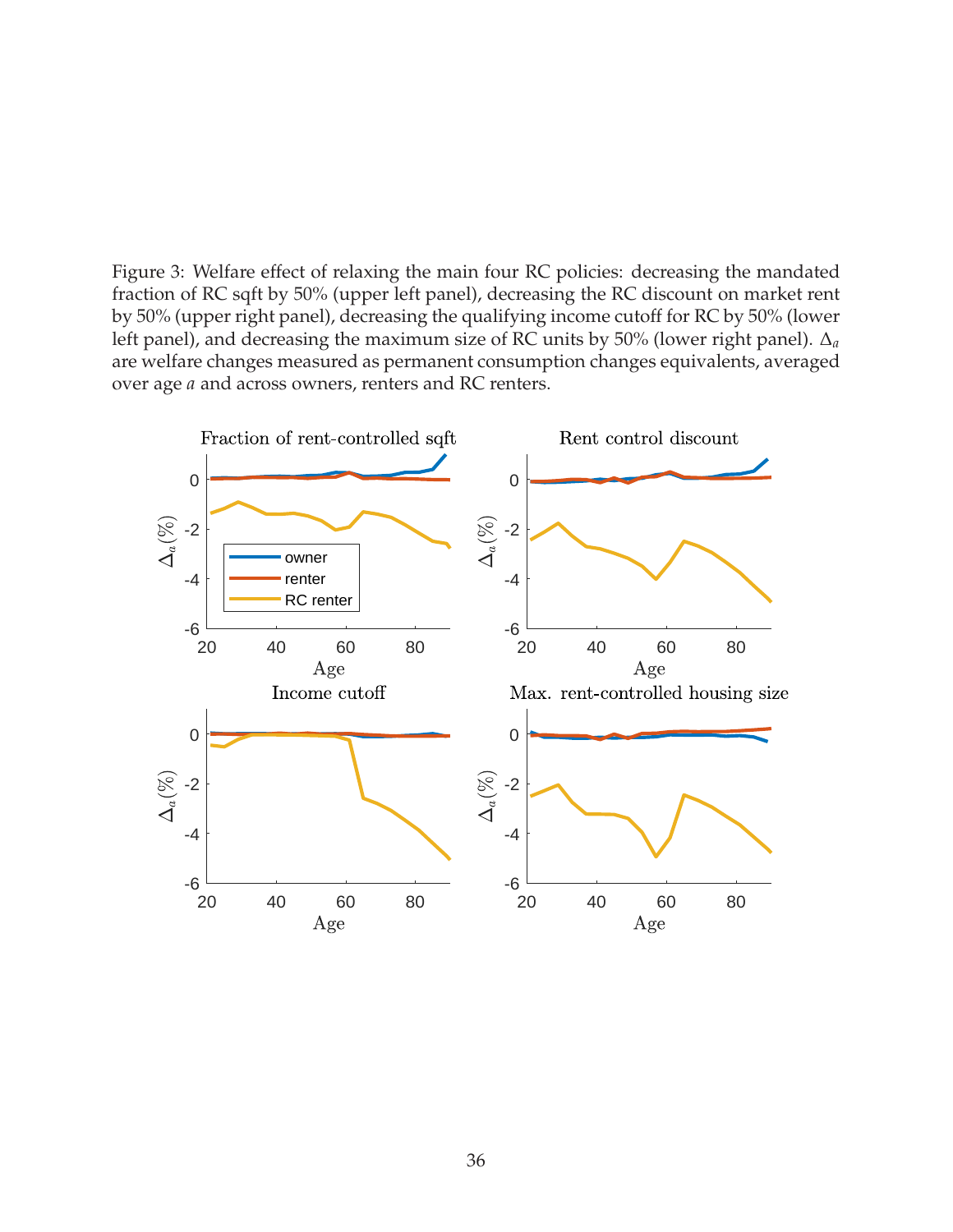Figure 3: Welfare effect of relaxing the main four RC policies: decreasing the mandated fraction of RC sqft by 50% (upper left panel), decreasing the RC discount on market rent by 50% (upper right panel), decreasing the qualifying income cutoff for RC by 50% (lower left panel), and decreasing the maximum size of RC units by 50% (lower right panel). $\Delta_a$ are welfare changes measured as permanent consumption changes equivalents, averaged over age $a$ and across owners, renters and RC renters.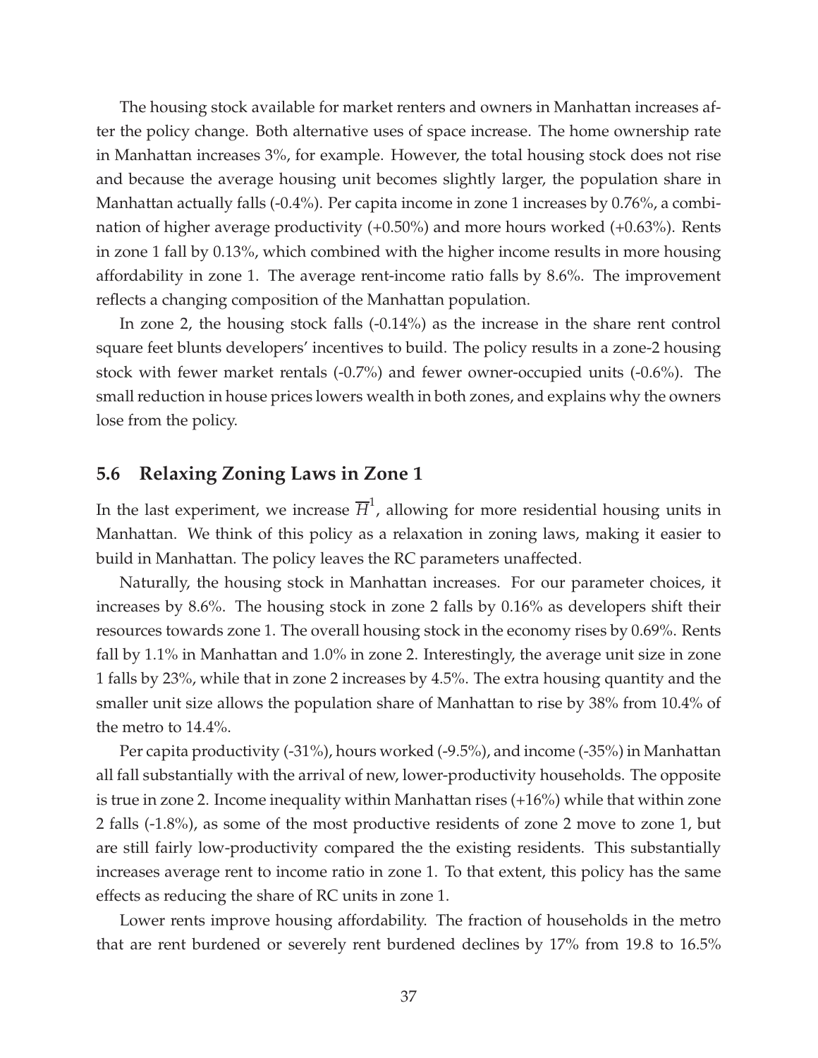The housing stock available for market renters and owners in Manhattan increases after the policy change. Both alternative uses of space increase. The home ownership rate in Manhattan increases 3%, for example. However, the total housing stock does not rise and because the average housing unit becomes slightly larger, the population share in Manhattan actually falls (-0.4%). Per capita income in zone 1 increases by 0.76%, a combination of higher average productivity (+0.50%) and more hours worked (+0.63%). Rents in zone 1 fall by 0.13%, which combined with the higher income results in more housing affordability in zone 1. The average rent-income ratio falls by 8.6%. The improvement reflects a changing composition of the Manhattan population.

In zone 2, the housing stock falls (-0.14%) as the increase in the share rent control square feet blunts developers' incentives to build. The policy results in a zone-2 housing stock with fewer market rentals (-0.7%) and fewer owner-occupied units (-0.6%). The small reduction in house prices lowers wealth in both zones, and explains why the owners lose from the policy.

## 5.6 Relaxing Zoning Laws in Zone 1

In the last experiment, we increase $\overline{H}^1$, allowing for more residential housing units in Manhattan. We think of this policy as a relaxation in zoning laws, making it easier to build in Manhattan. The policy leaves the RC parameters unaffected.

Naturally, the housing stock in Manhattan increases. For our parameter choices, it increases by 8.6%. The housing stock in zone 2 falls by 0.16% as developers shift their resources towards zone 1. The overall housing stock in the economy rises by 0.69%. Rents fall by 1.1% in Manhattan and 1.0% in zone 2. Interestingly, the average unit size in zone 1 falls by 23%, while that in zone 2 increases by 4.5%. The extra housing quantity and the smaller unit size allows the population share of Manhattan to rise by 38% from 10.4% of the metro to 14.4%.

Per capita productivity (-31%), hours worked (-9.5%), and income (-35%) in Manhattan all fall substantially with the arrival of new, lower-productivity households. The opposite is true in zone 2. Income inequality within Manhattan rises (+16%) while that within zone 2 falls (-1.8%), as some of the most productive residents of zone 2 move to zone 1, but are still fairly low-productivity compared the the existing residents. This substantially increases average rent to income ratio in zone 1. To that extent, this policy has the same effects as reducing the share of RC units in zone 1.

Lower rents improve housing affordability. The fraction of households in the metro that are rent burdened or severely rent burdened declines by 17% from 19.8 to 16.5%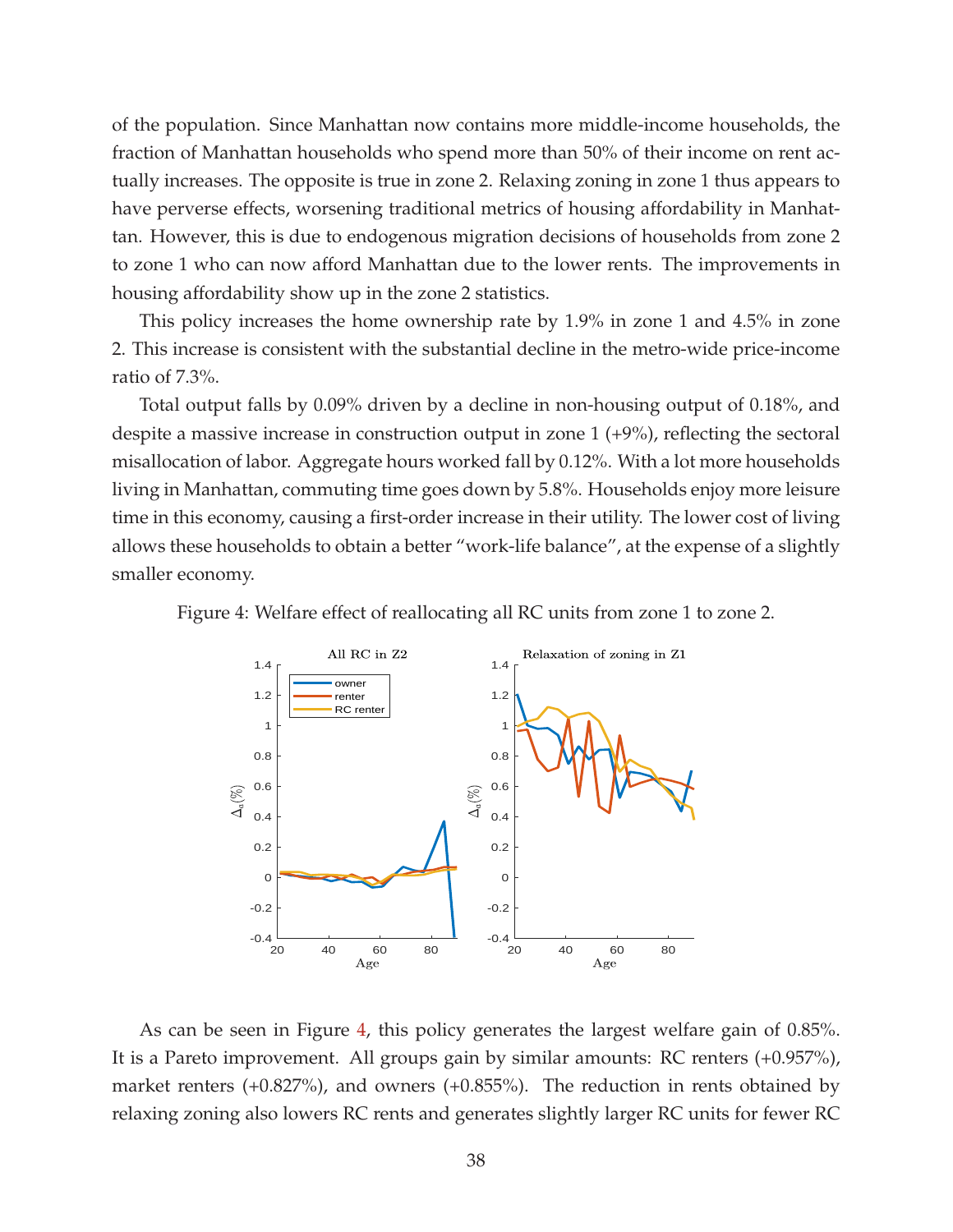of the population. Since Manhattan now contains more middle-income households, the fraction of Manhattan households who spend more than 50% of their income on rent actually increases. The opposite is true in zone 2. Relaxing zoning in zone 1 thus appears to have perverse effects, worsening traditional metrics of housing affordability in Manhattan. However, this is due to endogenous migration decisions of households from zone 2 to zone 1 who can now afford Manhattan due to the lower rents. The improvements in housing affordability show up in the zone 2 statistics.

This policy increases the home ownership rate by 1.9% in zone 1 and 4.5% in zone 2. This increase is consistent with the substantial decline in the metro-wide price-income ratio of 7.3%.

Total output falls by 0.09% driven by a decline in non-housing output of 0.18%, and despite a massive increase in construction output in zone 1 (+9%), reflecting the sectoral misallocation of labor. Aggregate hours worked fall by 0.12%. With a lot more households living in Manhattan, commuting time goes down by 5.8%. Households enjoy more leisure time in this economy, causing a first-order increase in their utility. The lower cost of living allows these households to obtain a better "work-life balance", at the expense of a slightly smaller economy.

Figure 4: Welfare effect of reallocating all RC units from zone 1 to zone 2.

As can be seen in Figure 4, this policy generates the largest welfare gain of 0.85%. It is a Pareto improvement. All groups gain by similar amounts: RC renters (+0.957%), market renters (+0.827%), and owners (+0.855%). The reduction in rents obtained by relaxing zoning also lowers RC rents and generates slightly larger RC units for fewer RC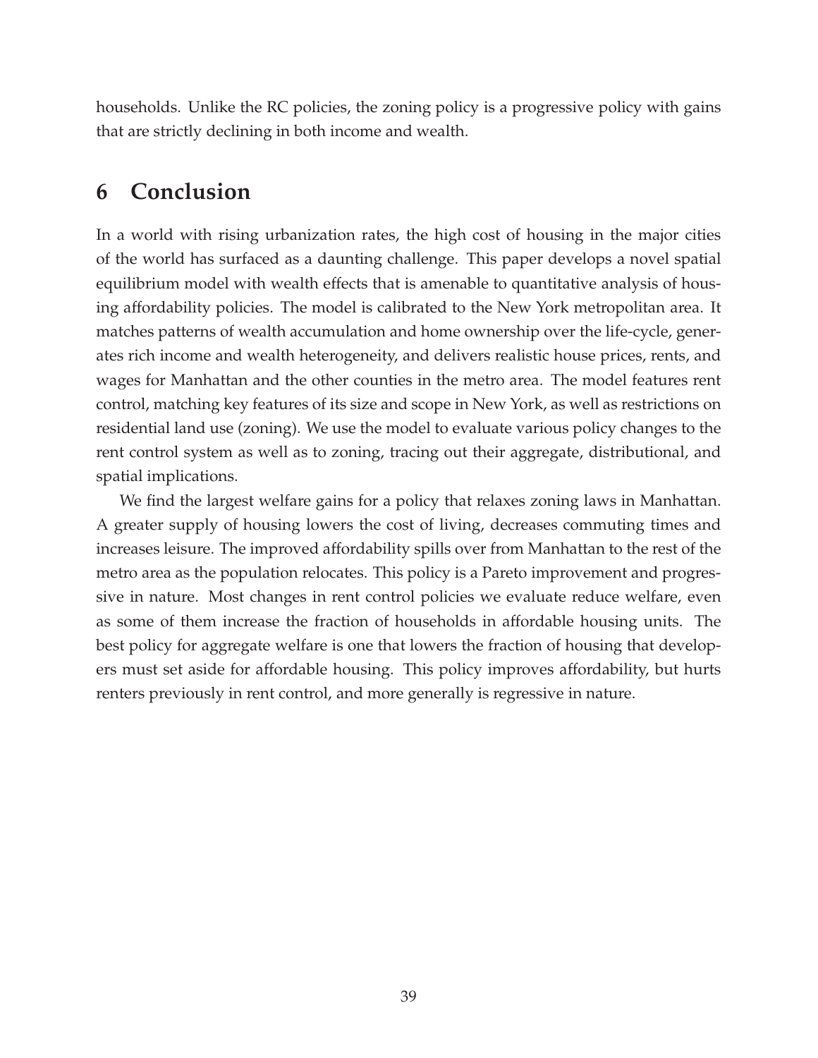households. Unlike the RC policies, the zoning policy is a progressive policy with gains that are strictly declining in both income and wealth.

# 6 Conclusion

In a world with rising urbanization rates, the high cost of housing in the major cities of the world has surfaced as a daunting challenge. This paper develops a novel spatial equilibrium model with wealth effects that is amenable to quantitative analysis of housing affordability policies. The model is calibrated to the New York metropolitan area. It matches patterns of wealth accumulation and home ownership over the life-cycle, generates rich income and wealth heterogeneity, and delivers realistic house prices, rents, and wages for Manhattan and the other counties in the metro area. The model features rent control, matching key features of its size and scope in New York, as well as restrictions on residential land use (zoning). We use the model to evaluate various policy changes to the rent control system as well as to zoning, tracing out their aggregate, distributional, and spatial implications.

We find the largest welfare gains for a policy that relaxes zoning laws in Manhattan. A greater supply of housing lowers the cost of living, decreases commuting times and increases leisure. The improved affordability spills over from Manhattan to the rest of the metro area as the population relocates. This policy is a Pareto improvement and progressive in nature. Most changes in rent control policies we evaluate reduce welfare, even as some of them increase the fraction of households in affordable housing units. The best policy for aggregate welfare is one that lowers the fraction of housing that developers must set aside for affordable housing. This policy improves affordability, but hurts renters previously in rent control, and more generally is regressive in nature.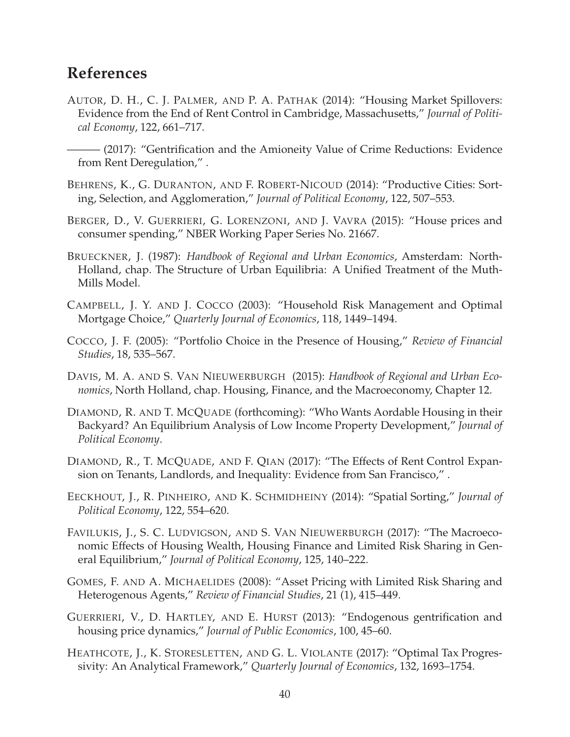## References

AUTOR, D. H., C. J. PALMER, AND P. A. PATHAK (2014): "Housing Market Spillovers: Evidence from the End of Rent Control in Cambridge, Massachusetts," *Journal of Political Economy*, 122, 661–717.

——— (2017): "Gentrification and the Amioneity Value of Crime Reductions: Evidence from Rent Deregulation," .

BEHRENS, K., G. DURANTON, AND F. ROBERT-NICOUD (2014): "Productive Cities: Sorting, Selection, and Agglomeration," *Journal of Political Economy*, 122, 507–553.

BERGER, D., V. GUERRIERI, G. LORENZONI, AND J. VAVRA (2015): "House prices and consumer spending," NBER Working Paper Series No. 21667.

BRUECKNER, J. (1987): *Handbook of Regional and Urban Economics*, Amsterdam: North-Holland, chap. The Structure of Urban Equilibria: A Unified Treatment of the Muth-Mills Model.

CAMPBELL, J. Y. AND J. COCCO (2003): "Household Risk Management and Optimal Mortgage Choice," *Quarterly Journal of Economics*, 118, 1449–1494.

COCCO, J. F. (2005): "Portfolio Choice in the Presence of Housing," *Review of Financial Studies*, 18, 535–567.

DAVIS, M. A. AND S. VAN NIEUWERBURGH (2015): *Handbook of Regional and Urban Economics*, North Holland, chap. Housing, Finance, and the Macroeconomy, Chapter 12.

DIAMOND, R. AND T. MCQUADE (forthcoming): "Who Wants Aordable Housing in their Backyard? An Equilibrium Analysis of Low Income Property Development," *Journal of Political Economy*.

DIAMOND, R., T. MCQUADE, AND F. QIAN (2017): "The Effects of Rent Control Expansion on Tenants, Landlords, and Inequality: Evidence from San Francisco," .

EECKHOUT, J., R. PINHEIRO, AND K. SCHMIDHEINY (2014): "Spatial Sorting," *Journal of Political Economy*, 122, 554–620.

FAVILUKIS, J., S. C. LUDVIGSON, AND S. VAN NIEUWERBURGH (2017): "The Macroeconomic Effects of Housing Wealth, Housing Finance and Limited Risk Sharing in General Equilibrium," *Journal of Political Economy*, 125, 140–222.

GOMES, F. AND A. MICHAELIDES (2008): "Asset Pricing with Limited Risk Sharing and Heterogenous Agents," *Review of Financial Studies*, 21 (1), 415–449.

GUERRIERI, V., D. HARTLEY, AND E. HURST (2013): "Endogenous gentrification and housing price dynamics," *Journal of Public Economics*, 100, 45–60.

HEATHCOTE, J., K. STORESLETTEN, AND G. L. VIOLANTE (2017): "Optimal Tax Progressivity: An Analytical Framework," *Quarterly Journal of Economics*, 132, 1693–1754.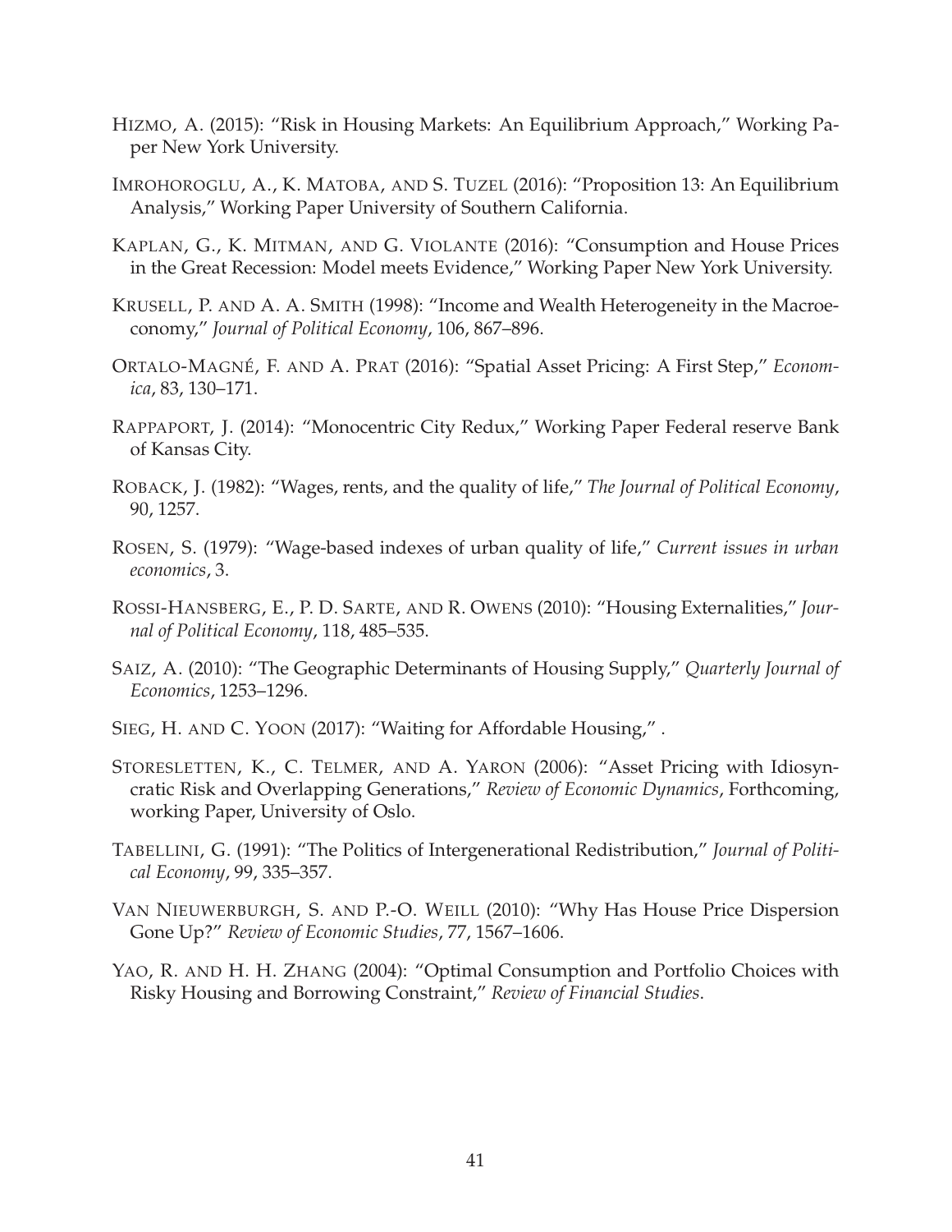HIZMO, A. (2015): "Risk in Housing Markets: An Equilibrium Approach," Working Paper New York University.

IMROHOROGLU, A., K. MATOBA, AND S. TUZEL (2016): "Proposition 13: An Equilibrium Analysis," Working Paper University of Southern California.

KAPLAN, G., K. MITMAN, AND G. VIOLANTE (2016): "Consumption and House Prices in the Great Recession: Model meets Evidence," Working Paper New York University.

KRUSELL, P. AND A. A. SMITH (1998): "Income and Wealth Heterogeneity in the Macroeconomy," *Journal of Political Economy*, 106, 867–896.

ORTALO-MAGNÉ, F. AND A. PRAT (2016): "Spatial Asset Pricing: A First Step," *Economica*, 83, 130–171.

RAPPAPORT, J. (2014): "Monocentric City Redux," Working Paper Federal reserve Bank of Kansas City.

ROBACK, J. (1982): "Wages, rents, and the quality of life," *The Journal of Political Economy*, 90, 1257.

ROSEN, S. (1979): "Wage-based indexes of urban quality of life," *Current issues in urban economics*, 3.

ROSSI-HANSBERG, E., P. D. SARTE, AND R. OWENS (2010): "Housing Externalities," *Journal of Political Economy*, 118, 485–535.

SAIZ, A. (2010): "The Geographic Determinants of Housing Supply," *Quarterly Journal of Economics*, 1253–1296.

SIEG, H. AND C. YOON (2017): "Waiting for Affordable Housing," .

STORESLETTEN, K., C. TELMER, AND A. YARON (2006): "Asset Pricing with Idiosyncratic Risk and Overlapping Generations," *Review of Economic Dynamics*, Forthcoming, working Paper, University of Oslo.

TABELLINI, G. (1991): "The Politics of Intergenerational Redistribution," *Journal of Political Economy*, 99, 335–357.

VAN NIEUWERBURGH, S. AND P.-O. WEILL (2010): "Why Has House Price Dispersion Gone Up?" *Review of Economic Studies*, 77, 1567–1606.

YAO, R. AND H. H. ZHANG (2004): "Optimal Consumption and Portfolio Choices with Risky Housing and Borrowing Constraint," *Review of Financial Studies*.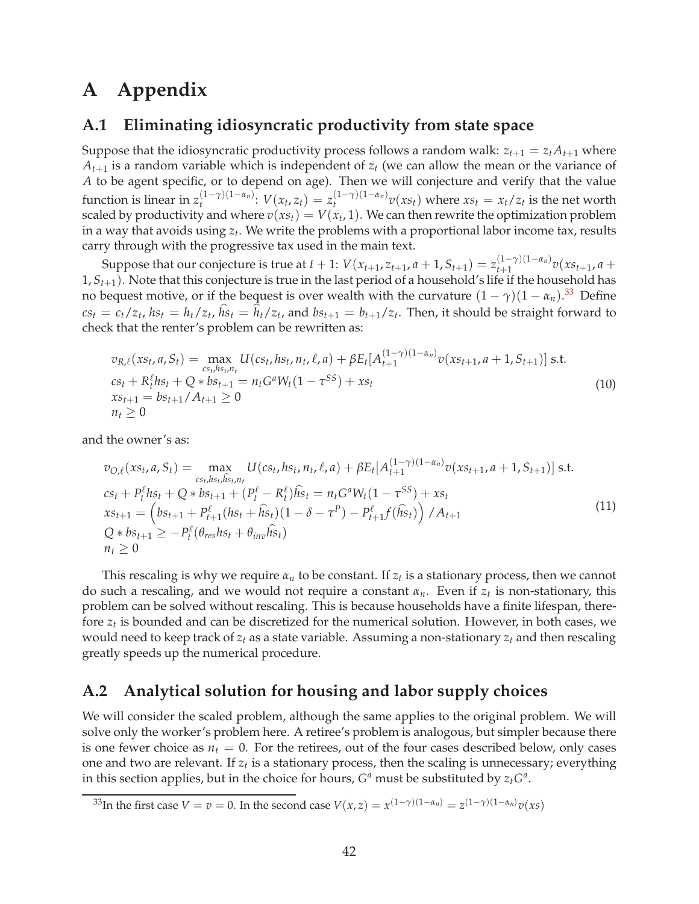# A Appendix

## A.1 Eliminating idiosyncratic productivity from state space

Suppose that the idiosyncratic productivity process follows a random walk: $z_{t+1} = z_t A_{t+1}$ where $A_{t+1}$ is a random variable which is independent of $z_t$ (we can allow the mean or the variance of $A$ to be agent specific, or to depend on age). Then we will conjecture and verify that the value function is linear in $z_t^{(1-\gamma)(1-\alpha_n)}$: $V(x_t, z_t) = z_t^{(1-\gamma)(1-\alpha_n)} v(xs_t)$ where $xs_t = x_t/z_t$ is the net worth scaled by productivity and where $v(xs_t) = V(x_t, 1)$. We can then rewrite the optimization problem in a way that avoids using $z_t$. We write the problems with a proportional labor income tax, results carry through with the progressive tax used in the main text.

Suppose that our conjecture is true at $t+1$: $V(x_{t+1}, z_{t+1}, a+1, S_{t+1}) = z_{t+1}^{(1-\gamma)(1-\alpha_n)} v(xs_{t+1}, a+1, S_{t+1})$. Note that this conjecture is true in the last period of a household's life if the household has no bequest motive, or if the bequest is over wealth with the curvature $(1-\gamma)(1-\alpha_n)$.[33] Define $cs_t = c_t/z_t$, $hs_t = h_t/z_t$, $\widehat{hs}_t = \widehat{h}_t/z_t$, and $bs_{t+1} = b_{t+1}/z_t$. Then, it should be straight forward to check that the renter's problem can be rewritten as:

$$
\begin{aligned}
& v_{R,\ell}(xs_t, a, S_t) = \max_{cs_t, hs_t, n_t} U(cs_t, hs_t, n_t, \ell, a) + \beta E_t[A_{t+1}^{(1-\gamma)(1-\alpha_n)} v(xs_{t+1}, a+1, S_{t+1})] \text{ s.t.} \\
& cs_t + R_t^\ell hs_t + Q * bs_{t+1} = n_t G^a W_t (1 - \tau^{SS}) + xs_t \\
& xs_{t+1} = bs_{t+1}/A_{t+1} \geq 0 \\
& n_t \geq 0
\end{aligned}
\tag{10}
$$

and the owner's as:

$$
\begin{aligned}
& v_{O,\ell}(xs_t, a, S_t) = \max_{cs_t, hs_t, \widehat{hs}_t, n_t} U(cs_t, hs_t, n_t, \ell, a) + \beta E_t[A_{t+1}^{(1-\gamma)(1-\alpha_n)} v(xs_{t+1}, a+1, S_{t+1})] \text{ s.t.} \\
& cs_t + P_t^\ell hs_t + Q * bs_{t+1} + (P_t^\ell - R_t^\ell)\widehat{hs}_t = n_t G^a W_t (1 - \tau^{SS}) + xs_t \\
& xs_{t+1} = \left( bs_{t+1} + P_{t+1}^\ell (hs_t + \widehat{hs}_t)(1 - \delta - \tau^P) - P_{t+1}^\ell f(\widehat{hs}_t) \right) / A_{t+1} \\
& Q * bs_{t+1} \geq -P_t^\ell (\theta_{res} hs_t + \theta_{inv} \widehat{hs}_t) \\
& n_t \geq 0
\end{aligned}
\tag{11}
$$

This rescaling is why we require $\alpha_n$ to be constant. If $z_t$ is a stationary process, then we cannot do such a rescaling, and we would not require a constant $\alpha_n$. Even if $z_t$ is non-stationary, this problem can be solved without rescaling. This is because households have a finite lifespan, therefore $z_t$ is bounded and can be discretized for the numerical solution. However, in both cases, we would need to keep track of $z_t$ as a state variable. Assuming a non-stationary $z_t$ and then rescaling greatly speeds up the numerical procedure.

## A.2 Analytical solution for housing and labor supply choices

We will consider the scaled problem, although the same applies to the original problem. We will solve only the worker's problem here. A retiree's problem is analogous, but simpler because there is one fewer choice as $n_t = 0$. For the retirees, out of the four cases described below, only cases one and two are relevant. If $z_t$ is a stationary process, then the scaling is unnecessary; everything in this section applies, but in the choice for hours, $G^a$ must be substituted by $z_t G^a$.

[33] In the first case $V = v = 0$. In the second case $V(x, z) = x^{(1-\gamma)(1-\alpha_n)} = z^{(1-\gamma)(1-\alpha_n)} v(xs)$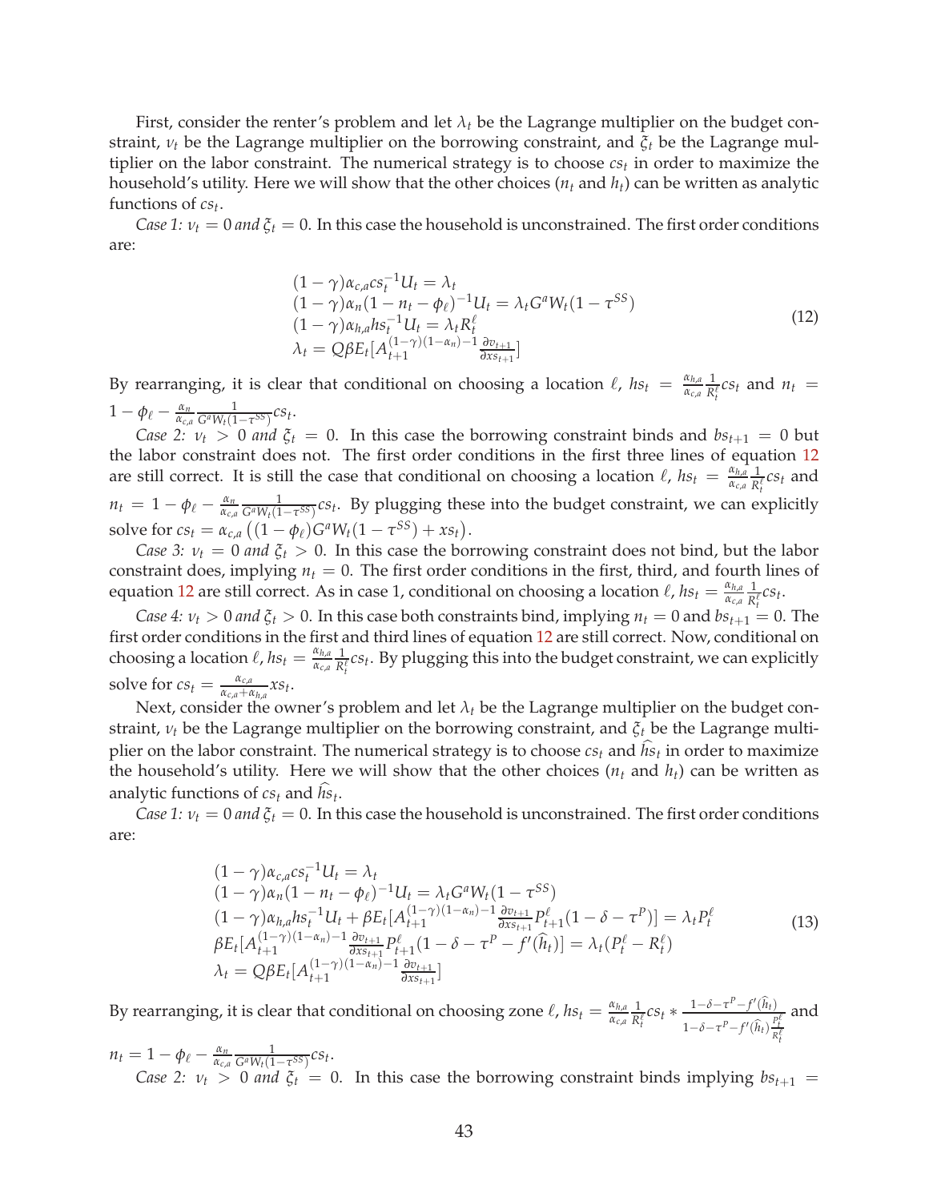First, consider the renter's problem and let $\lambda_t$ be the Lagrange multiplier on the budget constraint, $\nu_t$ be the Lagrange multiplier on the borrowing constraint, and $\xi_t$ be the Lagrange multiplier on the labor constraint. The numerical strategy is to choose $cs_t$ in order to maximize the household's utility. Here we will show that the other choices ($n_t$ and $h_t$) can be written as analytic functions of $cs_t$.

*Case 1: $\nu_t = 0$ and $\xi_t = 0$.* In this case the household is unconstrained. The first order conditions are:

$$
\begin{aligned}
&(1-\gamma)\alpha_{c,a} cs_t^{-1} U_t = \lambda_t \\
&(1-\gamma)\alpha_n (1 - n_t - \phi_\ell)^{-1} U_t = \lambda_t G^a W_t (1 - \tau^{SS}) \\
&(1-\gamma)\alpha_{h,a} hs_t^{-1} U_t = \lambda_t R_t^\ell \\
&\lambda_t = Q\beta E_t [A_{t+1}^{(1-\gamma)(1-\alpha_n)-1} \tfrac{\partial v_{t+1}}{\partial xs_{t+1}}]
\end{aligned}
\tag{12}
$$

By rearranging, it is clear that conditional on choosing a location $\ell$, $hs_t = \frac{\alpha_{h,a}}{\alpha_{c,a}} \frac{1}{R_t^\ell} cs_t$ and $n_t = 1 - \phi_\ell - \frac{\alpha_n}{\alpha_{c,a}} \frac{1}{G^a W_t (1-\tau^{SS})} cs_t$.

*Case 2: $\nu_t > 0$ and $\xi_t = 0$.* In this case the borrowing constraint binds and $bs_{t+1} = 0$ but the labor constraint does not. The first order conditions in the first three lines of equation 12 are still correct. It is still the case that conditional on choosing a location $\ell$, $hs_t = \frac{\alpha_{h,a}}{\alpha_{c,a}} \frac{1}{R_t^\ell} cs_t$ and $n_t = 1 - \phi_\ell - \frac{\alpha_n}{\alpha_{c,a}} \frac{1}{G^a W_t (1-\tau^{SS})} cs_t$. By plugging these into the budget constraint, we can explicitly solve for $cs_t = \alpha_{c,a} \left( (1 - \phi_\ell) G^a W_t (1 - \tau^{SS}) + xs_t \right)$.

*Case 3: $\nu_t = 0$ and $\xi_t > 0$.* In this case the borrowing constraint does not bind, but the labor constraint does, implying $n_t = 0$. The first order conditions in the first, third, and fourth lines of equation 12 are still correct. As in case 1, conditional on choosing a location $\ell$, $hs_t = \frac{\alpha_{h,a}}{\alpha_{c,a}} \frac{1}{R_t^\ell} cs_t$.

*Case 4: $\nu_t > 0$ and $\xi_t > 0$.* In this case both constraints bind, implying $n_t = 0$ and $bs_{t+1} = 0$. The first order conditions in the first and third lines of equation 12 are still correct. Now, conditional on choosing a location $\ell$, $hs_t = \frac{\alpha_{h,a}}{\alpha_{c,a}} \frac{1}{R_t^\ell} cs_t$. By plugging this into the budget constraint, we can explicitly solve for $cs_t = \frac{\alpha_{c,a}}{\alpha_{c,a} + \alpha_{h,a}} xs_t$.

Next, consider the owner's problem and let $\lambda_t$ be the Lagrange multiplier on the budget constraint, $\nu_t$ be the Lagrange multiplier on the borrowing constraint, and $\xi_t$ be the Lagrange multiplier on the labor constraint. The numerical strategy is to choose $cs_t$ and $\widehat{hs}_t$ in order to maximize the household's utility. Here we will show that the other choices ($n_t$ and $h_t$) can be written as analytic functions of $cs_t$ and $\widehat{hs}_t$.

*Case 1: $\nu_t = 0$ and $\xi_t = 0$.* In this case the household is unconstrained. The first order conditions are:

$$
\begin{aligned}
&(1-\gamma)\alpha_{c,a} cs_t^{-1} U_t = \lambda_t \\
&(1-\gamma)\alpha_n (1 - n_t - \phi_\ell)^{-1} U_t = \lambda_t G^a W_t (1 - \tau^{SS}) \\
&(1-\gamma)\alpha_{h,a} hs_t^{-1} U_t + \beta E_t [A_{t+1}^{(1-\gamma)(1-\alpha_n)-1} \tfrac{\partial v_{t+1}}{\partial xs_{t+1}} P_{t+1}^\ell (1 - \delta - \tau^P)] = \lambda_t P_t^\ell \\
&\beta E_t [A_{t+1}^{(1-\gamma)(1-\alpha_n)-1} \tfrac{\partial v_{t+1}}{\partial xs_{t+1}} P_{t+1}^\ell (1 - \delta - \tau^P - f'(\widehat{h}_t)] = \lambda_t (P_t^\ell - R_t^\ell) \\
&\lambda_t = Q\beta E_t [A_{t+1}^{(1-\gamma)(1-\alpha_n)-1} \tfrac{\partial v_{t+1}}{\partial xs_{t+1}}]
\end{aligned}
\tag{13}
$$

By rearranging, it is clear that conditional on choosing zone $\ell$, $hs_t = \frac{\alpha_{h,a}}{\alpha_{c,a}} \frac{1}{R_t^\ell} cs_t * \frac{1 - \delta - \tau^P - f'(\widehat{h}_t)}{1 - \delta - \tau^P - f'(\widehat{h}_t) \frac{P_t^\ell}{R_t^\ell}}$ and $n_t = 1 - \phi_\ell - \frac{\alpha_n}{\alpha_{c,a}} \frac{1}{G^a W_t (1-\tau^{SS})} cs_t$.

*Case 2: $\nu_t > 0$ and $\xi_t = 0$.* In this case the borrowing constraint binds implying $bs_{t+1} =$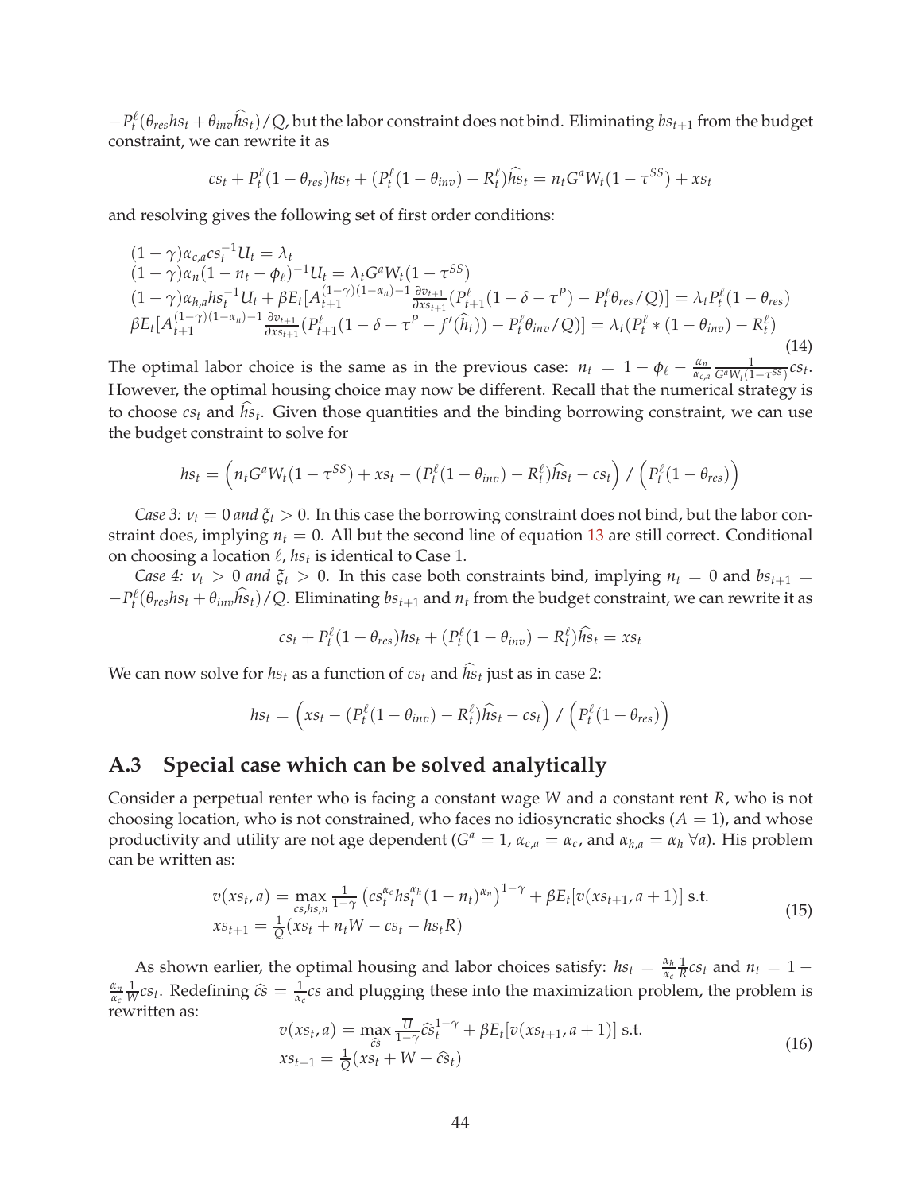$-P_t^\ell(\theta_{res}hs_t + \theta_{inv}\widehat{hs}_t)/Q$, but the labor constraint does not bind. Eliminating $bs_{t+1}$ from the budget constraint, we can rewrite it as

$$cs_t + P_t^\ell(1-\theta_{res})hs_t + (P_t^\ell(1-\theta_{inv}) - R_t^\ell)\widehat{hs}_t = n_t G^a W_t(1-\tau^{SS}) + xs_t$$

and resolving gives the following set of first order conditions:

$$\begin{array}{l}
(1-\gamma)\alpha_{c,a}cs_t^{-1}U_t = \lambda_t \\
(1-\gamma)\alpha_n(1-n_t-\phi_\ell)^{-1}U_t = \lambda_t G^a W_t(1-\tau^{SS}) \\
(1-\gamma)\alpha_{h,a}hs_t^{-1}U_t + \beta E_t[A_{t+1}^{(1-\gamma)(1-\alpha_n)-1}\frac{\partial v_{t+1}}{\partial xs_{t+1}}(P_{t+1}^\ell(1-\delta-\tau^P) - P_t^\ell\theta_{res}/Q)] = \lambda_t P_t^\ell(1-\theta_{res}) \\
\beta E_t[A_{t+1}^{(1-\gamma)(1-\alpha_n)-1}\frac{\partial v_{t+1}}{\partial xs_{t+1}}(P_{t+1}^\ell(1-\delta-\tau^P-f'(\widehat{h}_t)) - P_t^\ell\theta_{inv}/Q)] = \lambda_t(P_t^\ell * (1-\theta_{inv}) - R_t^\ell)
\end{array} \tag{14}$$

The optimal labor choice is the same as in the previous case: $n_t = 1 - \phi_\ell - \frac{\alpha_n}{\alpha_{c,a}}\frac{1}{G^a W_t(1-\tau^{SS})}cs_t$. However, the optimal housing choice may now be different. Recall that the numerical strategy is to choose $cs_t$ and $\widehat{hs}_t$. Given those quantities and the binding borrowing constraint, we can use the budget constraint to solve for

$$hs_t = \left(n_t G^a W_t(1-\tau^{SS}) + xs_t - (P_t^\ell(1-\theta_{inv}) - R_t^\ell)\widehat{hs}_t - cs_t\right) / \left(P_t^\ell(1-\theta_{res})\right)$$

*Case 3: $\nu_t = 0$ and $\xi_t > 0$.* In this case the borrowing constraint does not bind, but the labor constraint does, implying $n_t = 0$. All but the second line of equation 13 are still correct. Conditional on choosing a location $\ell$, $hs_t$ is identical to Case 1.

*Case 4: $\nu_t > 0$ and $\xi_t > 0$.* In this case both constraints bind, implying $n_t = 0$ and $bs_{t+1} = -P_t^\ell(\theta_{res}hs_t + \theta_{inv}\widehat{hs}_t)/Q$. Eliminating $bs_{t+1}$ and $n_t$ from the budget constraint, we can rewrite it as

$$cs_t + P_t^\ell(1-\theta_{res})hs_t + (P_t^\ell(1-\theta_{inv}) - R_t^\ell)\widehat{hs}_t = xs_t$$

We can now solve for $hs_t$ as a function of $cs_t$ and $\widehat{hs}_t$ just as in case 2:

$$hs_t = \left(xs_t - (P_t^\ell(1-\theta_{inv}) - R_t^\ell)\widehat{hs}_t - cs_t\right) / \left(P_t^\ell(1-\theta_{res})\right)$$

## A.3 Special case which can be solved analytically

Consider a perpetual renter who is facing a constant wage $W$ and a constant rent $R$, who is not choosing location, who is not constrained, who faces no idiosyncratic shocks ($A = 1$), and whose productivity and utility are not age dependent ($G^a = 1$, $\alpha_{c,a} = \alpha_c$, and $\alpha_{h,a} = \alpha_h$ $\forall a$). His problem can be written as:

$$\begin{array}{l}
v(xs_t, a) = \max\limits_{cs,hs,n} \frac{1}{1-\gamma}\left(cs_t^{\alpha_c}hs_t^{\alpha_h}(1-n_t)^{\alpha_n}\right)^{1-\gamma} + \beta E_t[v(xs_{t+1}, a+1)] \text{ s.t.} \\
xs_{t+1} = \frac{1}{Q}(xs_t + n_t W - cs_t - hs_t R)
\end{array} \tag{15}$$

As shown earlier, the optimal housing and labor choices satisfy: $hs_t = \frac{\alpha_h}{\alpha_c}\frac{1}{R}cs_t$ and $n_t = 1 - \frac{\alpha_n}{\alpha_c}\frac{1}{W}cs_t$. Redefining $\widehat{cs} = \frac{1}{\alpha_c}cs$ and plugging these into the maximization problem, the problem is rewritten as:

$$\begin{array}{l}
v(xs_t, a) = \max\limits_{\widehat{cs}} \frac{\overline{U}}{1-\gamma}\widehat{cs}_t^{1-\gamma} + \beta E_t[v(xs_{t+1}, a+1)] \text{ s.t.} \\
xs_{t+1} = \frac{1}{Q}(xs_t + W - \widehat{cs}_t)
\end{array} \tag{16}$$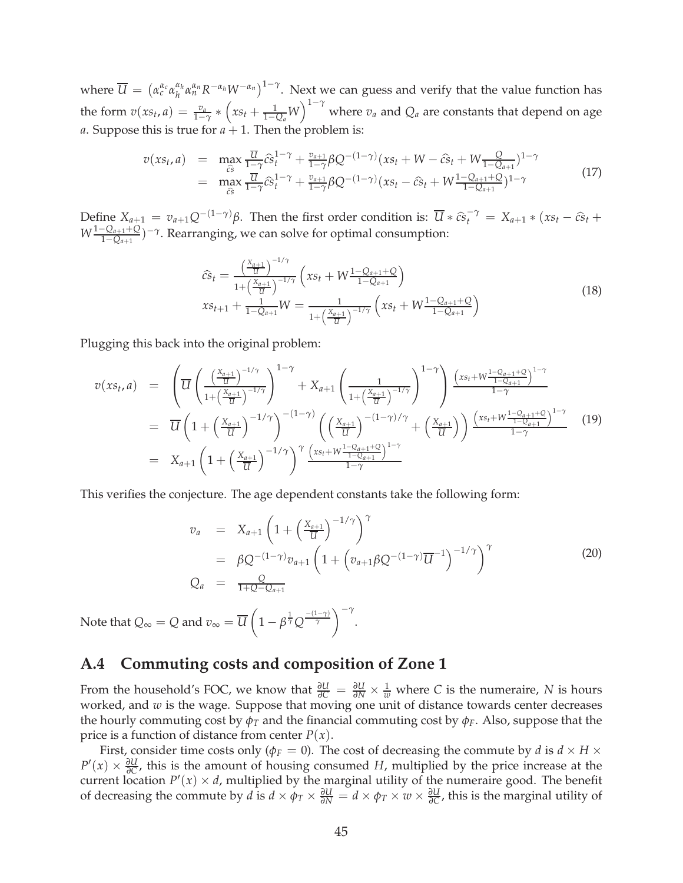where $\overline{U} = \left(\alpha_c^{\alpha_c}\alpha_h^{\alpha_h}\alpha_n^{\alpha_n}R^{-\alpha_h}W^{-\alpha_n}\right)^{1-\gamma}$. Next we can guess and verify that the value function has the form $v(xs_t, a) = \frac{v_a}{1-\gamma} * \left(xs_t + \frac{1}{1-Q_a}W\right)^{1-\gamma}$ where $v_a$ and $Q_a$ are constants that depend on age $a$. Suppose this is true for $a+1$. Then the problem is:

$$
\begin{aligned}
v(xs_t, a) &= \max_{\widehat{cs}} \frac{\overline{U}}{1-\gamma}\widehat{cs}_t^{1-\gamma} + \frac{v_{a+1}}{1-\gamma}\beta Q^{-(1-\gamma)}(xs_t + W - \widehat{cs}_t + W\tfrac{Q}{1-Q_{a+1}})^{1-\gamma} \\
&= \max_{\widehat{cs}} \frac{\overline{U}}{1-\gamma}\widehat{cs}_t^{1-\gamma} + \frac{v_{a+1}}{1-\gamma}\beta Q^{-(1-\gamma)}(xs_t - \widehat{cs}_t + W\tfrac{1-Q_{a+1}+Q}{1-Q_{a+1}})^{1-\gamma}
\end{aligned}
\tag{17}
$$

Define $X_{a+1} = v_{a+1}Q^{-(1-\gamma)}\beta$. Then the first order condition is: $\overline{U} * \widehat{cs}_t^{-\gamma} = X_{a+1} * (xs_t - \widehat{cs}_t + W\frac{1-Q_{a+1}+Q}{1-Q_{a+1}})^{-\gamma}$. Rearranging, we can solve for optimal consumption:

$$
\begin{aligned}
&\widehat{cs}_t = \frac{\left(\frac{X_{a+1}}{\overline{U}}\right)^{-1/\gamma}}{1+\left(\frac{X_{a+1}}{\overline{U}}\right)^{-1/\gamma}}\left(xs_t + W\tfrac{1-Q_{a+1}+Q}{1-Q_{a+1}}\right) \\
&xs_{t+1} + \tfrac{1}{1-Q_{a+1}}W = \frac{1}{1+\left(\frac{X_{a+1}}{\overline{U}}\right)^{-1/\gamma}}\left(xs_t + W\tfrac{1-Q_{a+1}+Q}{1-Q_{a+1}}\right)
\end{aligned}
\tag{18}
$$

Plugging this back into the original problem:

$$
\begin{aligned}
v(xs_t, a) &= \left(\overline{U}\left(\frac{\left(\frac{X_{a+1}}{\overline{U}}\right)^{-1/\gamma}}{1+\left(\frac{X_{a+1}}{\overline{U}}\right)^{-1/\gamma}}\right)^{1-\gamma} + X_{a+1}\left(\frac{1}{1+\left(\frac{X_{a+1}}{\overline{U}}\right)^{-1/\gamma}}\right)^{1-\gamma}\right)\frac{\left(xs_t + W\frac{1-Q_{a+1}+Q}{1-Q_{a+1}}\right)^{1-\gamma}}{1-\gamma} \\
&= \overline{U}\left(1+\left(\tfrac{X_{a+1}}{\overline{U}}\right)^{-1/\gamma}\right)^{-(1-\gamma)}\left(\left(\tfrac{X_{a+1}}{\overline{U}}\right)^{-(1-\gamma)/\gamma} + \left(\tfrac{X_{a+1}}{\overline{U}}\right)\right)\frac{\left(xs_t + W\frac{1-Q_{a+1}+Q}{1-Q_{a+1}}\right)^{1-\gamma}}{1-\gamma} \\
&= X_{a+1}\left(1+\left(\tfrac{X_{a+1}}{\overline{U}}\right)^{-1/\gamma}\right)^{\gamma}\frac{\left(xs_t + W\frac{1-Q_{a+1}+Q}{1-Q_{a+1}}\right)^{1-\gamma}}{1-\gamma}
\end{aligned}
\tag{19}
$$

This verifies the conjecture. The age dependent constants take the following form:

$$
\begin{aligned}
v_a &= X_{a+1}\left(1+\left(\tfrac{X_{a+1}}{\overline{U}}\right)^{-1/\gamma}\right)^{\gamma} \\
&= \beta Q^{-(1-\gamma)}v_{a+1}\left(1+\left(v_{a+1}\beta Q^{-(1-\gamma)}\overline{U}^{-1}\right)^{-1/\gamma}\right)^{\gamma} \\
Q_a &= \frac{Q}{1+Q-Q_{a+1}}
\end{aligned}
\tag{20}
$$

Note that $Q_\infty = Q$ and $v_\infty = \overline{U}\left(1-\beta^{\frac{1}{\gamma}}Q^{\frac{-(1-\gamma)}{\gamma}}\right)^{-\gamma}$.

## A.4 Commuting costs and composition of Zone 1

From the household's FOC, we know that $\frac{\partial U}{\partial C} = \frac{\partial U}{\partial N} \times \frac{1}{w}$ where $C$ is the numeraire, $N$ is hours worked, and $w$ is the wage. Suppose that moving one unit of distance towards center decreases the hourly commuting cost by $\phi_T$ and the financial commuting cost by $\phi_F$. Also, suppose that the price is a function of distance from center $P(x)$.

First, consider time costs only ($\phi_F = 0$). The cost of decreasing the commute by $d$ is $d \times H \times P'(x) \times \frac{\partial U}{\partial C}$, this is the amount of housing consumed $H$, multiplied by the price increase at the current location $P'(x) \times d$, multiplied by the marginal utility of the numeraire good. The benefit of decreasing the commute by $d$ is $d \times \phi_T \times \frac{\partial U}{\partial N} = d \times \phi_T \times w \times \frac{\partial U}{\partial C}$, this is the marginal utility of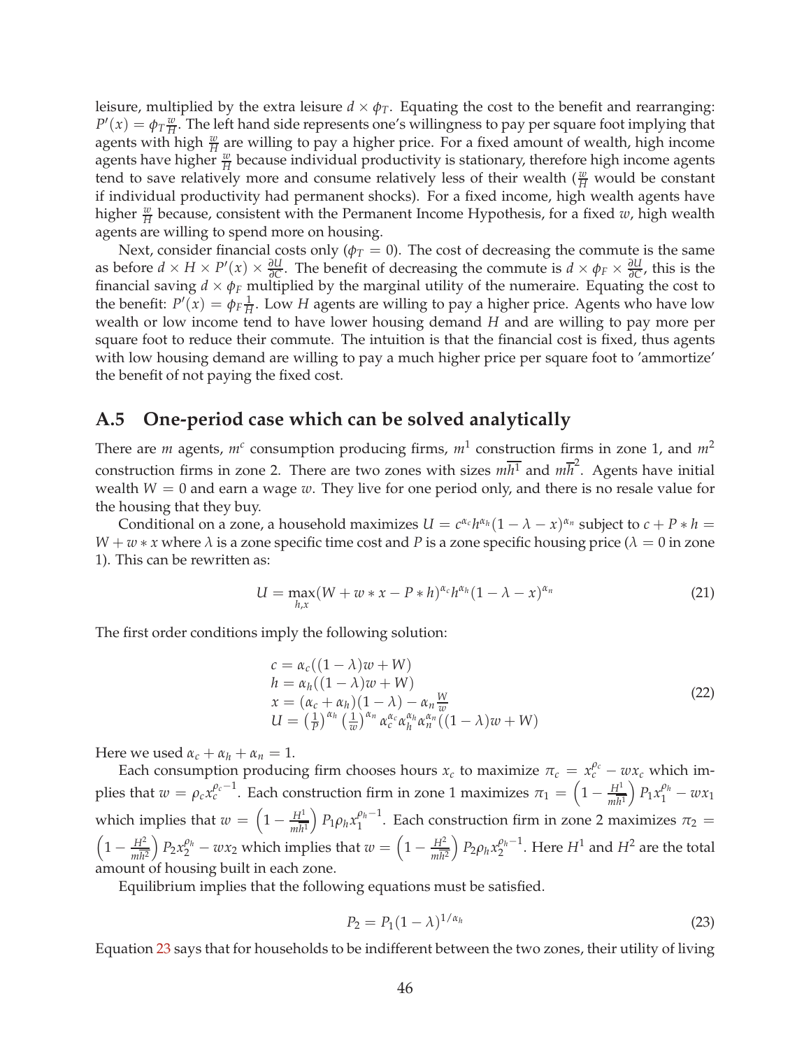leisure, multiplied by the extra leisure $d \times \phi_T$. Equating the cost to the benefit and rearranging: $P'(x) = \phi_T \frac{w}{H}$. The left hand side represents one's willingness to pay per square foot implying that agents with high $\frac{w}{H}$ are willing to pay a higher price. For a fixed amount of wealth, high income agents have higher $\frac{w}{H}$ because individual productivity is stationary, therefore high income agents tend to save relatively more and consume relatively less of their wealth ($\frac{w}{H}$ would be constant if individual productivity had permanent shocks). For a fixed income, high wealth agents have higher $\frac{w}{H}$ because, consistent with the Permanent Income Hypothesis, for a fixed $w$, high wealth agents are willing to spend more on housing.

Next, consider financial costs only ($\phi_T = 0$). The cost of decreasing the commute is the same as before $d \times H \times P'(x) \times \frac{\partial U}{\partial C}$. The benefit of decreasing the commute is $d \times \phi_F \times \frac{\partial U}{\partial C}$, this is the financial saving $d \times \phi_F$ multiplied by the marginal utility of the numeraire. Equating the cost to the benefit: $P'(x) = \phi_F \frac{1}{H}$. Low $H$ agents are willing to pay a higher price. Agents who have low wealth or low income tend to have lower housing demand $H$ and are willing to pay more per square foot to reduce their commute. The intuition is that the financial cost is fixed, thus agents with low housing demand are willing to pay a much higher price per square foot to 'ammortize' the benefit of not paying the fixed cost.

## A.5 One-period case which can be solved analytically

There are $m$ agents, $m^c$ consumption producing firms, $m^1$ construction firms in zone 1, and $m^2$ construction firms in zone 2. There are two zones with sizes $m\overline{h^1}$ and $m\overline{h}^2$. Agents have initial wealth $W = 0$ and earn a wage $w$. They live for one period only, and there is no resale value for the housing that they buy.

Conditional on a zone, a household maximizes $U = c^{\alpha_c} h^{\alpha_h} (1 - \lambda - x)^{\alpha_n}$ subject to $c + P * h = W + w * x$ where $\lambda$ is a zone specific time cost and $P$ is a zone specific housing price ($\lambda = 0$ in zone 1). This can be rewritten as:

$$U = \max_{h,x} (W + w * x - P * h)^{\alpha_c} h^{\alpha_h} (1 - \lambda - x)^{\alpha_n} \tag{21}$$

The first order conditions imply the following solution:

$$\begin{aligned}
c &= \alpha_c((1-\lambda)w + W) \\
h &= \alpha_h((1-\lambda)w + W) \\
x &= (\alpha_c + \alpha_h)(1-\lambda) - \alpha_n \tfrac{W}{w} \\
U &= \left(\tfrac{1}{P}\right)^{\alpha_h} \left(\tfrac{1}{w}\right)^{\alpha_n} \alpha_c^{\alpha_c} \alpha_h^{\alpha_h} \alpha_n^{\alpha_n} ((1-\lambda)w + W)
\end{aligned} \tag{22}$$

Here we used $\alpha_c + \alpha_h + \alpha_n = 1$.

Each consumption producing firm chooses hours $x_c$ to maximize $\pi_c = x_c^{\rho_c} - w x_c$ which implies that $w = \rho_c x_c^{\rho_c - 1}$. Each construction firm in zone 1 maximizes $\pi_1 = \left(1 - \frac{H^1}{m\overline{h^1}}\right) P_1 x_1^{\rho_h} - w x_1$ which implies that $w = \left(1 - \frac{H^1}{m\overline{h^1}}\right) P_1 \rho_h x_1^{\rho_h - 1}$. Each construction firm in zone 2 maximizes $\pi_2 = \left(1 - \frac{H^2}{m\overline{h^2}}\right) P_2 x_2^{\rho_h} - w x_2$ which implies that $w = \left(1 - \frac{H^2}{m\overline{h^2}}\right) P_2 \rho_h x_2^{\rho_h - 1}$. Here $H^1$ and $H^2$ are the total amount of housing built in each zone.

Equilibrium implies that the following equations must be satisfied.

$$P_2 = P_1 (1 - \lambda)^{1/\alpha_h} \tag{23}$$

Equation 23 says that for households to be indifferent between the two zones, their utility of living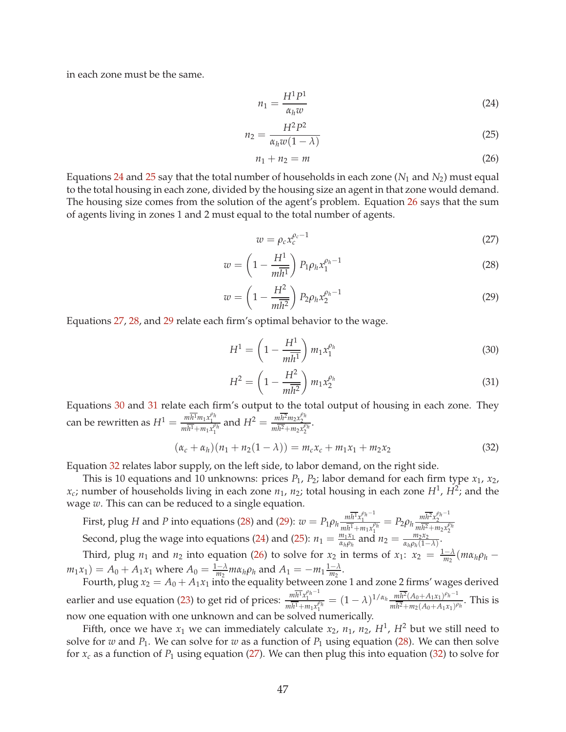in each zone must be the same.

$$n_1 = \frac{H^1 P^1}{\alpha_h w} \tag{24}$$

$$n_2 = \frac{H^2 P^2}{\alpha_h w(1-\lambda)} \tag{25}$$

$$n_1 + n_2 = m \tag{26}$$

Equations 24 and 25 say that the total number of households in each zone ($N_1$ and $N_2$) must equal to the total housing in each zone, divided by the housing size an agent in that zone would demand. The housing size comes from the solution of the agent's problem. Equation 26 says that the sum of agents living in zones 1 and 2 must equal to the total number of agents.

$$w = \rho_c x_c^{\rho_c - 1} \tag{27}$$

$$w = \left(1 - \frac{H^1}{m\overline{h^1}}\right) P_1 \rho_h x_1^{\rho_h - 1} \tag{28}$$

$$w = \left(1 - \frac{H^2}{m\overline{h^2}}\right) P_2 \rho_h x_2^{\rho_h - 1} \tag{29}$$

Equations 27, 28, and 29 relate each firm's optimal behavior to the wage.

$$H^1 = \left(1 - \frac{H^1}{m\overline{h^1}}\right) m_1 x_1^{\rho_h} \tag{30}$$

$$H^2 = \left(1 - \frac{H^2}{m\overline{h^2}}\right) m_1 x_2^{\rho_h} \tag{31}$$

Equations 30 and 31 relate each firm's output to the total output of housing in each zone. They can be rewritten as $H^1 = \frac{m\overline{h^1} m_1 x_1^{\rho_h}}{m\overline{h^1} + m_1 x_1^{\rho_h}}$ and $H^2 = \frac{m\overline{h^2} m_2 x_2^{\rho_h}}{m\overline{h^2} + m_2 x_2^{\rho_h}}$.

$$(\alpha_c + \alpha_h)(n_1 + n_2(1-\lambda)) = m_c x_c + m_1 x_1 + m_2 x_2 \tag{32}$$

Equation 32 relates labor supply, on the left side, to labor demand, on the right side.

This is 10 equations and 10 unknowns: prices $P_1$, $P_2$; labor demand for each firm type $x_1$, $x_2$, $x_c$; number of households living in each zone $n_1$, $n_2$; total housing in each zone $H^1$, $H^2$; and the wage $w$. This can can be reduced to a single equation.

First, plug $H$ and $P$ into equations (28) and (29): $w = P_1 \rho_h \frac{m\overline{h^1} x_1^{\rho_h - 1}}{m\overline{h^1} + m_1 x_1^{\rho_h}} = P_2 \rho_h \frac{m\overline{h^2} x_2^{\rho_h - 1}}{m\overline{h^2} + m_2 x_2^{\rho_h}}$

Second, plug the wage into equations (24) and (25): $n_1 = \frac{m_1 x_1}{\alpha_h \rho_h}$ and $n_2 = \frac{m_2 x_2}{\alpha_h \rho_h (1-\lambda)}$.

Third, plug $n_1$ and $n_2$ into equation (26) to solve for $x_2$ in terms of $x_1$: $x_2 = \frac{1-\lambda}{m_2}(m\alpha_h\rho_h - m_1 x_1) = A_0 + A_1 x_1$ where $A_0 = \frac{1-\lambda}{m_2} m\alpha_h \rho_h$ and $A_1 = -m_1 \frac{1-\lambda}{m_2}$.

Fourth, plug $x_2 = A_0 + A_1 x_1$ into the equality between zone 1 and zone 2 firms' wages derived earlier and use equation (23) to get rid of prices: $\frac{m\overline{h^1} x_1^{\rho_h - 1}}{m\overline{h^1} + m_1 x_1^{\rho_h}} = (1-\lambda)^{1/\alpha_h} \frac{m\overline{h^2} (A_0 + A_1 x_1)^{\rho_h - 1}}{m\overline{h^2} + m_2 (A_0 + A_1 x_1)^{\rho_h}}$. This is now one equation with one unknown and can be solved numerically.

Fifth, once we have $x_1$ we can immediately calculate $x_2$, $n_1$, $n_2$, $H^1$, $H^2$ but we still need to solve for $w$ and $P_1$. We can solve for $w$ as a function of $P_1$ using equation (28). We can then solve for $x_c$ as a function of $P_1$ using equation (27). We can then plug this into equation (32) to solve for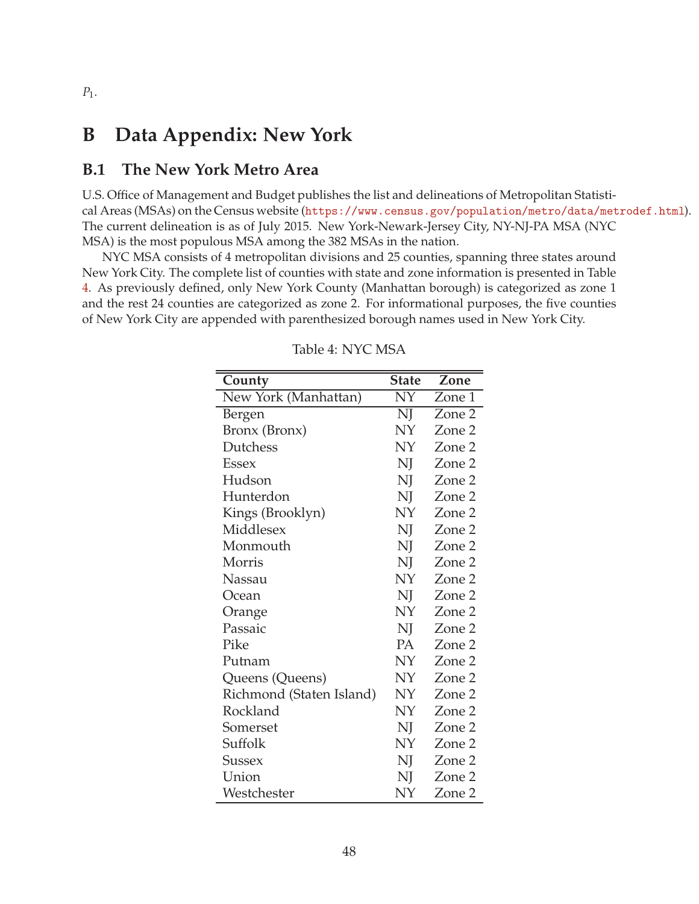$P_1$.

# B Data Appendix: New York

## B.1 The New York Metro Area

U.S. Office of Management and Budget publishes the list and delineations of Metropolitan Statistical Areas (MSAs) on the Census website (https://www.census.gov/population/metro/data/metrodef.html). The current delineation is as of July 2015. New York-Newark-Jersey City, NY-NJ-PA MSA (NYC MSA) is the most populous MSA among the 382 MSAs in the nation.

NYC MSA consists of 4 metropolitan divisions and 25 counties, spanning three states around New York City. The complete list of counties with state and zone information is presented in Table 4. As previously defined, only New York County (Manhattan borough) is categorized as zone 1 and the rest 24 counties are categorized as zone 2. For informational purposes, the five counties of New York City are appended with parenthesized borough names used in New York City.

Table 4: NYC MSA

| County | State | Zone |
|---|---|---|
| New York (Manhattan) | NY | Zone 1 |
| Bergen | NJ | Zone 2 |
| Bronx (Bronx) | NY | Zone 2 |
| Dutchess | NY | Zone 2 |
| Essex | NJ | Zone 2 |
| Hudson | NJ | Zone 2 |
| Hunterdon | NJ | Zone 2 |
| Kings (Brooklyn) | NY | Zone 2 |
| Middlesex | NJ | Zone 2 |
| Monmouth | NJ | Zone 2 |
| Morris | NJ | Zone 2 |
| Nassau | NY | Zone 2 |
| Ocean | NJ | Zone 2 |
| Orange | NY | Zone 2 |
| Passaic | NJ | Zone 2 |
| Pike | PA | Zone 2 |
| Putnam | NY | Zone 2 |
| Queens (Queens) | NY | Zone 2 |
| Richmond (Staten Island) | NY | Zone 2 |
| Rockland | NY | Zone 2 |
| Somerset | NJ | Zone 2 |
| Suffolk | NY | Zone 2 |
| Sussex | NJ | Zone 2 |
| Union | NJ | Zone 2 |
| Westchester | NY | Zone 2 |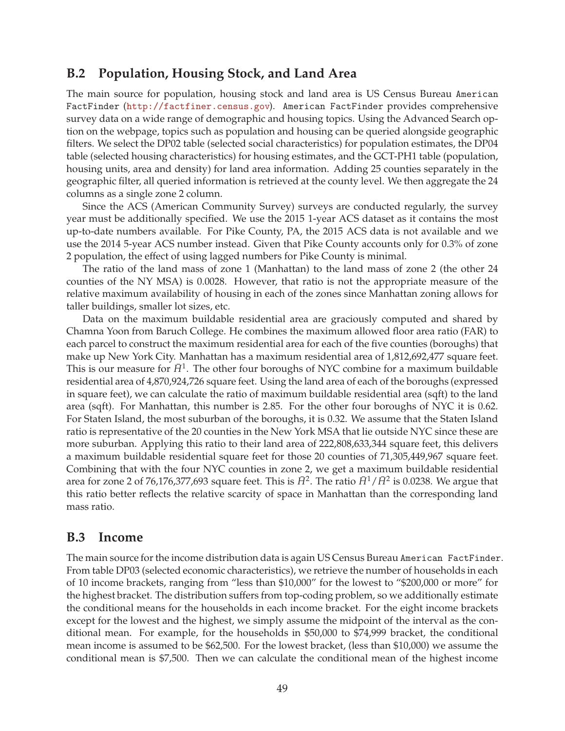## B.2 Population, Housing Stock, and Land Area

The main source for population, housing stock and land area is US Census Bureau `American FactFinder` (http://factfiner.census.gov). `American FactFinder` provides comprehensive survey data on a wide range of demographic and housing topics. Using the Advanced Search option on the webpage, topics such as population and housing can be queried alongside geographic filters. We select the DP02 table (selected social characteristics) for population estimates, the DP04 table (selected housing characteristics) for housing estimates, and the GCT-PH1 table (population, housing units, area and density) for land area information. Adding 25 counties separately in the geographic filter, all queried information is retrieved at the county level. We then aggregate the 24 columns as a single zone 2 column.

Since the ACS (American Community Survey) surveys are conducted regularly, the survey year must be additionally specified. We use the 2015 1-year ACS dataset as it contains the most up-to-date numbers available. For Pike County, PA, the 2015 ACS data is not available and we use the 2014 5-year ACS number instead. Given that Pike County accounts only for 0.3% of zone 2 population, the effect of using lagged numbers for Pike County is minimal.

The ratio of the land mass of zone 1 (Manhattan) to the land mass of zone 2 (the other 24 counties of the NY MSA) is 0.0028. However, that ratio is not the appropriate measure of the relative maximum availability of housing in each of the zones since Manhattan zoning allows for taller buildings, smaller lot sizes, etc.

Data on the maximum buildable residential area are graciously computed and shared by Chamna Yoon from Baruch College. He combines the maximum allowed floor area ratio (FAR) to each parcel to construct the maximum residential area for each of the five counties (boroughs) that make up New York City. Manhattan has a maximum residential area of 1,812,692,477 square feet. This is our measure for $\bar{H}^1$. The other four boroughs of NYC combine for a maximum buildable residential area of 4,870,924,726 square feet. Using the land area of each of the boroughs (expressed in square feet), we can calculate the ratio of maximum buildable residential area (sqft) to the land area (sqft). For Manhattan, this number is 2.85. For the other four boroughs of NYC it is 0.62. For Staten Island, the most suburban of the boroughs, it is 0.32. We assume that the Staten Island ratio is representative of the 20 counties in the New York MSA that lie outside NYC since these are more suburban. Applying this ratio to their land area of 222,808,633,344 square feet, this delivers a maximum buildable residential square feet for those 20 counties of 71,305,449,967 square feet. Combining that with the four NYC counties in zone 2, we get a maximum buildable residential area for zone 2 of 76,176,377,693 square feet. This is $\bar{H}^2$. The ratio $\bar{H}^1/\bar{H}^2$ is 0.0238. We argue that this ratio better reflects the relative scarcity of space in Manhattan than the corresponding land mass ratio.

## B.3 Income

The main source for the income distribution data is again US Census Bureau `American FactFinder`. From table DP03 (selected economic characteristics), we retrieve the number of households in each of 10 income brackets, ranging from "less than \$10,000" for the lowest to "\$200,000 or more" for the highest bracket. The distribution suffers from top-coding problem, so we additionally estimate the conditional means for the households in each income bracket. For the eight income brackets except for the lowest and the highest, we simply assume the midpoint of the interval as the conditional mean. For example, for the households in \$50,000 to \$74,999 bracket, the conditional mean income is assumed to be \$62,500. For the lowest bracket, (less than \$10,000) we assume the conditional mean is \$7,500. Then we can calculate the conditional mean of the highest income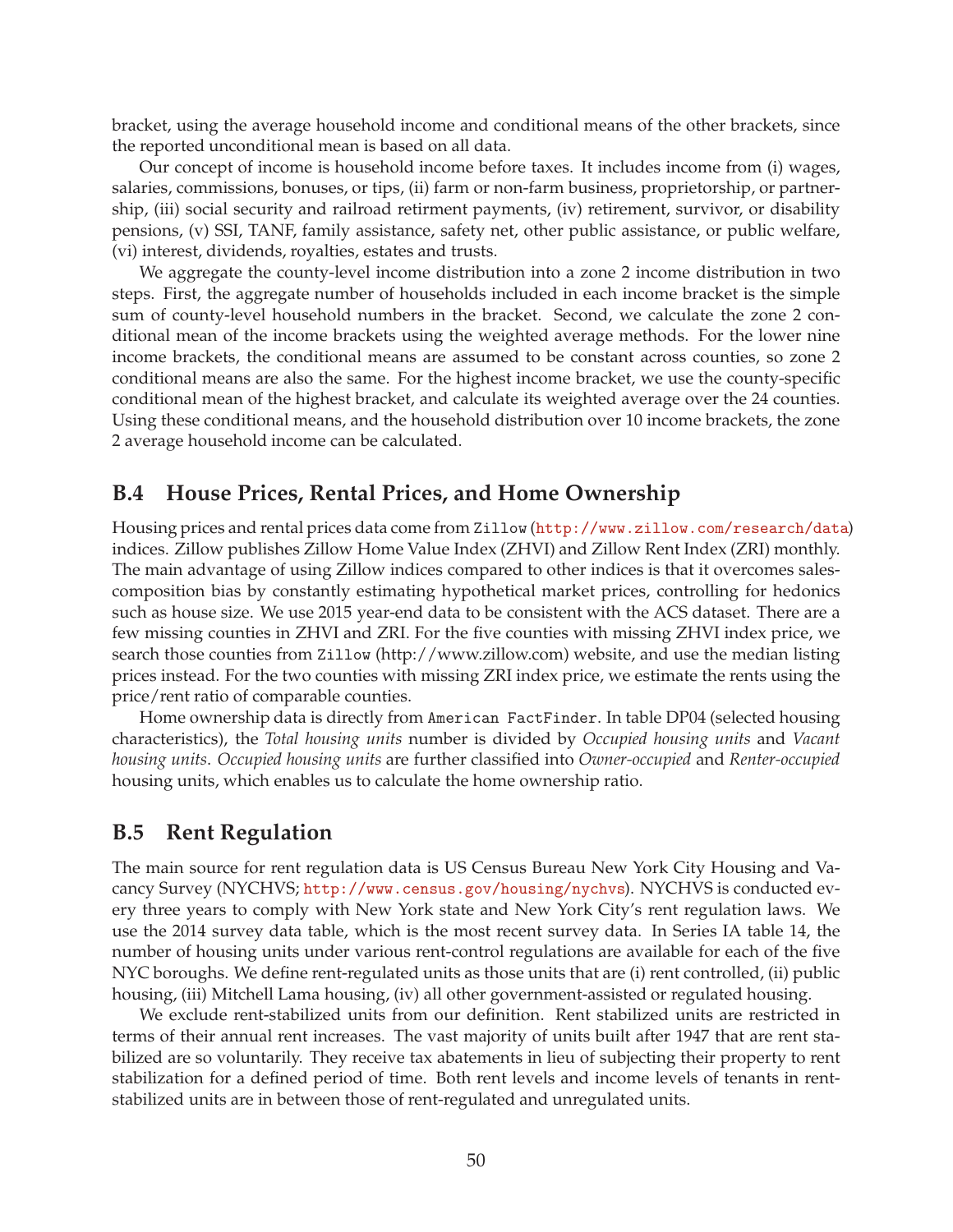bracket, using the average household income and conditional means of the other brackets, since the reported unconditional mean is based on all data.

Our concept of income is household income before taxes. It includes income from (i) wages, salaries, commissions, bonuses, or tips, (ii) farm or non-farm business, proprietorship, or partnership, (iii) social security and railroad retirement payments, (iv) retirement, survivor, or disability pensions, (v) SSI, TANF, family assistance, safety net, other public assistance, or public welfare, (vi) interest, dividends, royalties, estates and trusts.

We aggregate the county-level income distribution into a zone 2 income distribution in two steps. First, the aggregate number of households included in each income bracket is the simple sum of county-level household numbers in the bracket. Second, we calculate the zone 2 conditional mean of the income brackets using the weighted average methods. For the lower nine income brackets, the conditional means are assumed to be constant across counties, so zone 2 conditional means are also the same. For the highest income bracket, we use the county-specific conditional mean of the highest bracket, and calculate its weighted average over the 24 counties. Using these conditional means, and the household distribution over 10 income brackets, the zone 2 average household income can be calculated.

## B.4 House Prices, Rental Prices, and Home Ownership

Housing prices and rental prices data come from `Zillow` (http://www.zillow.com/research/data) indices. Zillow publishes Zillow Home Value Index (ZHVI) and Zillow Rent Index (ZRI) monthly. The main advantage of using Zillow indices compared to other indices is that it overcomes sales-composition bias by constantly estimating hypothetical market prices, controlling for hedonics such as house size. We use 2015 year-end data to be consistent with the ACS dataset. There are a few missing counties in ZHVI and ZRI. For the five counties with missing ZHVI index price, we search those counties from `Zillow` (http://www.zillow.com) website, and use the median listing prices instead. For the two counties with missing ZRI index price, we estimate the rents using the price/rent ratio of comparable counties.

Home ownership data is directly from `American FactFinder`. In table DP04 (selected housing characteristics), the *Total housing units* number is divided by *Occupied housing units* and *Vacant housing units*. *Occupied housing units* are further classified into *Owner-occupied* and *Renter-occupied* housing units, which enables us to calculate the home ownership ratio.

## B.5 Rent Regulation

The main source for rent regulation data is US Census Bureau New York City Housing and Vacancy Survey (NYCHVS; http://www.census.gov/housing/nychvs). NYCHVS is conducted every three years to comply with New York state and New York City's rent regulation laws. We use the 2014 survey data table, which is the most recent survey data. In Series IA table 14, the number of housing units under various rent-control regulations are available for each of the five NYC boroughs. We define rent-regulated units as those units that are (i) rent controlled, (ii) public housing, (iii) Mitchell Lama housing, (iv) all other government-assisted or regulated housing.

We exclude rent-stabilized units from our definition. Rent stabilized units are restricted in terms of their annual rent increases. The vast majority of units built after 1947 that are rent stabilized are so voluntarily. They receive tax abatements in lieu of subjecting their property to rent stabilization for a defined period of time. Both rent levels and income levels of tenants in rent-stabilized units are in between those of rent-regulated and unregulated units.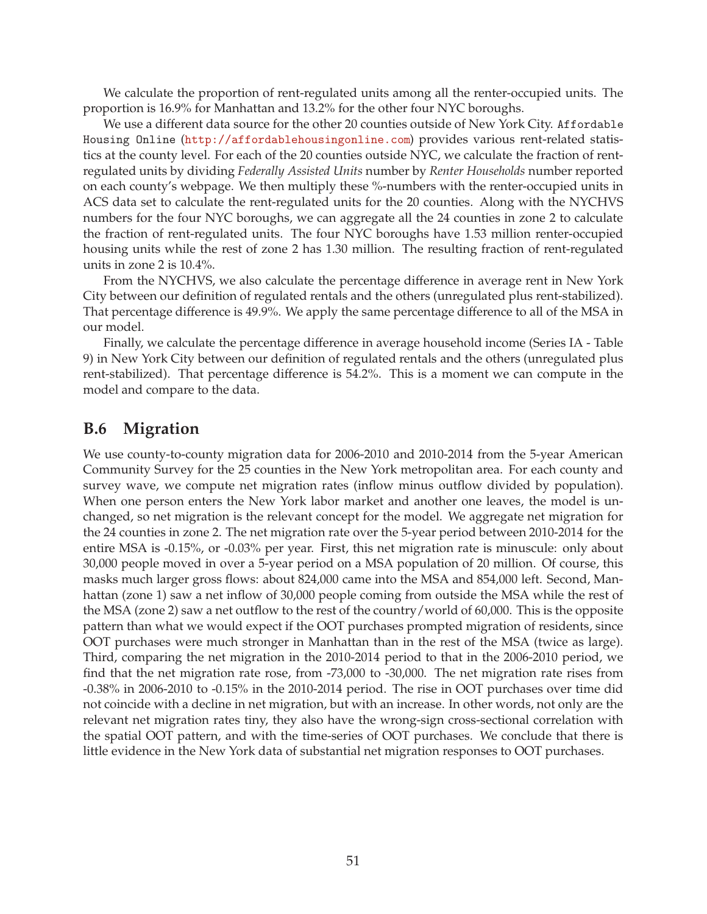We calculate the proportion of rent-regulated units among all the renter-occupied units. The proportion is 16.9% for Manhattan and 13.2% for the other four NYC boroughs.

We use a different data source for the other 20 counties outside of New York City. `Affordable Housing Online` (http://affordablehousingonline.com) provides various rent-related statistics at the county level. For each of the 20 counties outside NYC, we calculate the fraction of rent-regulated units by dividing *Federally Assisted Units* number by *Renter Households* number reported on each county's webpage. We then multiply these %-numbers with the renter-occupied units in ACS data set to calculate the rent-regulated units for the 20 counties. Along with the NYCHVS numbers for the four NYC boroughs, we can aggregate all the 24 counties in zone 2 to calculate the fraction of rent-regulated units. The four NYC boroughs have 1.53 million renter-occupied housing units while the rest of zone 2 has 1.30 million. The resulting fraction of rent-regulated units in zone 2 is 10.4%.

From the NYCHVS, we also calculate the percentage difference in average rent in New York City between our definition of regulated rentals and the others (unregulated plus rent-stabilized). That percentage difference is 49.9%. We apply the same percentage difference to all of the MSA in our model.

Finally, we calculate the percentage difference in average household income (Series IA - Table 9) in New York City between our definition of regulated rentals and the others (unregulated plus rent-stabilized). That percentage difference is 54.2%. This is a moment we can compute in the model and compare to the data.

## B.6 Migration

We use county-to-county migration data for 2006-2010 and 2010-2014 from the 5-year American Community Survey for the 25 counties in the New York metropolitan area. For each county and survey wave, we compute net migration rates (inflow minus outflow divided by population). When one person enters the New York labor market and another one leaves, the model is unchanged, so net migration is the relevant concept for the model. We aggregate net migration for the 24 counties in zone 2. The net migration rate over the 5-year period between 2010-2014 for the entire MSA is -0.15%, or -0.03% per year. First, this net migration rate is minuscule: only about 30,000 people moved in over a 5-year period on a MSA population of 20 million. Of course, this masks much larger gross flows: about 824,000 came into the MSA and 854,000 left. Second, Manhattan (zone 1) saw a net inflow of 30,000 people coming from outside the MSA while the rest of the MSA (zone 2) saw a net outflow to the rest of the country/world of 60,000. This is the opposite pattern than what we would expect if the OOT purchases prompted migration of residents, since OOT purchases were much stronger in Manhattan than in the rest of the MSA (twice as large). Third, comparing the net migration in the 2010-2014 period to that in the 2006-2010 period, we find that the net migration rate rose, from -73,000 to -30,000. The net migration rate rises from -0.38% in 2006-2010 to -0.15% in the 2010-2014 period. The rise in OOT purchases over time did not coincide with a decline in net migration, but with an increase. In other words, not only are the relevant net migration rates tiny, they also have the wrong-sign cross-sectional correlation with the spatial OOT pattern, and with the time-series of OOT purchases. We conclude that there is little evidence in the New York data of substantial net migration responses to OOT purchases.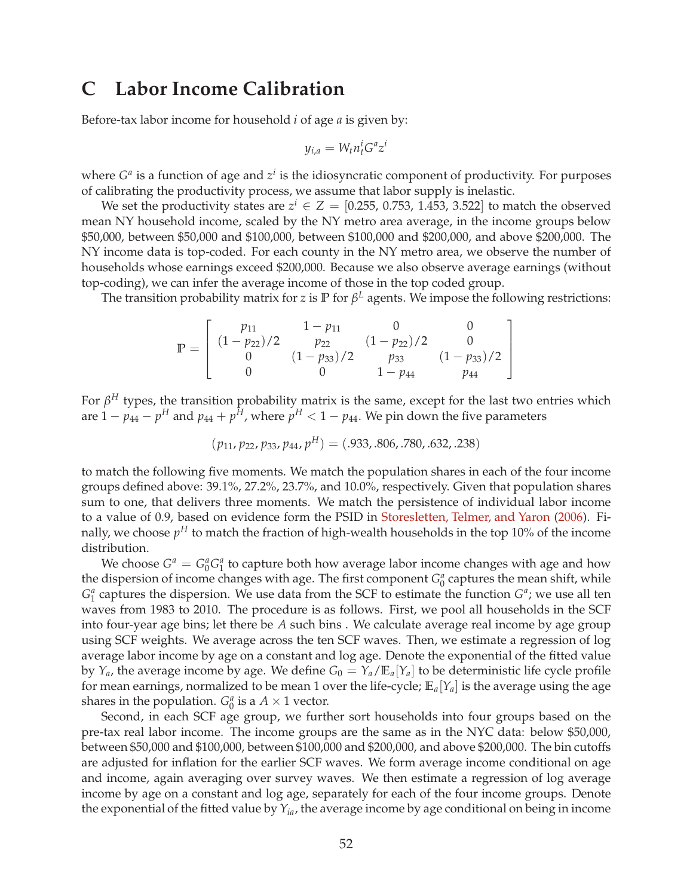# C Labor Income Calibration

Before-tax labor income for household $i$ of age $a$ is given by:

$$y_{i,a} = W_t n_t^i G^a z^i$$

where $G^a$ is a function of age and $z^i$ is the idiosyncratic component of productivity. For purposes of calibrating the productivity process, we assume that labor supply is inelastic.

We set the productivity states are $z^i \in Z = [0.255, 0.753, 1.453, 3.522]$ to match the observed mean NY household income, scaled by the NY metro area average, in the income groups below \$50,000, between \$50,000 and \$100,000, between \$100,000 and \$200,000, and above \$200,000. The NY income data is top-coded. For each county in the NY metro area, we observe the number of households whose earnings exceed \$200,000. Because we also observe average earnings (without top-coding), we can infer the average income of those in the top coded group.

The transition probability matrix for $z$ is $\mathbb{P}$ for $\beta^L$ agents. We impose the following restrictions:

$$\mathbb{P} = \begin{bmatrix} p_{11} & 1-p_{11} & 0 & 0 \\ (1-p_{22})/2 & p_{22} & (1-p_{22})/2 & 0 \\ 0 & (1-p_{33})/2 & p_{33} & (1-p_{33})/2 \\ 0 & 0 & 1-p_{44} & p_{44} \end{bmatrix}$$

For $\beta^H$ types, the transition probability matrix is the same, except for the last two entries which are $1 - p_{44} - p^H$ and $p_{44} + p^H$, where $p^H < 1 - p_{44}$. We pin down the five parameters

$$(p_{11}, p_{22}, p_{33}, p_{44}, p^H) = (.933, .806, .780, .632, .238)$$

to match the following five moments. We match the population shares in each of the four income groups defined above: 39.1%, 27.2%, 23.7%, and 10.0%, respectively. Given that population shares sum to one, that delivers three moments. We match the persistence of individual labor income to a value of 0.9, based on evidence form the PSID in Storesletten, Telmer, and Yaron (2006). Finally, we choose $p^H$ to match the fraction of high-wealth households in the top 10% of the income distribution.

We choose $G^a = G_0^a G_1^a$ to capture both how average labor income changes with age and how the dispersion of income changes with age. The first component $G_0^a$ captures the mean shift, while $G_1^a$ captures the dispersion. We use data from the SCF to estimate the function $G^a$; we use all ten waves from 1983 to 2010. The procedure is as follows. First, we pool all households in the SCF into four-year age bins; let there be $A$ such bins . We calculate average real income by age group using SCF weights. We average across the ten SCF waves. Then, we estimate a regression of log average labor income by age on a constant and log age. Denote the exponential of the fitted value by $Y_a$, the average income by age. We define $G_0 = Y_a / \mathbb{E}_a[Y_a]$ to be deterministic life cycle profile for mean earnings, normalized to be mean 1 over the life-cycle; $\mathbb{E}_a[Y_a]$ is the average using the age shares in the population. $G_0^a$ is a $A \times 1$ vector.

Second, in each SCF age group, we further sort households into four groups based on the pre-tax real labor income. The income groups are the same as in the NYC data: below \$50,000, between \$50,000 and \$100,000, between \$100,000 and \$200,000, and above \$200,000. The bin cutoffs are adjusted for inflation for the earlier SCF waves. We form average income conditional on age and income, again averaging over survey waves. We then estimate a regression of log average income by age on a constant and log age, separately for each of the four income groups. Denote the exponential of the fitted value by $Y_{ia}$, the average income by age conditional on being in income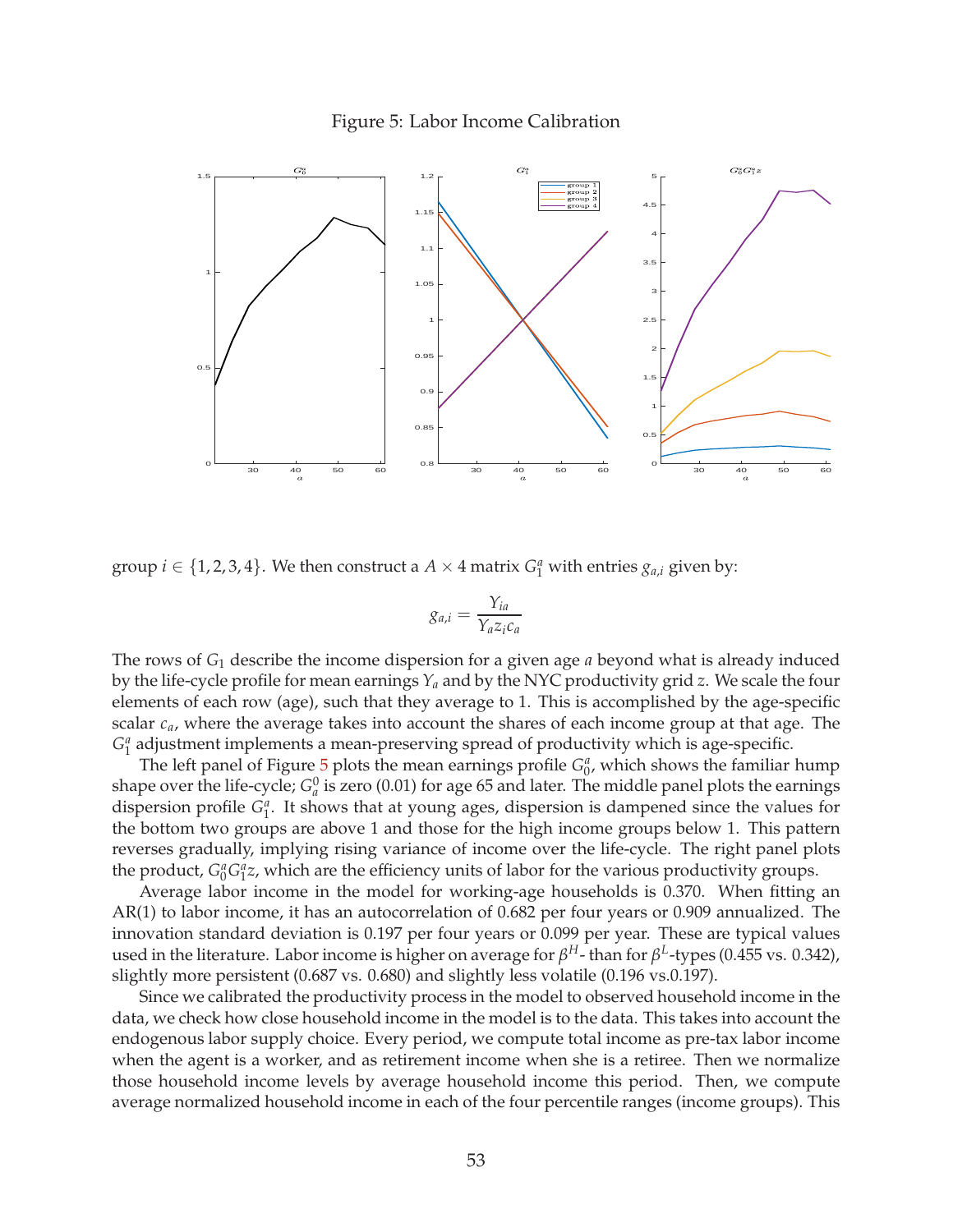Figure 5: Labor Income Calibration

group $i \in \{1, 2, 3, 4\}$. We then construct a $A \times 4$ matrix $G_1^a$ with entries $g_{a,i}$ given by:

$$g_{a,i} = \frac{Y_{ia}}{Y_a z_i c_a}$$

The rows of $G_1$ describe the income dispersion for a given age $a$ beyond what is already induced by the life-cycle profile for mean earnings $Y_a$ and by the NYC productivity grid $z$. We scale the four elements of each row (age), such that they average to 1. This is accomplished by the age-specific scalar $c_a$, where the average takes into account the shares of each income group at that age. The $G_1^a$ adjustment implements a mean-preserving spread of productivity which is age-specific.

The left panel of Figure 5 plots the mean earnings profile $G_0^a$, which shows the familiar hump shape over the life-cycle; $G_a^0$ is zero (0.01) for age 65 and later. The middle panel plots the earnings dispersion profile $G_1^a$. It shows that at young ages, dispersion is dampened since the values for the bottom two groups are above 1 and those for the high income groups below 1. This pattern reverses gradually, implying rising variance of income over the life-cycle. The right panel plots the product, $G_0^a G_1^a z$, which are the efficiency units of labor for the various productivity groups.

Average labor income in the model for working-age households is 0.370. When fitting an AR(1) to labor income, it has an autocorrelation of 0.682 per four years or 0.909 annualized. The innovation standard deviation is 0.197 per four years or 0.099 per year. These are typical values used in the literature. Labor income is higher on average for $\beta^H$- than for $\beta^L$-types (0.455 vs. 0.342), slightly more persistent (0.687 vs. 0.680) and slightly less volatile (0.196 vs.0.197).

Since we calibrated the productivity process in the model to observed household income in the data, we check how close household income in the model is to the data. This takes into account the endogenous labor supply choice. Every period, we compute total income as pre-tax labor income when the agent is a worker, and as retirement income when she is a retiree. Then we normalize those household income levels by average household income this period. Then, we compute average normalized household income in each of the four percentile ranges (income groups). This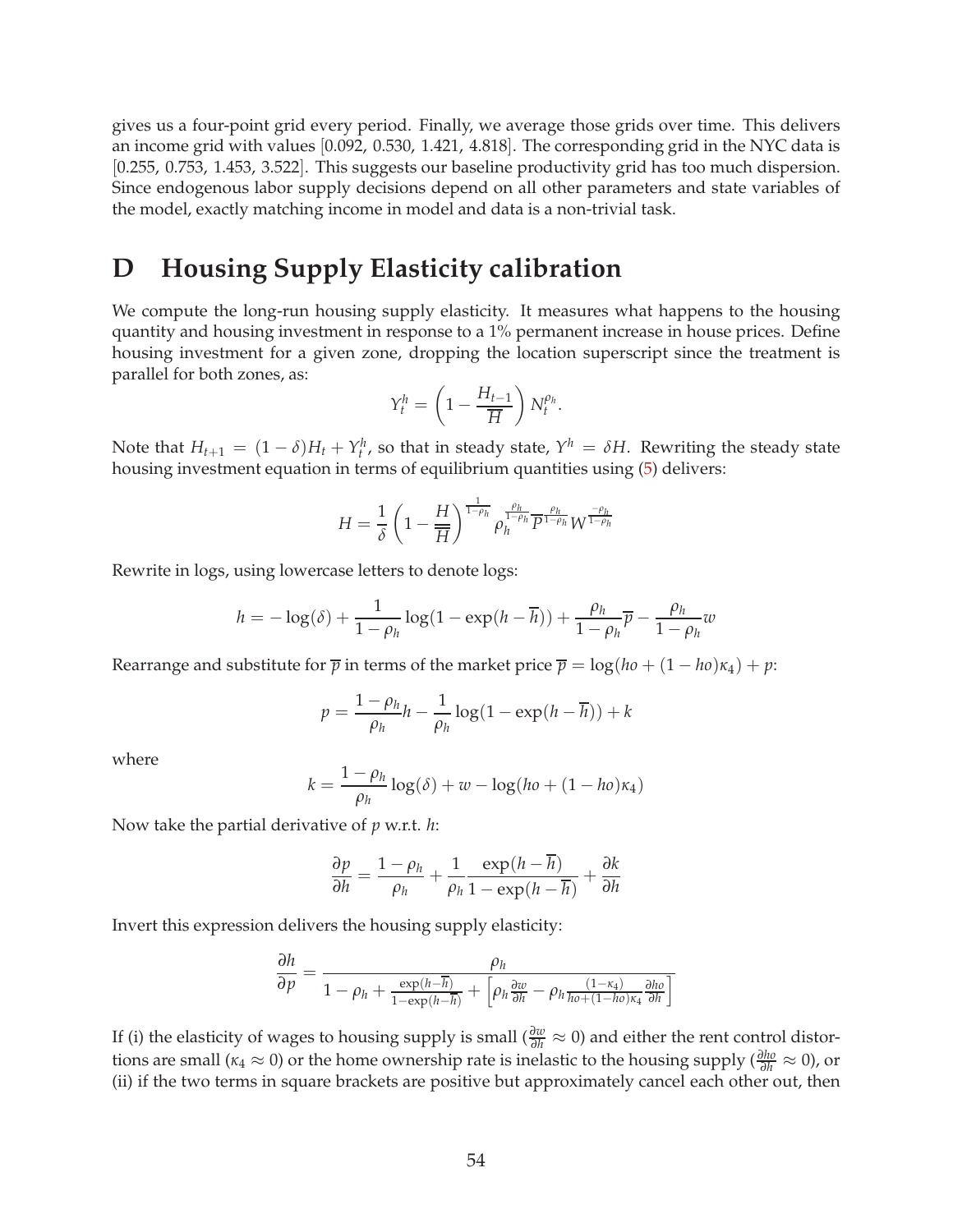gives us a four-point grid every period. Finally, we average those grids over time. This delivers an income grid with values [0.092, 0.530, 1.421, 4.818]. The corresponding grid in the NYC data is [0.255, 0.753, 1.453, 3.522]. This suggests our baseline productivity grid has too much dispersion. Since endogenous labor supply decisions depend on all other parameters and state variables of the model, exactly matching income in model and data is a non-trivial task.

# D Housing Supply Elasticity calibration

We compute the long-run housing supply elasticity. It measures what happens to the housing quantity and housing investment in response to a 1% permanent increase in house prices. Define housing investment for a given zone, dropping the location superscript since the treatment is parallel for both zones, as:

$$Y_t^h = \left(1 - \frac{H_{t-1}}{\overline{H}}\right) N_t^{\rho_h}.$$

Note that $H_{t+1} = (1-\delta)H_t + Y_t^h$, so that in steady state, $Y^h = \delta H$. Rewriting the steady state housing investment equation in terms of equilibrium quantities using (5) delivers:

$$H = \frac{1}{\delta}\left(1 - \frac{H}{\overline{\overline{H}}}\right)^{\frac{1}{1-\rho_h}} \rho_h^{\frac{\rho_h}{1-\rho_h}} \overline{P}^{\frac{\rho_h}{1-\rho_h}} W^{\frac{-\rho_h}{1-\rho_h}}$$

Rewrite in logs, using lowercase letters to denote logs:

$$h = -\log(\delta) + \frac{1}{1-\rho_h}\log(1 - \exp(h - \overline{h})) + \frac{\rho_h}{1-\rho_h}\overline{p} - \frac{\rho_h}{1-\rho_h}w$$

Rearrange and substitute for $\overline{p}$ in terms of the market price $\overline{p} = \log(ho + (1-ho)\kappa_4) + p$:

$$p = \frac{1-\rho_h}{\rho_h}h - \frac{1}{\rho_h}\log(1 - \exp(h - \overline{h})) + k$$

where

$$k = \frac{1-\rho_h}{\rho_h}\log(\delta) + w - \log(ho + (1-ho)\kappa_4)$$

Now take the partial derivative of $p$ w.r.t. $h$:

$$\frac{\partial p}{\partial h} = \frac{1-\rho_h}{\rho_h} + \frac{1}{\rho_h}\frac{\exp(h-\overline{h})}{1-\exp(h-\overline{h})} + \frac{\partial k}{\partial h}$$

Invert this expression delivers the housing supply elasticity:

$$\frac{\partial h}{\partial p} = \frac{\rho_h}{1 - \rho_h + \frac{\exp(h-\overline{h})}{1-\exp(h-\overline{h})} + \left[\rho_h \frac{\partial w}{\partial h} - \rho_h \frac{(1-\kappa_4)}{ho+(1-ho)\kappa_4}\frac{\partial ho}{\partial h}\right]}$$

If (i) the elasticity of wages to housing supply is small ($\frac{\partial w}{\partial h} \approx 0$) and either the rent control distortions are small ($\kappa_4 \approx 0$) or the home ownership rate is inelastic to the housing supply ($\frac{\partial ho}{\partial h} \approx 0$), or (ii) if the two terms in square brackets are positive but approximately cancel each other out, then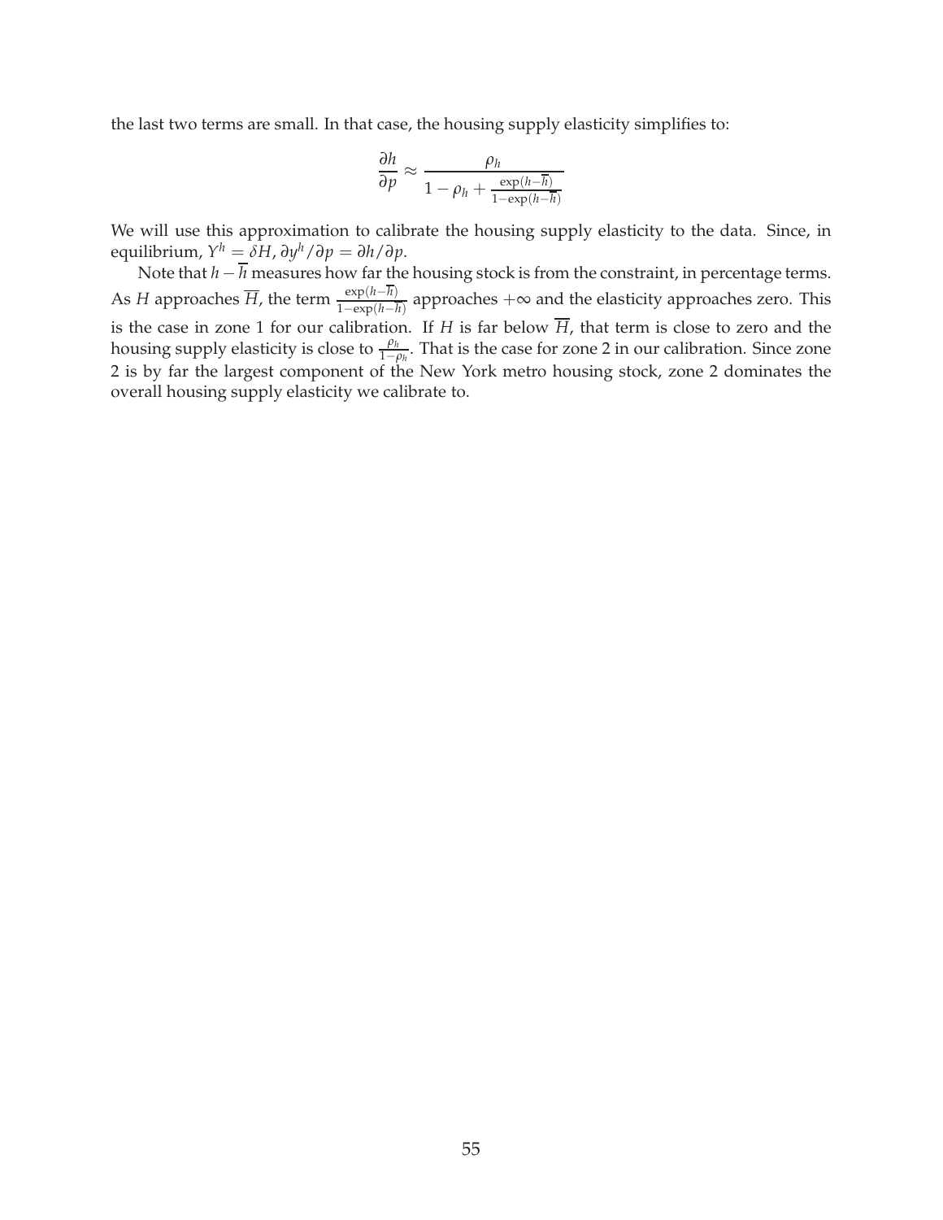the last two terms are small. In that case, the housing supply elasticity simplifies to:

$$\frac{\partial h}{\partial p} \approx \frac{\rho_h}{1 - \rho_h + \frac{\exp(h - \overline{h})}{1 - \exp(h - \overline{h})}}$$

We will use this approximation to calibrate the housing supply elasticity to the data. Since, in equilibrium, $Y^h = \delta H$, $\partial y^h / \partial p = \partial h / \partial p$.

Note that $h - \overline{h}$ measures how far the housing stock is from the constraint, in percentage terms. As $H$ approaches $\overline{H}$, the term $\frac{\exp(h - \overline{h})}{1 - \exp(h - \overline{h})}$ approaches $+\infty$ and the elasticity approaches zero. This is the case in zone 1 for our calibration. If $H$ is far below $\overline{H}$, that term is close to zero and the housing supply elasticity is close to $\frac{\rho_h}{1 - \rho_h}$. That is the case for zone 2 in our calibration. Since zone 2 is by far the largest component of the New York metro housing stock, zone 2 dominates the overall housing supply elasticity we calibrate to.